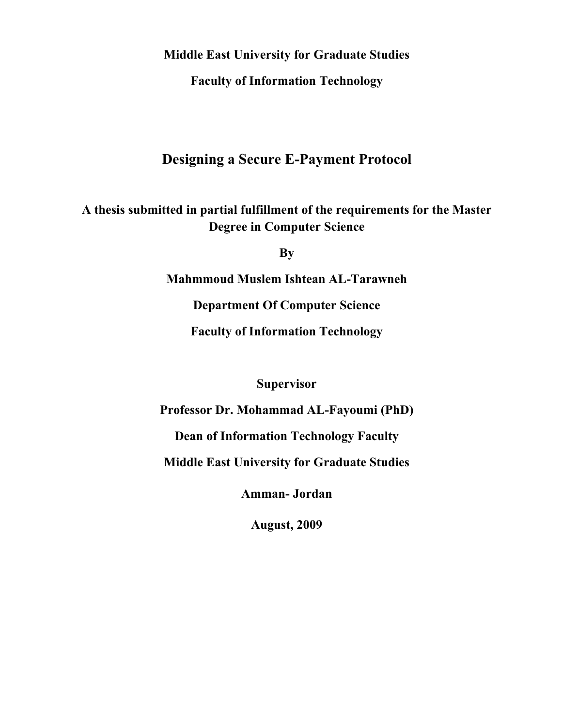**Middle East University for Graduate Studies**

**Faculty of Information Technology**

# Designing a Secure E-Payment Protocol

**A thesis submitted in partial fulfillment of the requirements for the Master Degree in Computer Science**

**By**

**Mahmmoud Muslem Ishtean AL-Tarawneh**

**Department Of Computer Science**

**Faculty of Information Technology**

**Supervisor**

**Professor Dr. Mohammad AL-Fayoumi (PhD)**

**Dean of Information Technology Faculty**

**Middle East University for Graduate Studies**

**Amman- Jordan**

**August, 2009**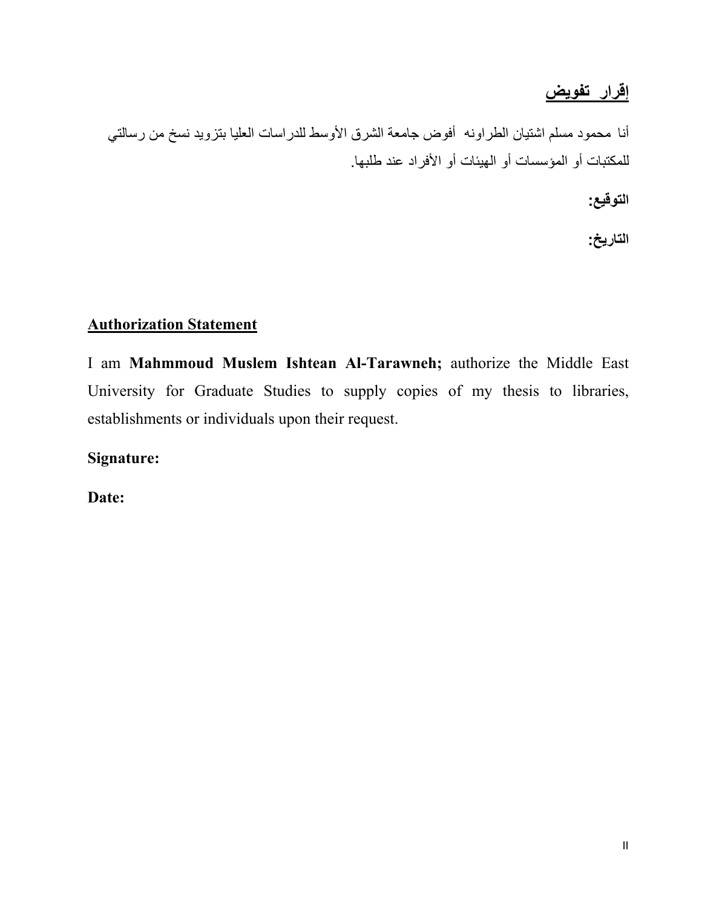## إقرار تفويض

أنا محمود مسلم اشتيان الطراونه أفوض جامعة الشرق الأوسط للدراسات العليا بتزويد نسخ من رسالتي للمكتبات أو المؤسسات أو الهيئات أو الأفراد عند طلبها.

**التوقيع:**

**التاريخ:**

## Authorization Statement

I am **Mahmmoud Muslem Ishtean Al-Tarawneh;** authorize the Middle East University for Graduate Studies to supply copies of my thesis to libraries, establishments or individuals upon their request.

**Signature:**

**Date:**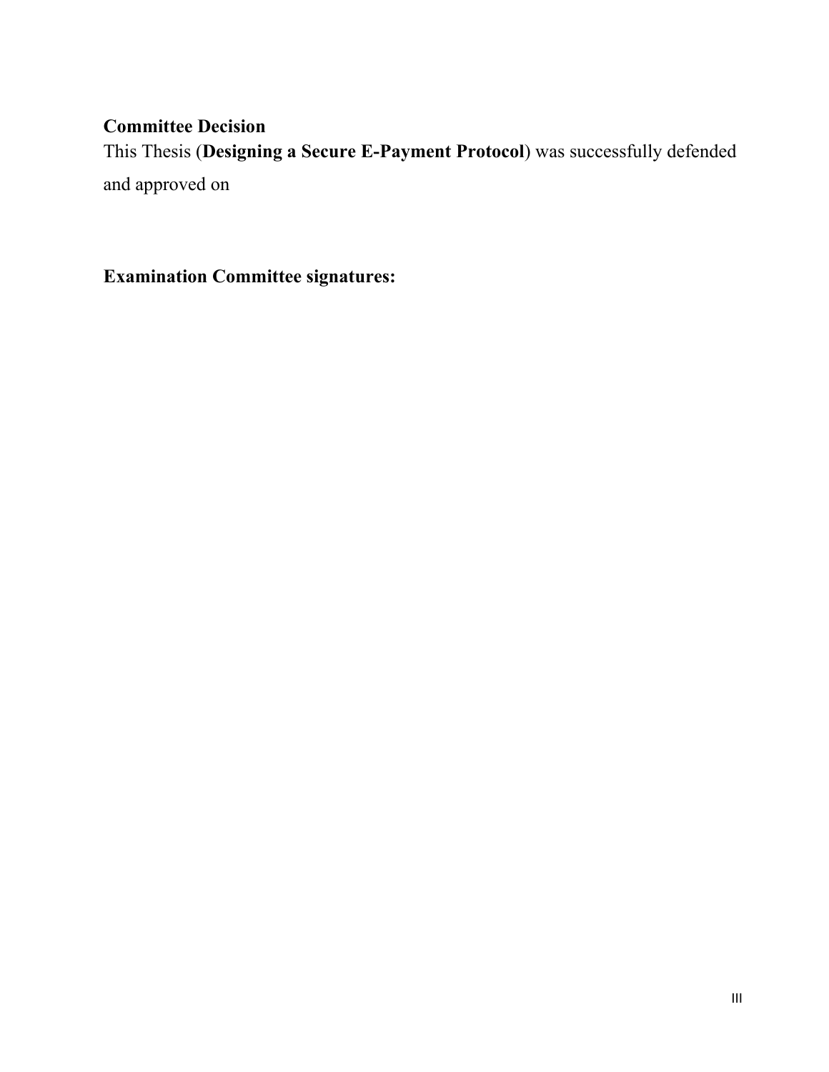**Committee Decision**

This Thesis (**Designing a Secure E-Payment Protocol**) was successfully defended and approved on

**Examination Committee signatures:**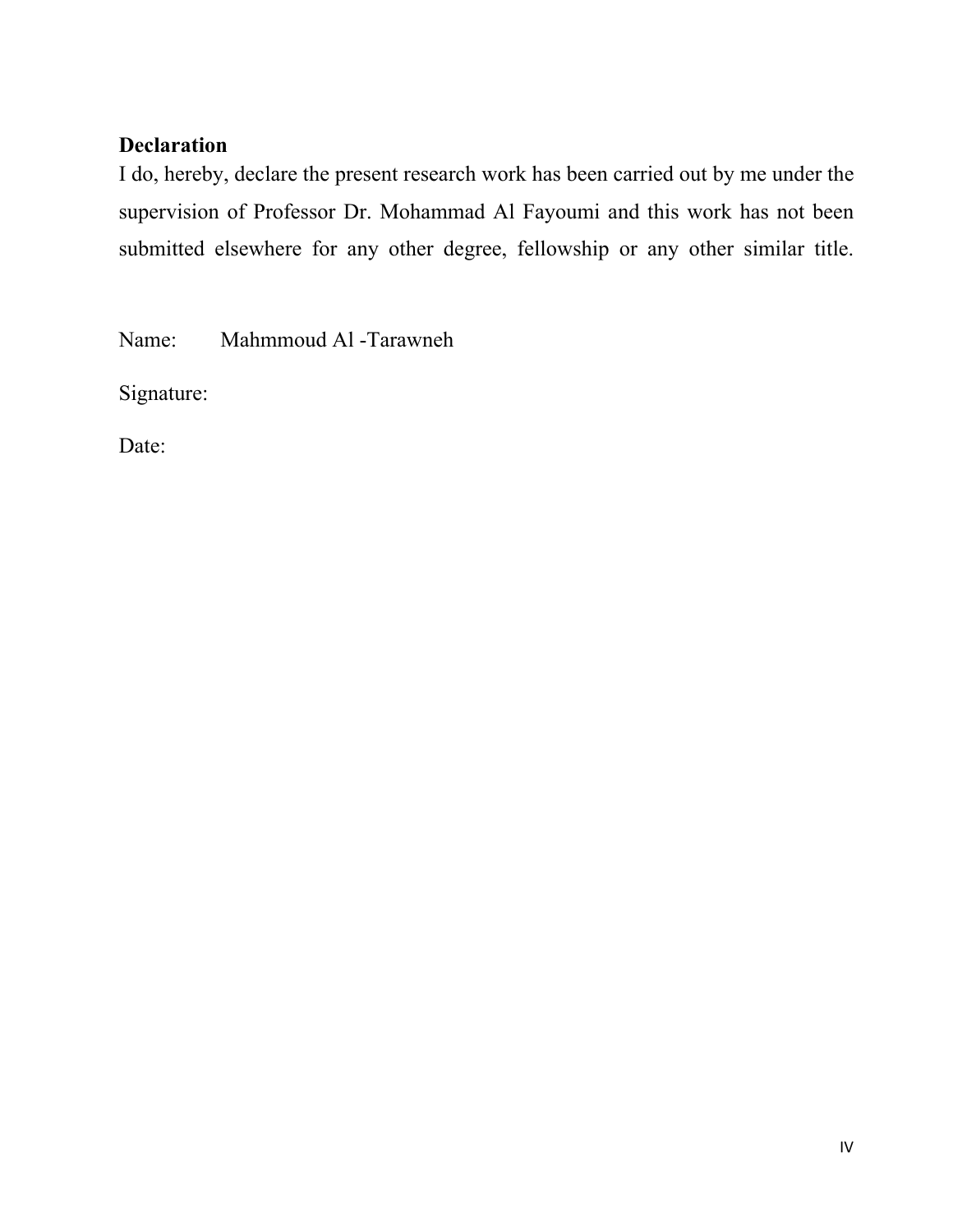## Declaration

I do, hereby, declare the present research work has been carried out by me under the supervision of Professor Dr. Mohammad Al Fayoumi and this work has not been submitted elsewhere for any other degree, fellowship or any other similar title.

Name: Mahmmoud Al -Tarawneh

Signature:

Date: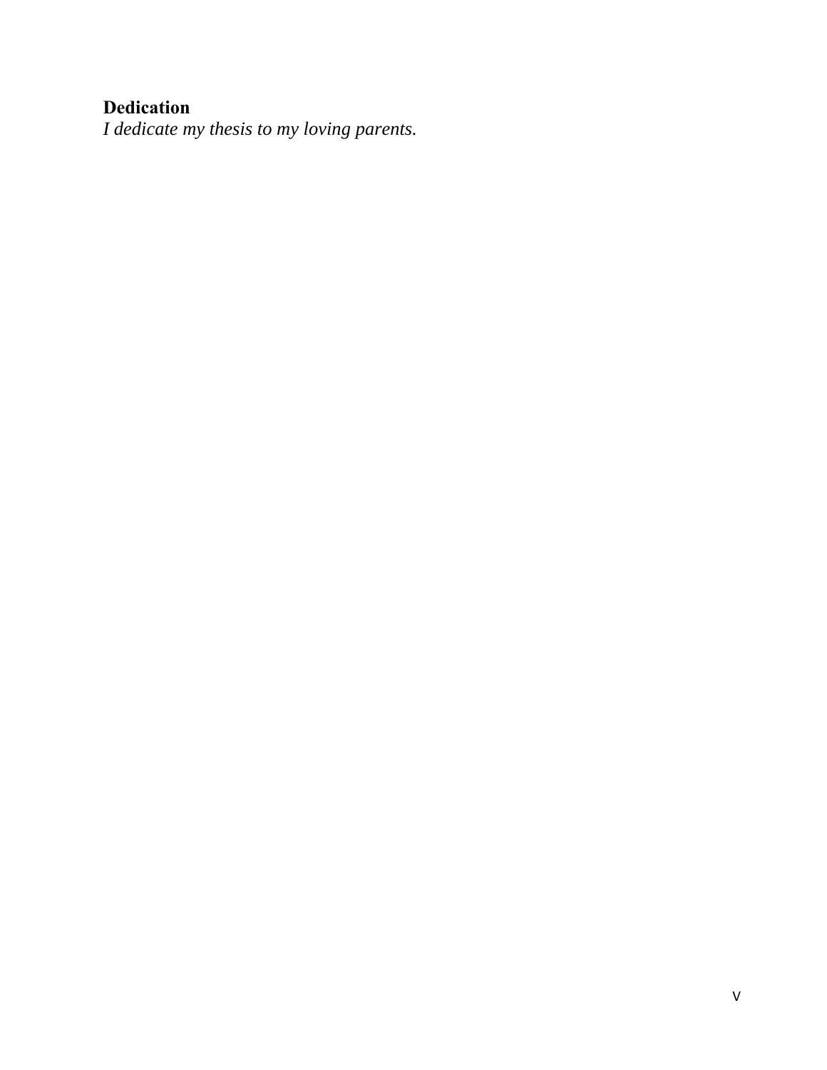**Dedication**

*I dedicate my thesis to my loving parents.*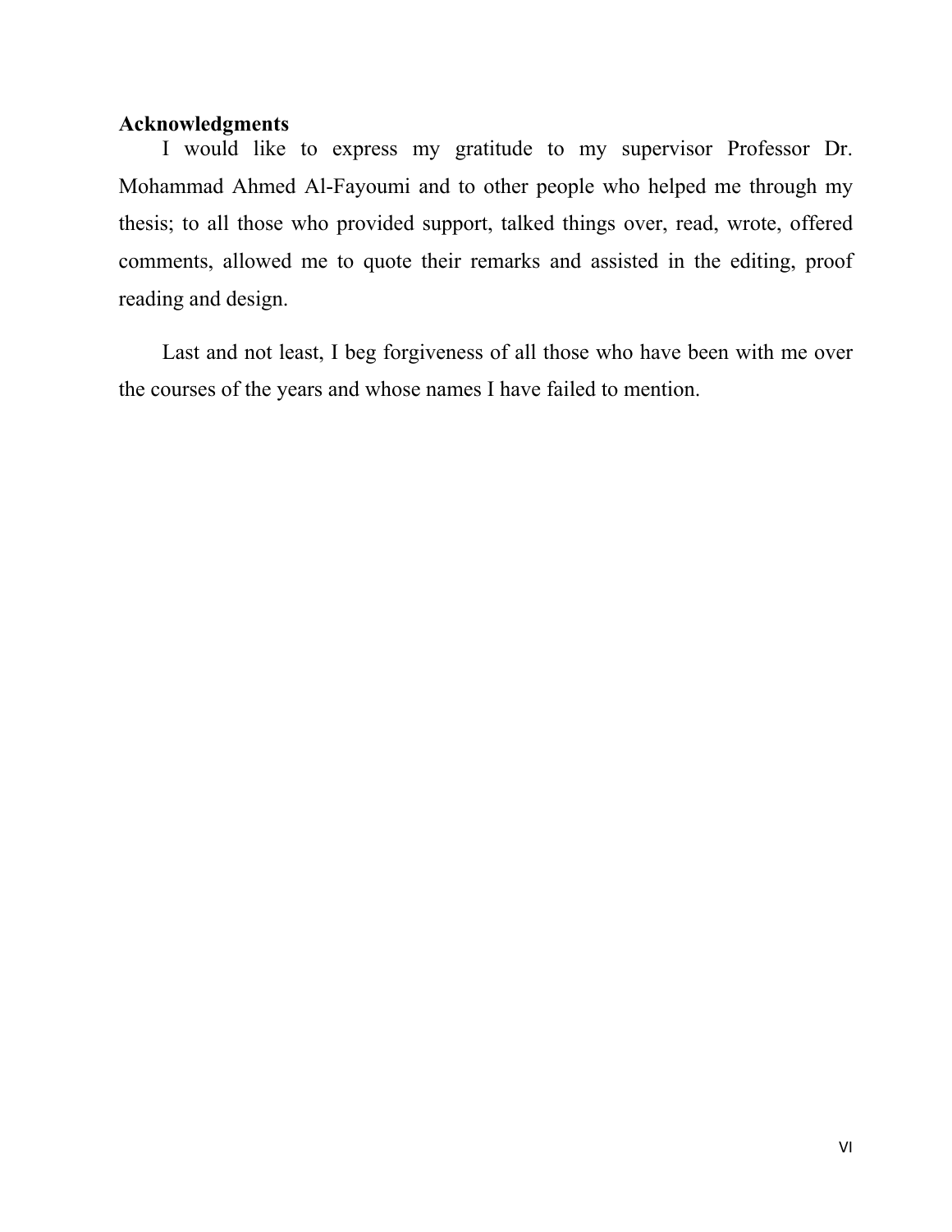## Acknowledgments

I would like to express my gratitude to my supervisor Professor Dr. Mohammad Ahmed Al-Fayoumi and to other people who helped me through my thesis; to all those who provided support, talked things over, read, wrote, offered comments, allowed me to quote their remarks and assisted in the editing, proof reading and design.

Last and not least, I beg forgiveness of all those who have been with me over the courses of the years and whose names I have failed to mention.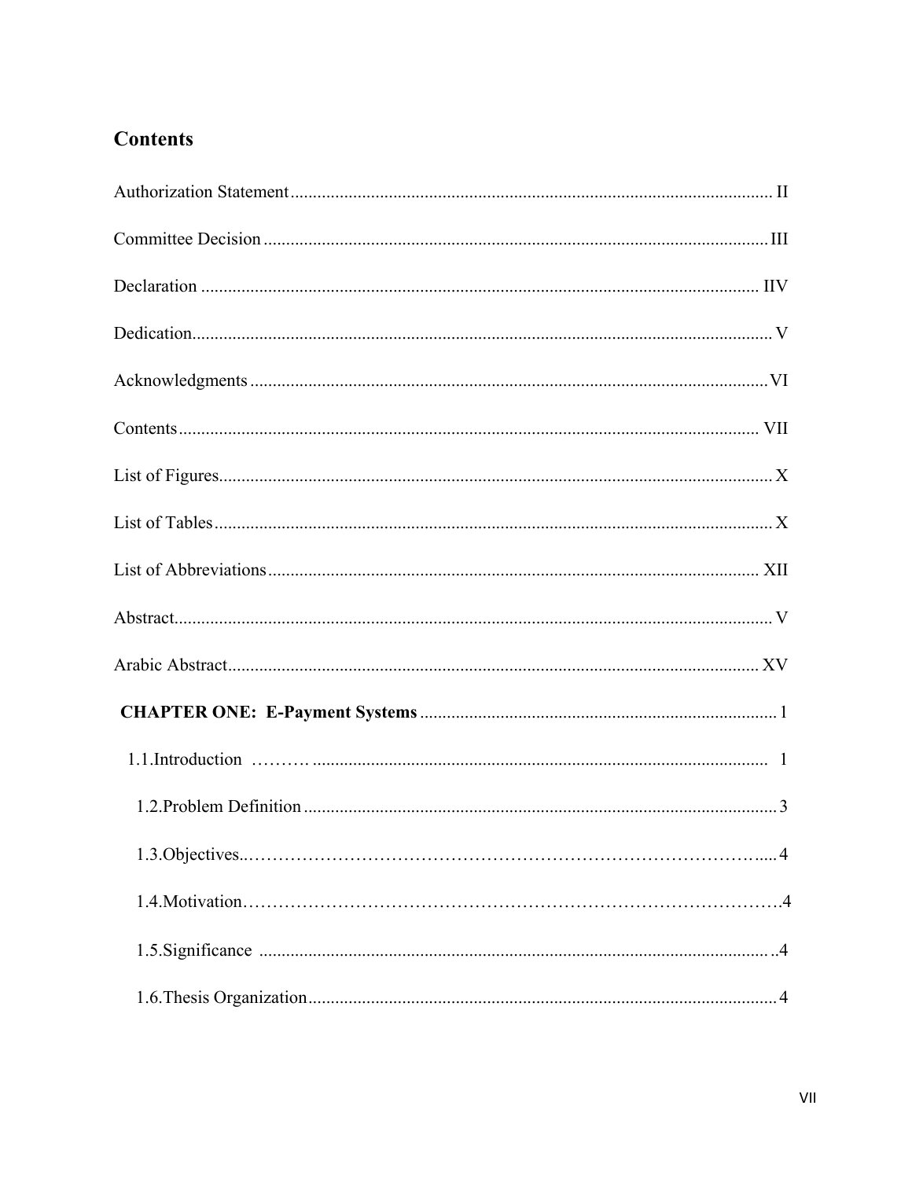# Contents

Authorization Statement ........................................................................................................ II

Committee Decision ............................................................................................................. III

Declaration ........................................................................................................................... IIV

Dedication.............................................................................................................................. V

Acknowledgments ................................................................................................................. VI

Contents ............................................................................................................................... VII

List of Figures......................................................................................................................... X

List of Tables .......................................................................................................................... X

List of Abbreviations ............................................................................................................ XII

Abstract.................................................................................................................................. V

Arabic Abstract..................................................................................................................... XV

**CHAPTER ONE: E-Payment Systems** ................................................................................. 1

1.1.Introduction ……… ........................................................................................................ 1

1.2.Problem Definition .............................................................................................................. 3

1.3.Objectives..…………………………………………………………………………….... 4

1.4.Motivation………………………………………………………………………………..4

1.5.Significance ..................................................................................................................... ..4

1.6.Thesis Organization.............................................................................................................. 4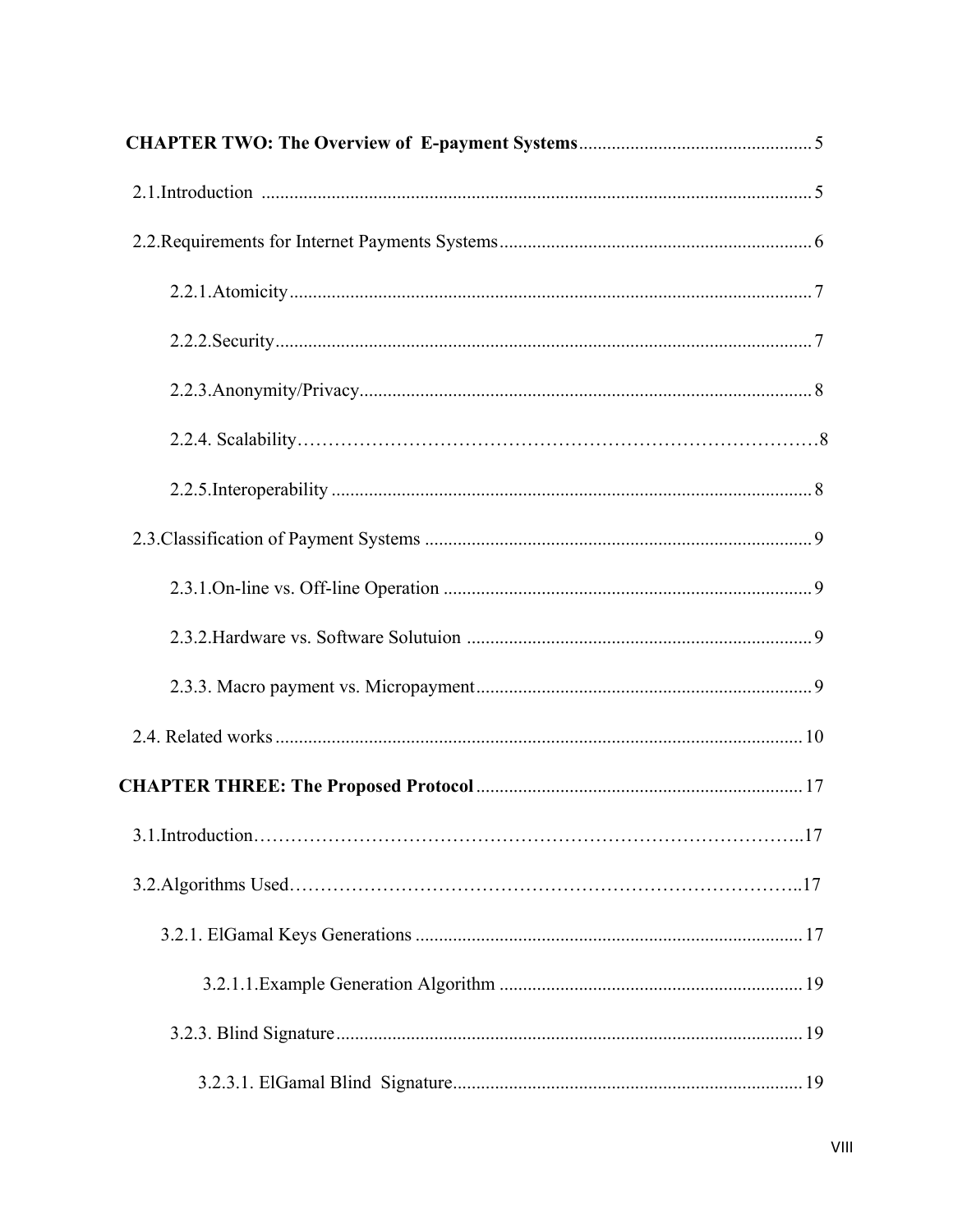**CHAPTER TWO: The Overview of E-payment Systems** ... 5

2.1.Introduction ... 5

2.2.Requirements for Internet Payments Systems ... 6

2.2.1.Atomicity ... 7

2.2.2.Security ... 7

2.2.3.Anonymity/Privacy ... 8

2.2.4. Scalability ... 8

2.2.5.Interoperability ... 8

2.3.Classification of Payment Systems ... 9

2.3.1.On-line vs. Off-line Operation ... 9

2.3.2.Hardware vs. Software Solutuion ... 9

2.3.3. Macro payment vs. Micropayment ... 9

2.4. Related works ... 10

**CHAPTER THREE: The Proposed Protocol** ... 17

3.1.Introduction ... 17

3.2.Algorithms Used ... 17

3.2.1. ElGamal Keys Generations ... 17

3.2.1.1.Example Generation Algorithm ... 19

3.2.3. Blind Signature ... 19

3.2.3.1. ElGamal Blind Signature ... 19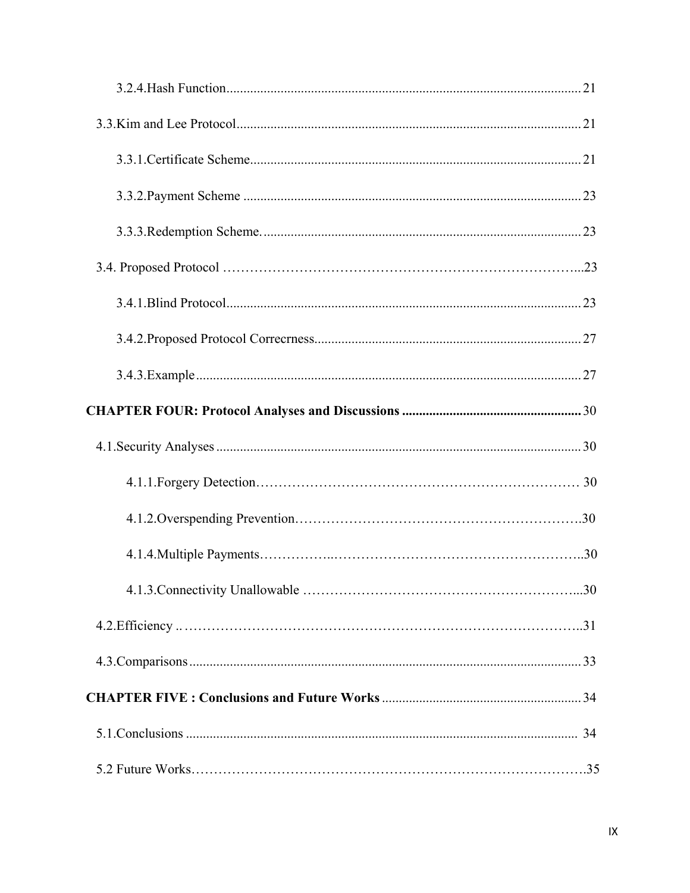3.2.4.Hash Function ........ 21

3.3.Kim and Lee Protocol ........ 21

3.3.1.Certificate Scheme ........ 21

3.3.2.Payment Scheme ........ 23

3.3.3.Redemption Scheme. ........ 23

3.4. Proposed Protocol ........ 23

3.4.1.Blind Protocol ........ 23

3.4.2.Proposed Protocol Correcrness ........ 27

3.4.3.Example ........ 27

**CHAPTER FOUR: Protocol Analyses and Discussions ........ 30**

4.1.Security Analyses ........ 30

4.1.1.Forgery Detection ........ 30

4.1.2.Overspending Prevention ........ 30

4.1.4.Multiple Payments ........ 30

4.1.3.Connectivity Unallowable ........ 30

4.2.Efficiency ........ 31

4.3.Comparisons ........ 33

**CHAPTER FIVE : Conclusions and Future Works ........ 34**

5.1.Conclusions ........ 34

5.2 Future Works ........ 35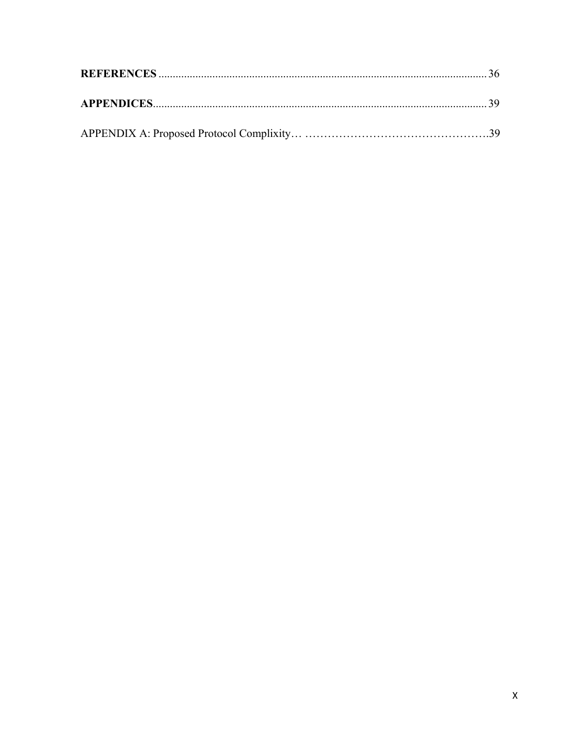**REFERENCES** .................................................................................................................... 36

**APPENDICES**...................................................................................................................... 39

APPENDIX A: Proposed Protocol Complixity… ………………………………………….39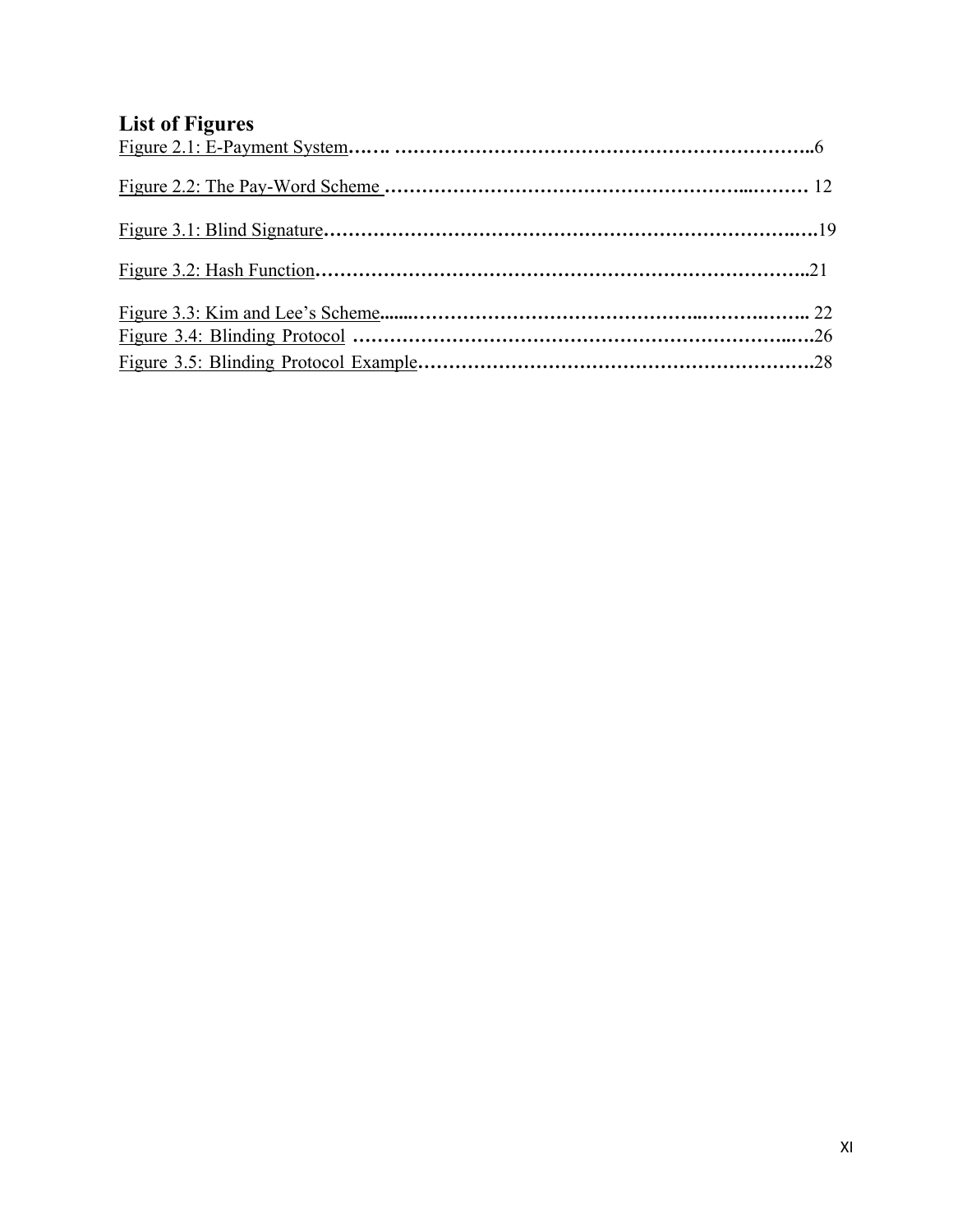## List of Figures

Figure 2.1: E-Payment System……. ……………………………………………………………..6

Figure 2.2: The Pay-Word Scheme ……………………………………………...……… 12

Figure 3.1: Blind Signature…………………………………………………………………..….19

Figure 3.2: Hash Function………………………………………………………………………..21

Figure 3.3: Kim and Lee's Scheme.......………………………………………..……….…….. 22

Figure 3.4: Blinding Protocol ………………………………………………………….….26

Figure 3.5: Blinding Protocol Example……………………………………………………….28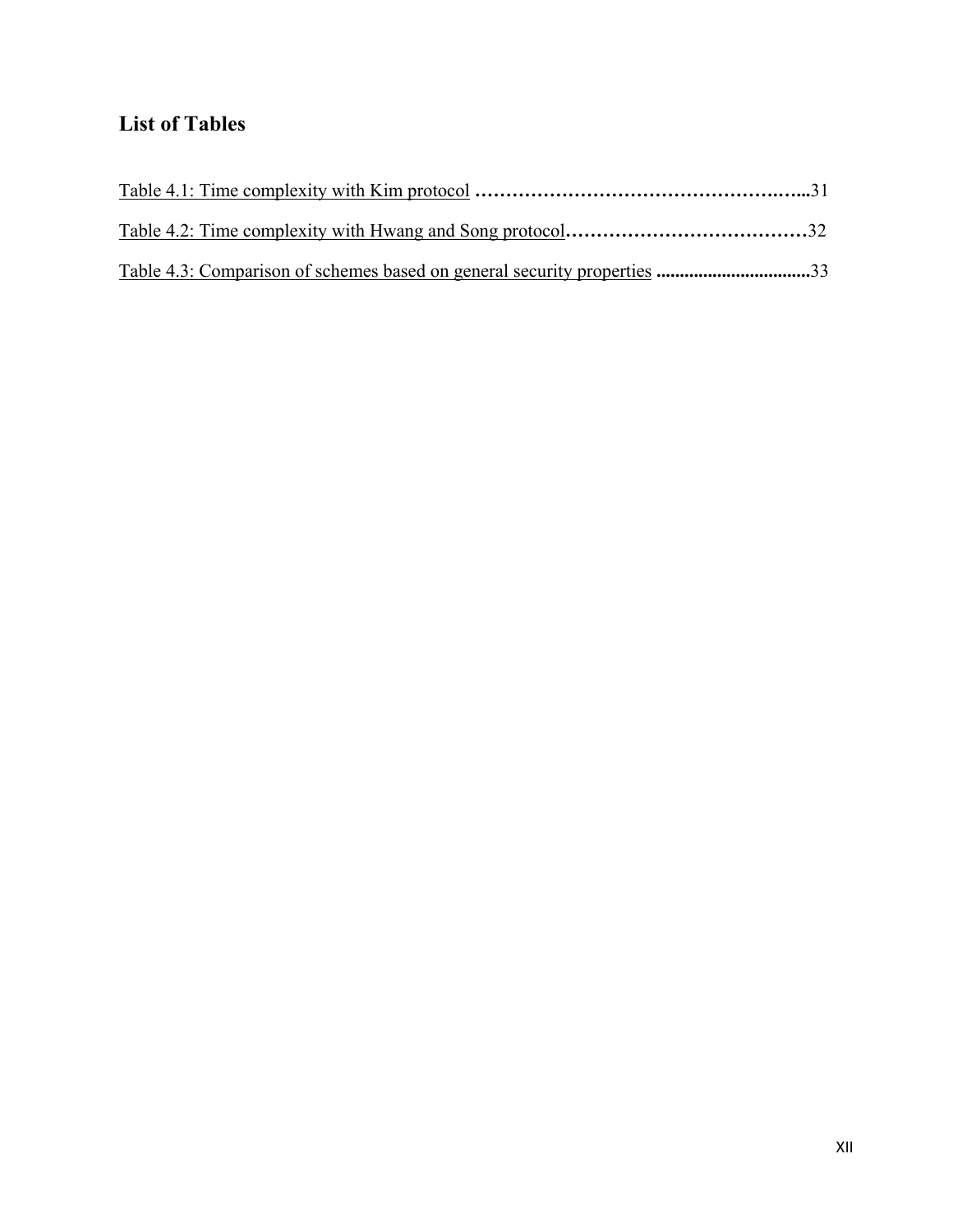## List of Tables

Table 4.1: Time complexity with Kim protocol ........................................................31

Table 4.2: Time complexity with Hwang and Song protocol.......................................32

Table 4.3: Comparison of schemes based on general security properties .................................33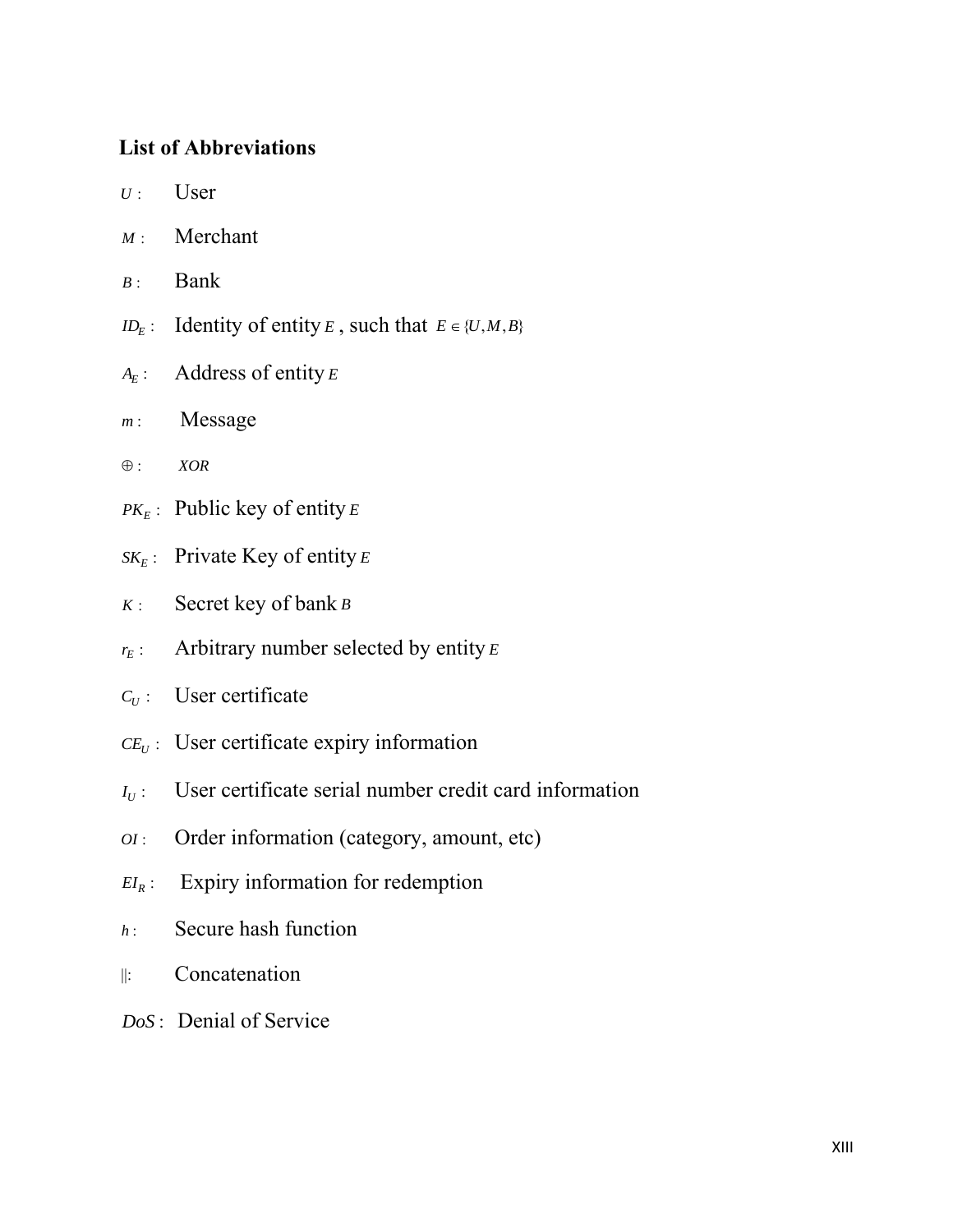### List of Abbreviations

$U$ : User

$M$ : Merchant

$B$ : Bank

$ID_E$ : Identity of entity $E$, such that $E \in \{U, M, B\}$

$A_E$ : Address of entity $E$

$m$ : Message

$\oplus$ : $XOR$

$PK_E$ : Public key of entity $E$

$SK_E$ : Private Key of entity $E$

$K$ : Secret key of bank $B$

$r_E$ : Arbitrary number selected by entity $E$

$C_U$ : User certificate

$CE_U$ : User certificate expiry information

$I_U$ : User certificate serial number credit card information

$OI$ : Order information (category, amount, etc)

$EI_R$ : Expiry information for redemption

$h$ : Secure hash function

$\|$ : Concatenation

$DoS$ : Denial of Service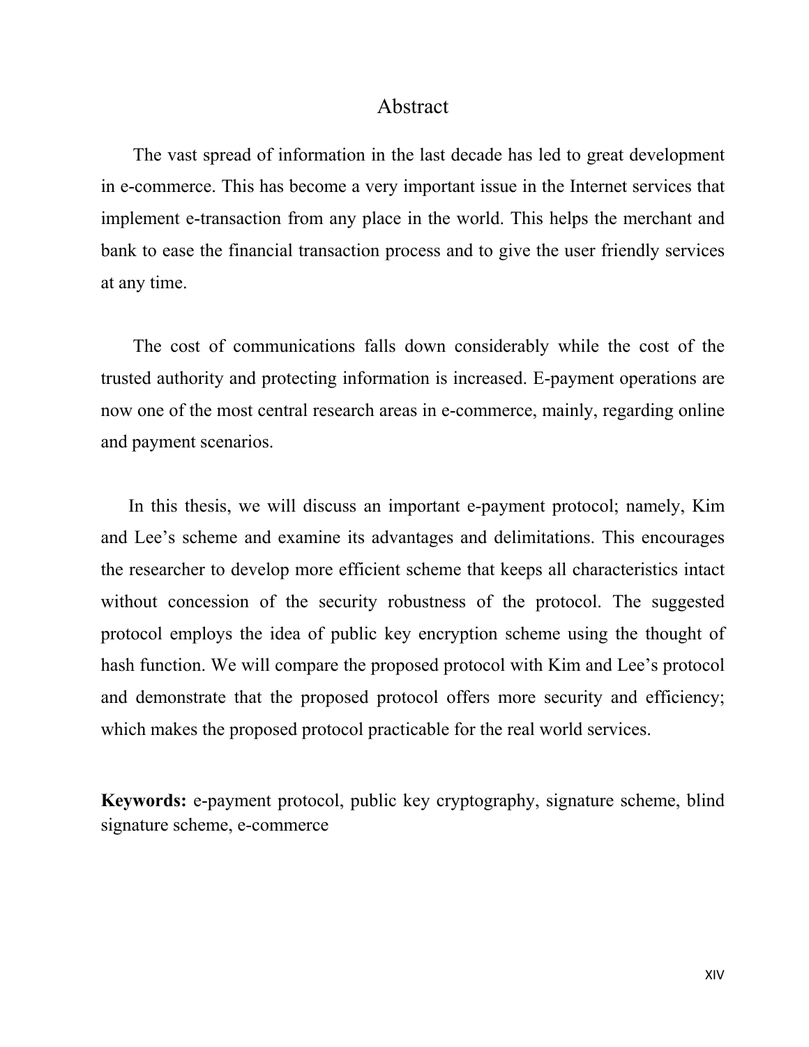# Abstract

The vast spread of information in the last decade has led to great development in e-commerce. This has become a very important issue in the Internet services that implement e-transaction from any place in the world. This helps the merchant and bank to ease the financial transaction process and to give the user friendly services at any time.

The cost of communications falls down considerably while the cost of the trusted authority and protecting information is increased. E-payment operations are now one of the most central research areas in e-commerce, mainly, regarding online and payment scenarios.

In this thesis, we will discuss an important e-payment protocol; namely, Kim and Lee's scheme and examine its advantages and delimitations. This encourages the researcher to develop more efficient scheme that keeps all characteristics intact without concession of the security robustness of the protocol. The suggested protocol employs the idea of public key encryption scheme using the thought of hash function. We will compare the proposed protocol with Kim and Lee's protocol and demonstrate that the proposed protocol offers more security and efficiency; which makes the proposed protocol practicable for the real world services.

**Keywords:** e-payment protocol, public key cryptography, signature scheme, blind signature scheme, e-commerce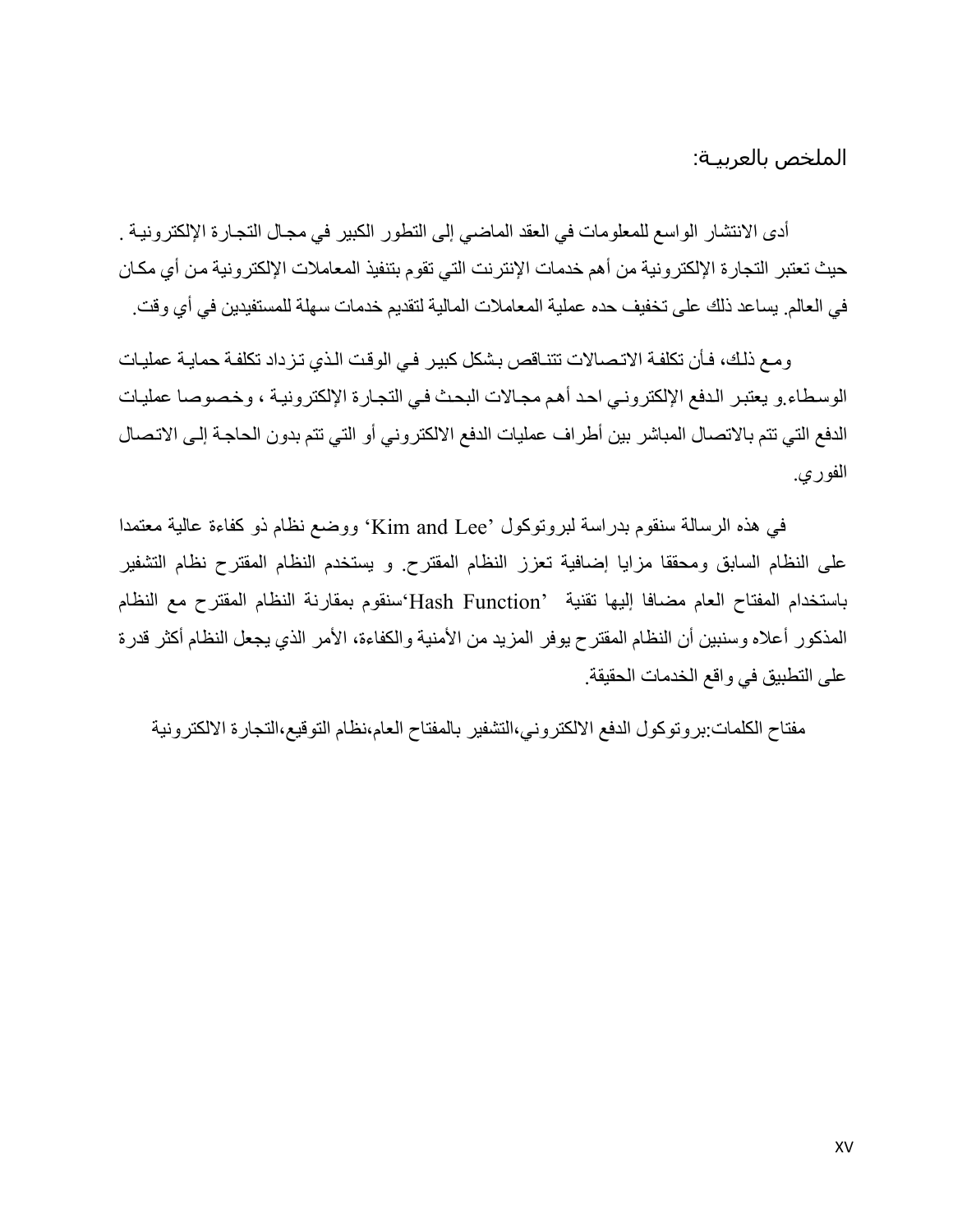## الملخص بالعربيــة:

أدى الانتشار الواسع للمعلومات في العقد الماضي إلى التطور الكبير في مجـال التجـارة الإلكترونيـة . حيث تعتبر التجارة الإلكترونية من أهم خدمات الإنترنت التي تقوم بتنفيذ المعاملات الإلكترونية من أي مكـان في العالم. يساعد ذلك على تخفيف حده عملية المعاملات المالية لتقديم خدمات سهلة للمستفيدين في أي وقت.

ومـع ذلـك، فـأن تكلفـة الاتـصالات تتنـاقص بـشكل كبيـر فـي الوقـت الـذي تـزداد تكلفـة حمايـة عمليـات الوسطاء.و يعتبـر الـدفع الإلكترونـي احـد أهـم مجـالات البحـث فـي التجـارة الإلكترونيـة ، وخـصوصـا عمليـات الدفع التي تتم بالاتصال المباشر بين أطراف عمليات الدفع الالكتروني أو التي تتم بدون الحاجـة إلـى الاتـصال الفوري.

في هذه الرسالة سنقوم بدراسة لبروتوكول 'Kim and Lee' ووضع نظام ذو كفاءة عالية معتمدا على النظام السابق ومحققا مزايا إضافية تعزز النظام المقترح. و يستخدم النظام المقترح نظام التشفير باستخدام المفتاح العام مضافا إليها تقنية 'Hash Function'سنقوم بمقارنة النظام المقترح مع النظام المذكور أعلاه وسنبين أن النظام المقترح يوفر المزيد من الأمنية والكفاءة، الأمر الذي يجعل النظام أكثر قدرة على التطبيق في واقع الخدمات الحقيقة.

مفتاح الكلمات:بروتوكول الدفع الالكتروني،التشفير بالمفتاح العام،نظام التوقيع،التجارة الالكترونية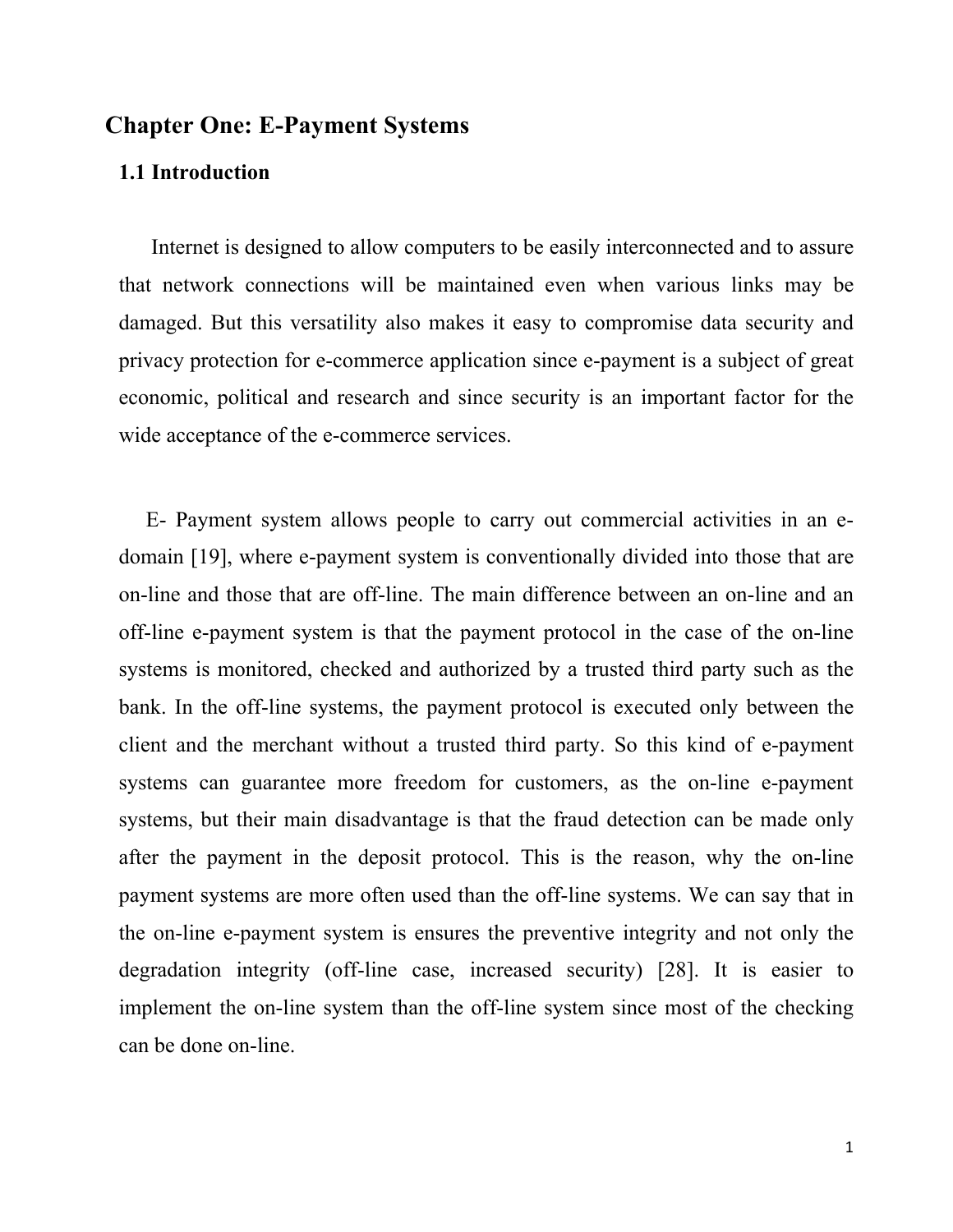# Chapter One: E-Payment Systems

## 1.1 Introduction

Internet is designed to allow computers to be easily interconnected and to assure that network connections will be maintained even when various links may be damaged. But this versatility also makes it easy to compromise data security and privacy protection for e-commerce application since e-payment is a subject of great economic, political and research and since security is an important factor for the wide acceptance of the e-commerce services.

E- Payment system allows people to carry out commercial activities in an e-domain [19], where e-payment system is conventionally divided into those that are on-line and those that are off-line. The main difference between an on-line and an off-line e-payment system is that the payment protocol in the case of the on-line systems is monitored, checked and authorized by a trusted third party such as the bank. In the off-line systems, the payment protocol is executed only between the client and the merchant without a trusted third party. So this kind of e-payment systems can guarantee more freedom for customers, as the on-line e-payment systems, but their main disadvantage is that the fraud detection can be made only after the payment in the deposit protocol. This is the reason, why the on-line payment systems are more often used than the off-line systems. We can say that in the on-line e-payment system is ensures the preventive integrity and not only the degradation integrity (off-line case, increased security) [28]. It is easier to implement the on-line system than the off-line system since most of the checking can be done on-line.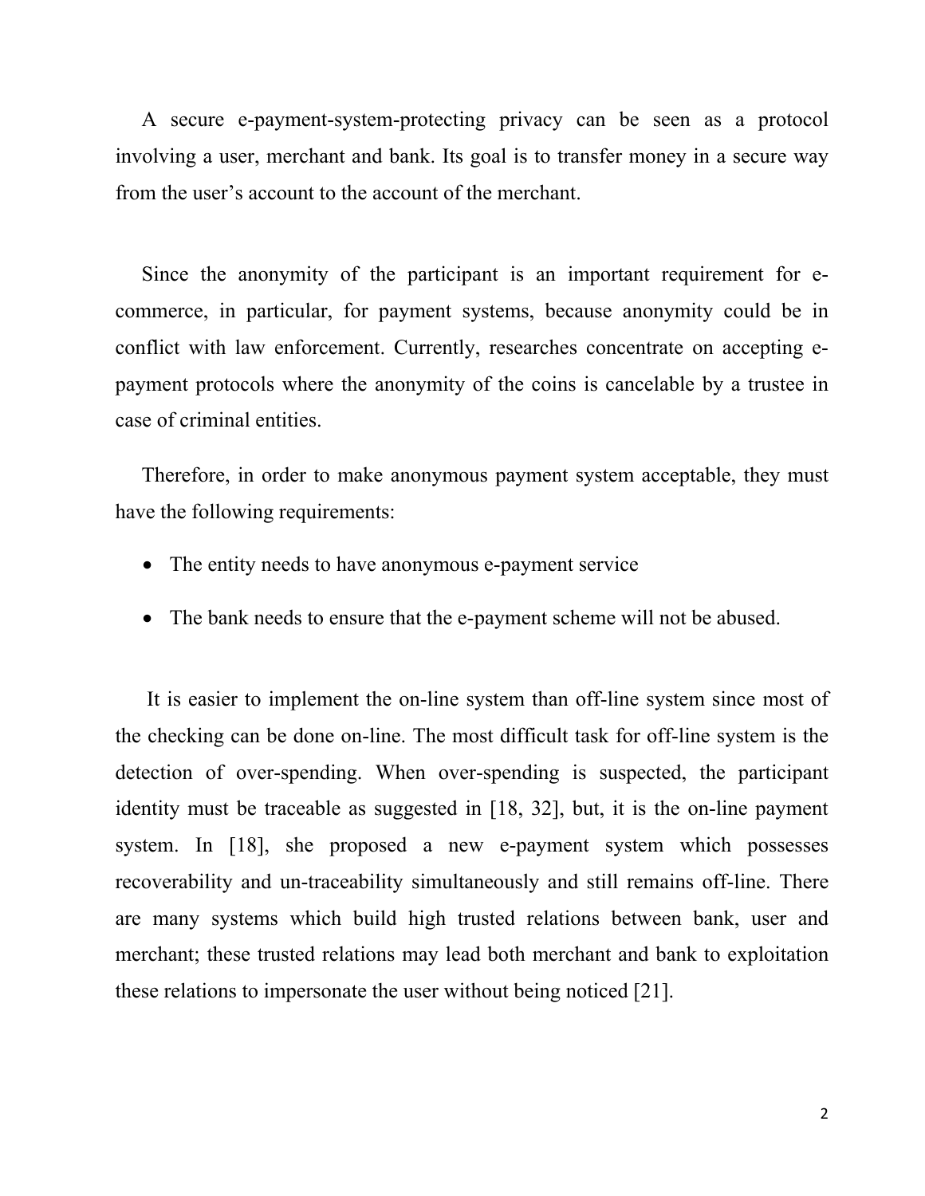A secure e-payment-system-protecting privacy can be seen as a protocol involving a user, merchant and bank. Its goal is to transfer money in a secure way from the user's account to the account of the merchant.

Since the anonymity of the participant is an important requirement for e-commerce, in particular, for payment systems, because anonymity could be in conflict with law enforcement. Currently, researches concentrate on accepting e-payment protocols where the anonymity of the coins is cancelable by a trustee in case of criminal entities.

Therefore, in order to make anonymous payment system acceptable, they must have the following requirements:

- The entity needs to have anonymous e-payment service
- The bank needs to ensure that the e-payment scheme will not be abused.

It is easier to implement the on-line system than off-line system since most of the checking can be done on-line. The most difficult task for off-line system is the detection of over-spending. When over-spending is suspected, the participant identity must be traceable as suggested in [18, 32], but, it is the on-line payment system. In [18], she proposed a new e-payment system which possesses recoverability and un-traceability simultaneously and still remains off-line. There are many systems which build high trusted relations between bank, user and merchant; these trusted relations may lead both merchant and bank to exploitation these relations to impersonate the user without being noticed [21].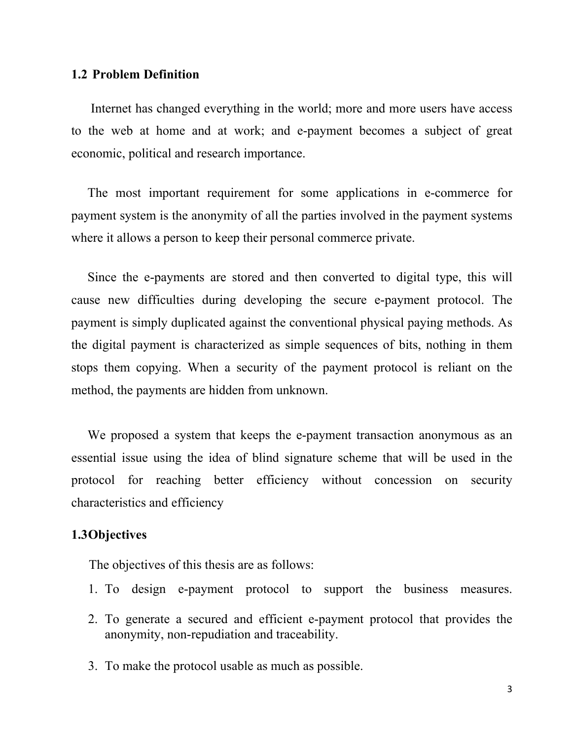## 1.2 Problem Definition

Internet has changed everything in the world; more and more users have access to the web at home and at work; and e-payment becomes a subject of great economic, political and research importance.

The most important requirement for some applications in e-commerce for payment system is the anonymity of all the parties involved in the payment systems where it allows a person to keep their personal commerce private.

Since the e-payments are stored and then converted to digital type, this will cause new difficulties during developing the secure e-payment protocol. The payment is simply duplicated against the conventional physical paying methods. As the digital payment is characterized as simple sequences of bits, nothing in them stops them copying. When a security of the payment protocol is reliant on the method, the payments are hidden from unknown.

We proposed a system that keeps the e-payment transaction anonymous as an essential issue using the idea of blind signature scheme that will be used in the protocol for reaching better efficiency without concession on security characteristics and efficiency

## 1.3Objectives

The objectives of this thesis are as follows:

1. To design e-payment protocol to support the business measures.
2. To generate a secured and efficient e-payment protocol that provides the anonymity, non-repudiation and traceability.
3. To make the protocol usable as much as possible.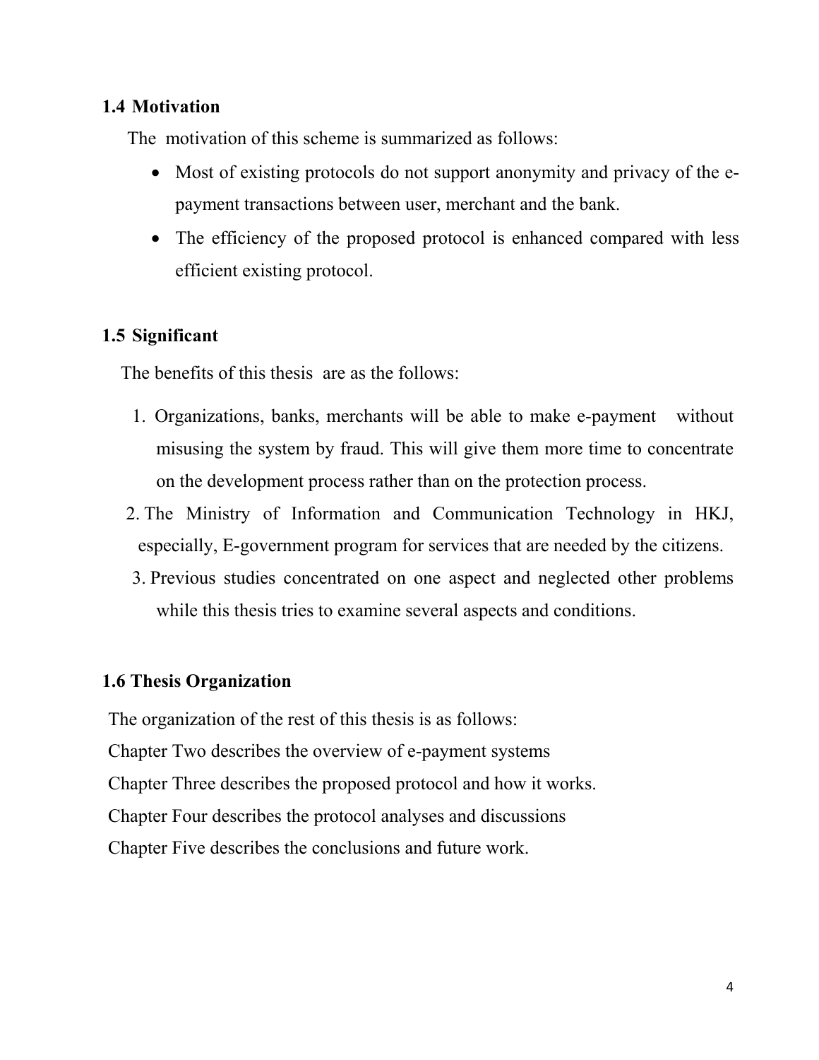## 1.4 Motivation

The motivation of this scheme is summarized as follows:

- Most of existing protocols do not support anonymity and privacy of the e-payment transactions between user, merchant and the bank.
- The efficiency of the proposed protocol is enhanced compared with less efficient existing protocol.

## 1.5 Significant

The benefits of this thesis are as the follows:

1. Organizations, banks, merchants will be able to make e-payment without misusing the system by fraud. This will give them more time to concentrate on the development process rather than on the protection process.
2. The Ministry of Information and Communication Technology in HKJ, especially, E-government program for services that are needed by the citizens.
3. Previous studies concentrated on one aspect and neglected other problems while this thesis tries to examine several aspects and conditions.

## 1.6 Thesis Organization

The organization of the rest of this thesis is as follows:

Chapter Two describes the overview of e-payment systems

Chapter Three describes the proposed protocol and how it works.

Chapter Four describes the protocol analyses and discussions

Chapter Five describes the conclusions and future work.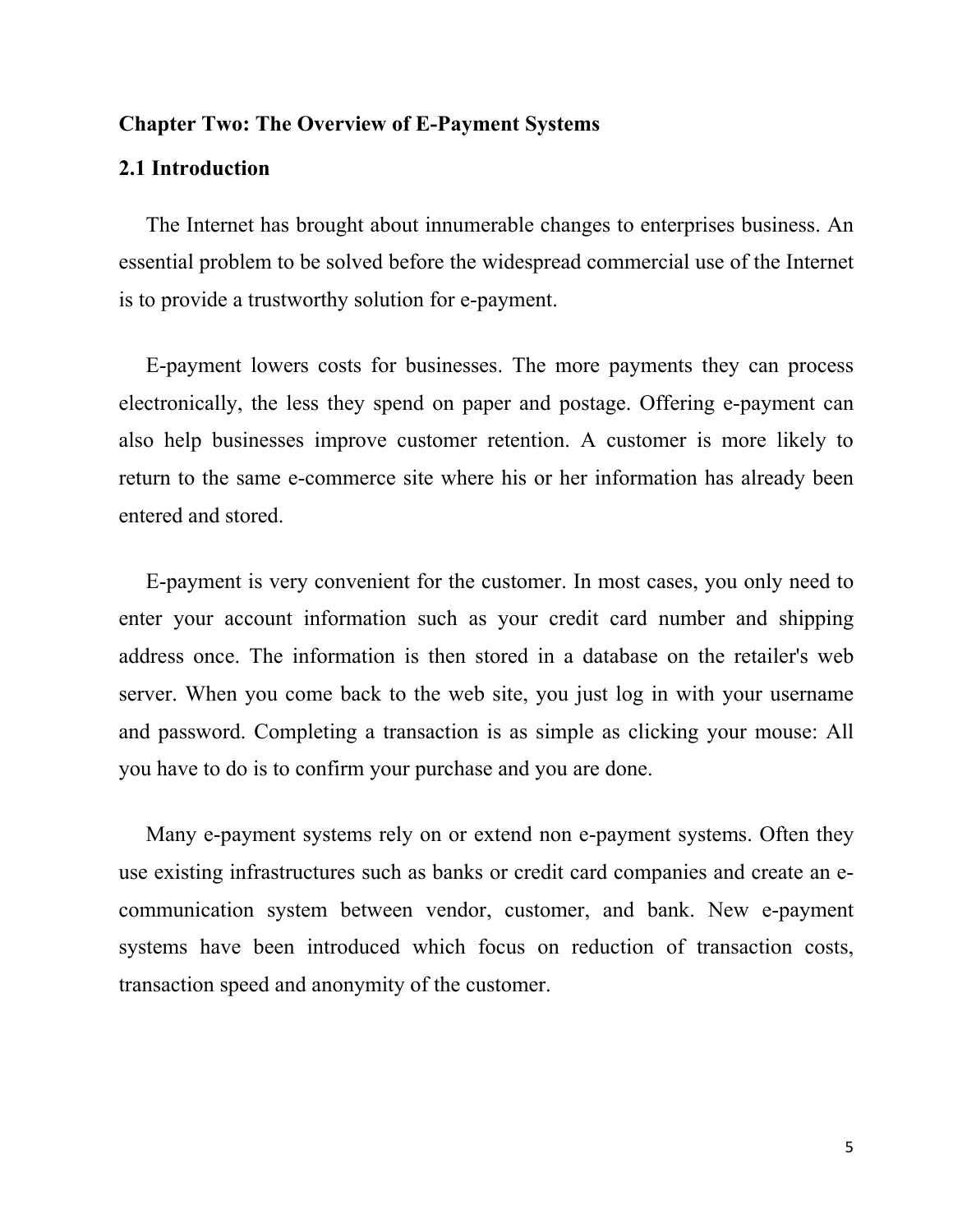## Chapter Two: The Overview of E-Payment Systems

### 2.1 Introduction

The Internet has brought about innumerable changes to enterprises business. An essential problem to be solved before the widespread commercial use of the Internet is to provide a trustworthy solution for e-payment.

E-payment lowers costs for businesses. The more payments they can process electronically, the less they spend on paper and postage. Offering e-payment can also help businesses improve customer retention. A customer is more likely to return to the same e-commerce site where his or her information has already been entered and stored.

E-payment is very convenient for the customer. In most cases, you only need to enter your account information such as your credit card number and shipping address once. The information is then stored in a database on the retailer's web server. When you come back to the web site, you just log in with your username and password. Completing a transaction is as simple as clicking your mouse: All you have to do is to confirm your purchase and you are done.

Many e-payment systems rely on or extend non e-payment systems. Often they use existing infrastructures such as banks or credit card companies and create an e-communication system between vendor, customer, and bank. New e-payment systems have been introduced which focus on reduction of transaction costs, transaction speed and anonymity of the customer.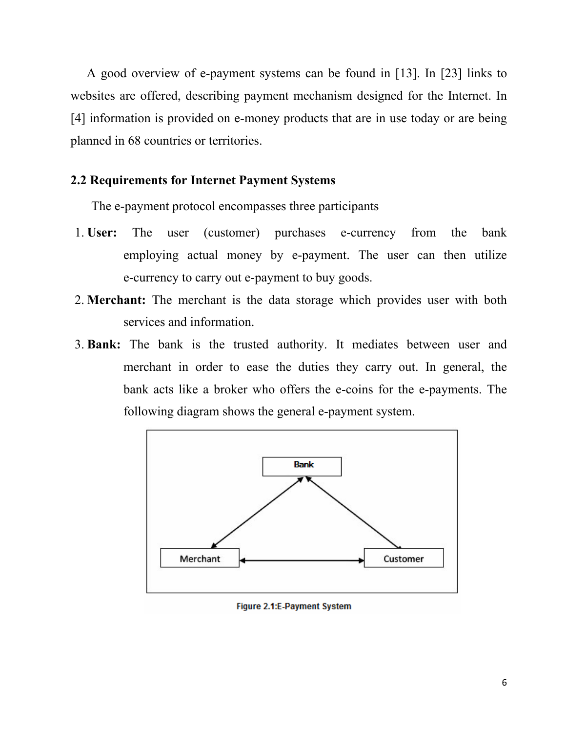A good overview of e-payment systems can be found in [13]. In [23] links to websites are offered, describing payment mechanism designed for the Internet. In [4] information is provided on e-money products that are in use today or are being planned in 68 countries or territories.

## 2.2 Requirements for Internet Payment Systems

The e-payment protocol encompasses three participants

1. **User:** The user (customer) purchases e-currency from the bank employing actual money by e-payment. The user can then utilize e-currency to carry out e-payment to buy goods.
2. **Merchant:** The merchant is the data storage which provides user with both services and information.
3. **Bank:** The bank is the trusted authority. It mediates between user and merchant in order to ease the duties they carry out. In general, the bank acts like a broker who offers the e-coins for the e-payments. The following diagram shows the general e-payment system.

Bank

Merchant

Customer

**Figure 2.1:E-Payment System**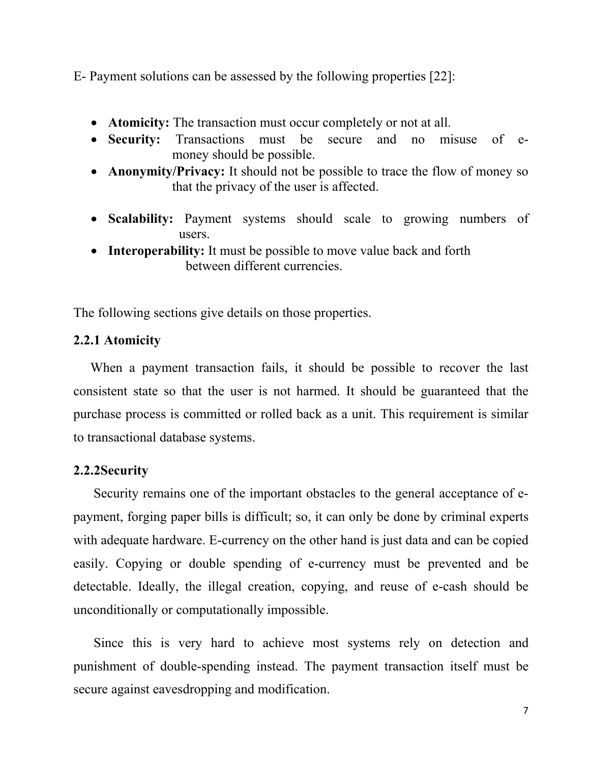E- Payment solutions can be assessed by the following properties [22]:

- **Atomicity:** The transaction must occur completely or not at all.
- **Security:** Transactions must be secure and no misuse of e-money should be possible.
- **Anonymity/Privacy:** It should not be possible to trace the flow of money so that the privacy of the user is affected.
- **Scalability:** Payment systems should scale to growing numbers of users.
- **Interoperability:** It must be possible to move value back and forth between different currencies.

The following sections give details on those properties.

### 2.2.1 Atomicity

When a payment transaction fails, it should be possible to recover the last consistent state so that the user is not harmed. It should be guaranteed that the purchase process is committed or rolled back as a unit. This requirement is similar to transactional database systems.

### 2.2.2Security

Security remains one of the important obstacles to the general acceptance of e-payment, forging paper bills is difficult; so, it can only be done by criminal experts with adequate hardware. E-currency on the other hand is just data and can be copied easily. Copying or double spending of e-currency must be prevented and be detectable. Ideally, the illegal creation, copying, and reuse of e-cash should be unconditionally or computationally impossible.

Since this is very hard to achieve most systems rely on detection and punishment of double-spending instead. The payment transaction itself must be secure against eavesdropping and modification.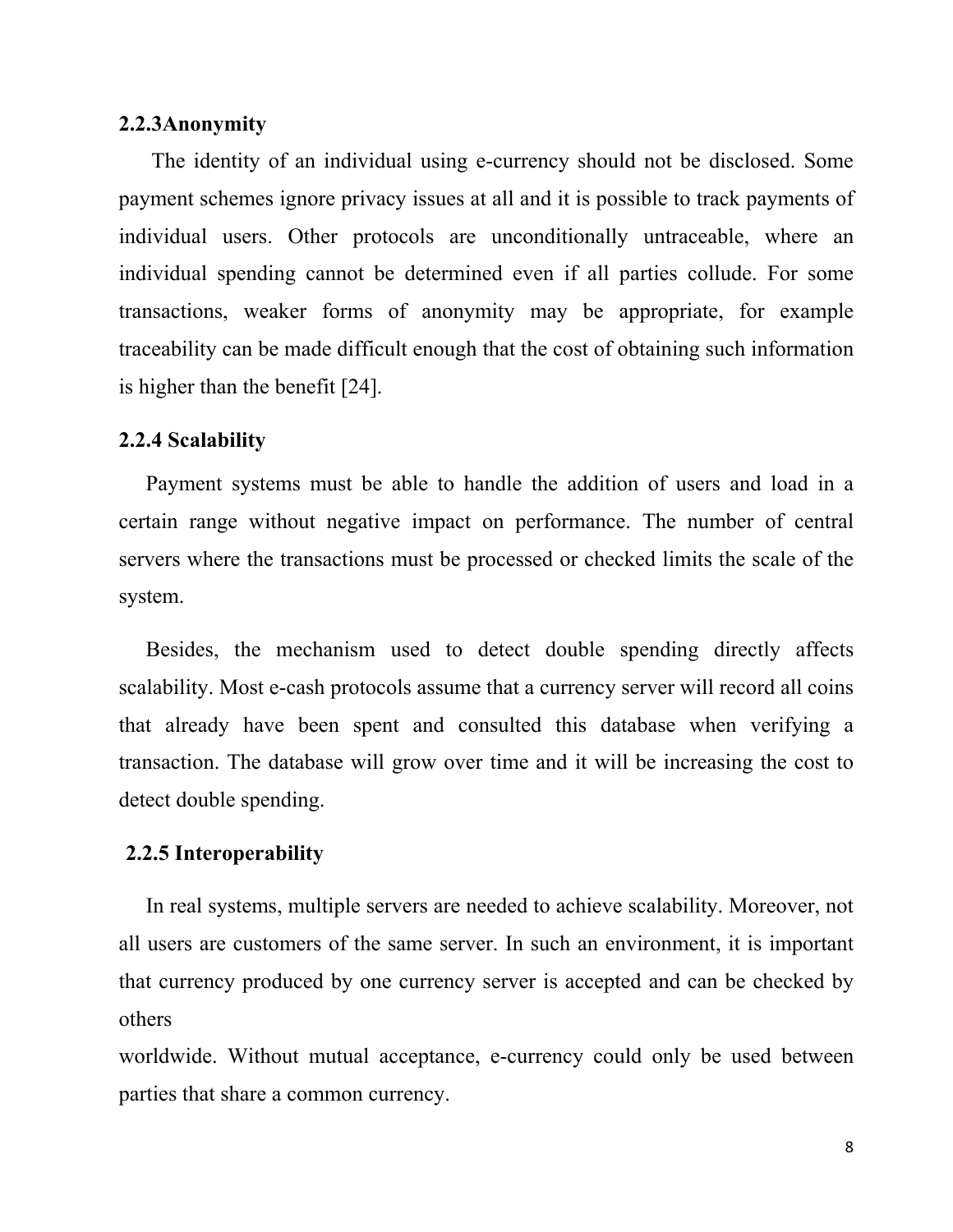### 2.2.3Anonymity

The identity of an individual using e-currency should not be disclosed. Some payment schemes ignore privacy issues at all and it is possible to track payments of individual users. Other protocols are unconditionally untraceable, where an individual spending cannot be determined even if all parties collude. For some transactions, weaker forms of anonymity may be appropriate, for example traceability can be made difficult enough that the cost of obtaining such information is higher than the benefit [24].

### 2.2.4 Scalability

Payment systems must be able to handle the addition of users and load in a certain range without negative impact on performance. The number of central servers where the transactions must be processed or checked limits the scale of the system.

Besides, the mechanism used to detect double spending directly affects scalability. Most e-cash protocols assume that a currency server will record all coins that already have been spent and consulted this database when verifying a transaction. The database will grow over time and it will be increasing the cost to detect double spending.

### 2.2.5 Interoperability

In real systems, multiple servers are needed to achieve scalability. Moreover, not all users are customers of the same server. In such an environment, it is important that currency produced by one currency server is accepted and can be checked by others worldwide. Without mutual acceptance, e-currency could only be used between parties that share a common currency.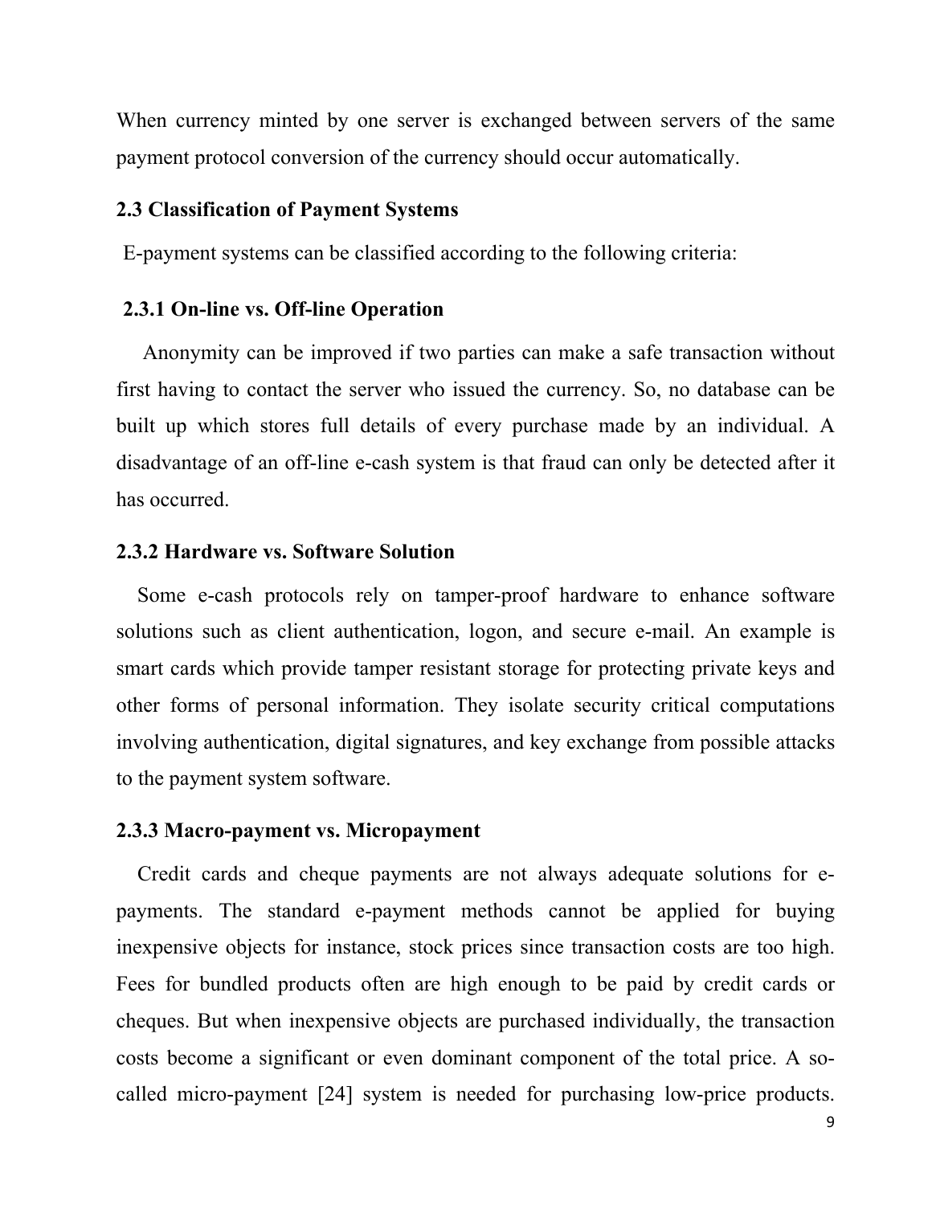When currency minted by one server is exchanged between servers of the same payment protocol conversion of the currency should occur automatically.

### 2.3 Classification of Payment Systems

E-payment systems can be classified according to the following criteria:

#### 2.3.1 On-line vs. Off-line Operation

Anonymity can be improved if two parties can make a safe transaction without first having to contact the server who issued the currency. So, no database can be built up which stores full details of every purchase made by an individual. A disadvantage of an off-line e-cash system is that fraud can only be detected after it has occurred.

#### 2.3.2 Hardware vs. Software Solution

Some e-cash protocols rely on tamper-proof hardware to enhance software solutions such as client authentication, logon, and secure e-mail. An example is smart cards which provide tamper resistant storage for protecting private keys and other forms of personal information. They isolate security critical computations involving authentication, digital signatures, and key exchange from possible attacks to the payment system software.

#### 2.3.3 Macro-payment vs. Micropayment

Credit cards and cheque payments are not always adequate solutions for e-payments. The standard e-payment methods cannot be applied for buying inexpensive objects for instance, stock prices since transaction costs are too high. Fees for bundled products often are high enough to be paid by credit cards or cheques. But when inexpensive objects are purchased individually, the transaction costs become a significant or even dominant component of the total price. A so-called micro-payment [24] system is needed for purchasing low-price products.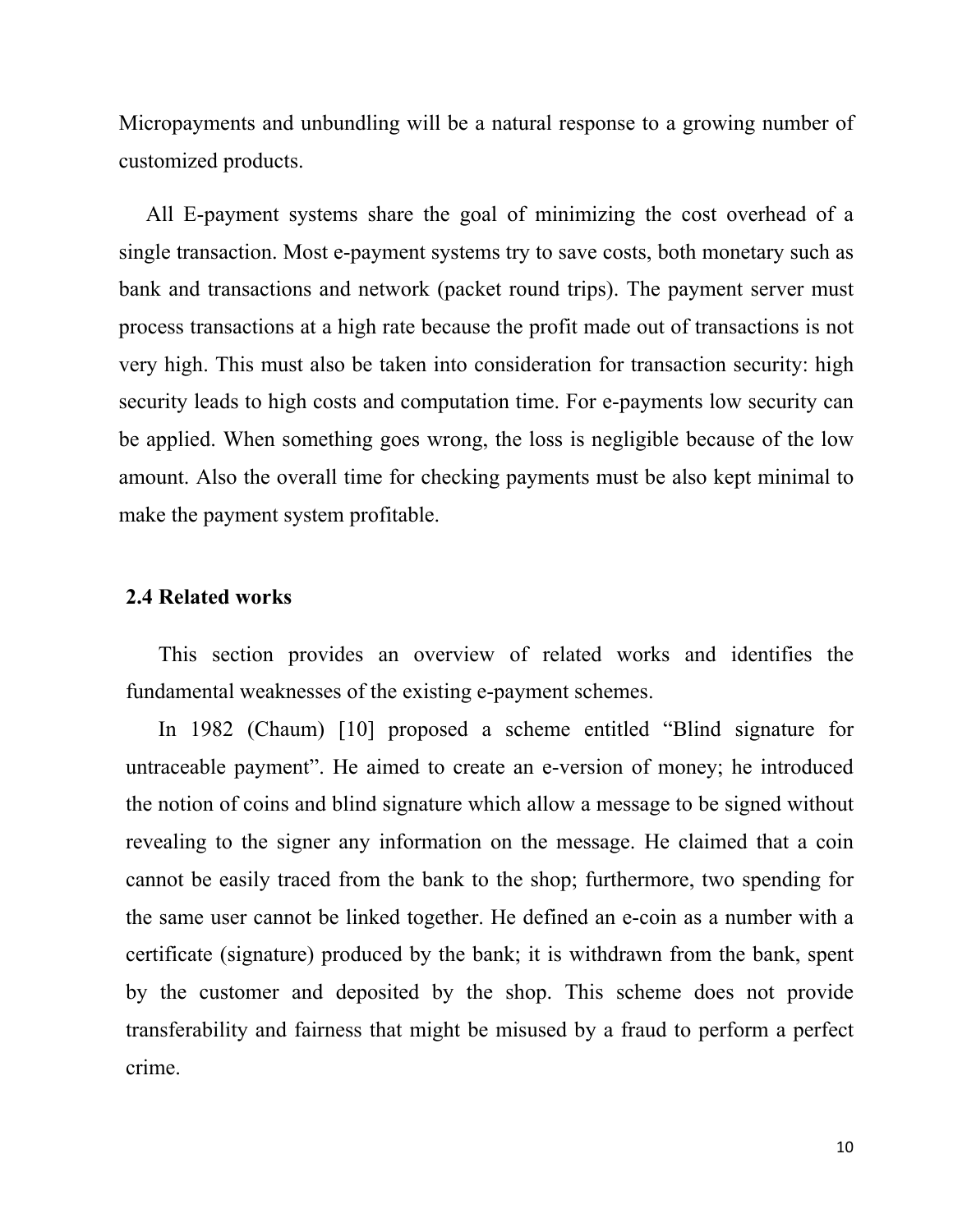Micropayments and unbundling will be a natural response to a growing number of customized products.

All E-payment systems share the goal of minimizing the cost overhead of a single transaction. Most e-payment systems try to save costs, both monetary such as bank and transactions and network (packet round trips). The payment server must process transactions at a high rate because the profit made out of transactions is not very high. This must also be taken into consideration for transaction security: high security leads to high costs and computation time. For e-payments low security can be applied. When something goes wrong, the loss is negligible because of the low amount. Also the overall time for checking payments must be also kept minimal to make the payment system profitable.

## 2.4 Related works

This section provides an overview of related works and identifies the fundamental weaknesses of the existing e-payment schemes.

In 1982 (Chaum) [10] proposed a scheme entitled "Blind signature for untraceable payment". He aimed to create an e-version of money; he introduced the notion of coins and blind signature which allow a message to be signed without revealing to the signer any information on the message. He claimed that a coin cannot be easily traced from the bank to the shop; furthermore, two spending for the same user cannot be linked together. He defined an e-coin as a number with a certificate (signature) produced by the bank; it is withdrawn from the bank, spent by the customer and deposited by the shop. This scheme does not provide transferability and fairness that might be misused by a fraud to perform a perfect crime.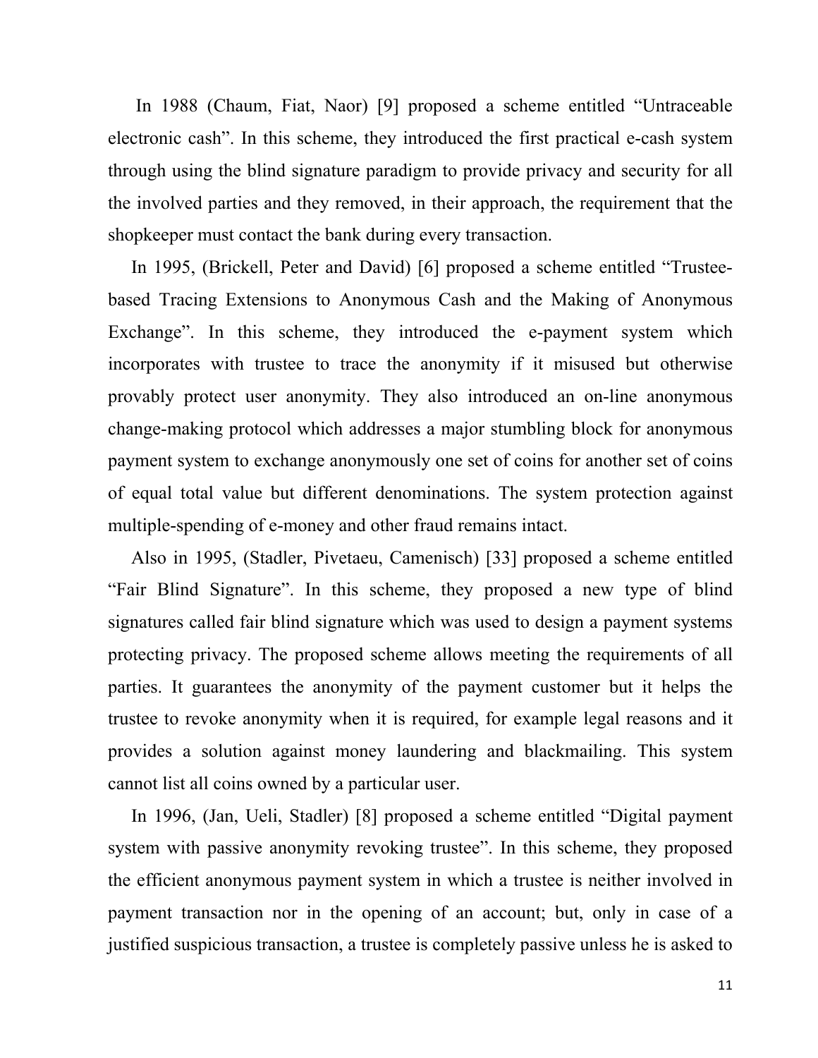In 1988 (Chaum, Fiat, Naor) [9] proposed a scheme entitled "Untraceable electronic cash". In this scheme, they introduced the first practical e-cash system through using the blind signature paradigm to provide privacy and security for all the involved parties and they removed, in their approach, the requirement that the shopkeeper must contact the bank during every transaction.

In 1995, (Brickell, Peter and David) [6] proposed a scheme entitled "Trustee-based Tracing Extensions to Anonymous Cash and the Making of Anonymous Exchange". In this scheme, they introduced the e-payment system which incorporates with trustee to trace the anonymity if it misused but otherwise provably protect user anonymity. They also introduced an on-line anonymous change-making protocol which addresses a major stumbling block for anonymous payment system to exchange anonymously one set of coins for another set of coins of equal total value but different denominations. The system protection against multiple-spending of e-money and other fraud remains intact.

Also in 1995, (Stadler, Pivetaeu, Camenisch) [33] proposed a scheme entitled "Fair Blind Signature". In this scheme, they proposed a new type of blind signatures called fair blind signature which was used to design a payment systems protecting privacy. The proposed scheme allows meeting the requirements of all parties. It guarantees the anonymity of the payment customer but it helps the trustee to revoke anonymity when it is required, for example legal reasons and it provides a solution against money laundering and blackmailing. This system cannot list all coins owned by a particular user.

In 1996, (Jan, Ueli, Stadler) [8] proposed a scheme entitled "Digital payment system with passive anonymity revoking trustee". In this scheme, they proposed the efficient anonymous payment system in which a trustee is neither involved in payment transaction nor in the opening of an account; but, only in case of a justified suspicious transaction, a trustee is completely passive unless he is asked to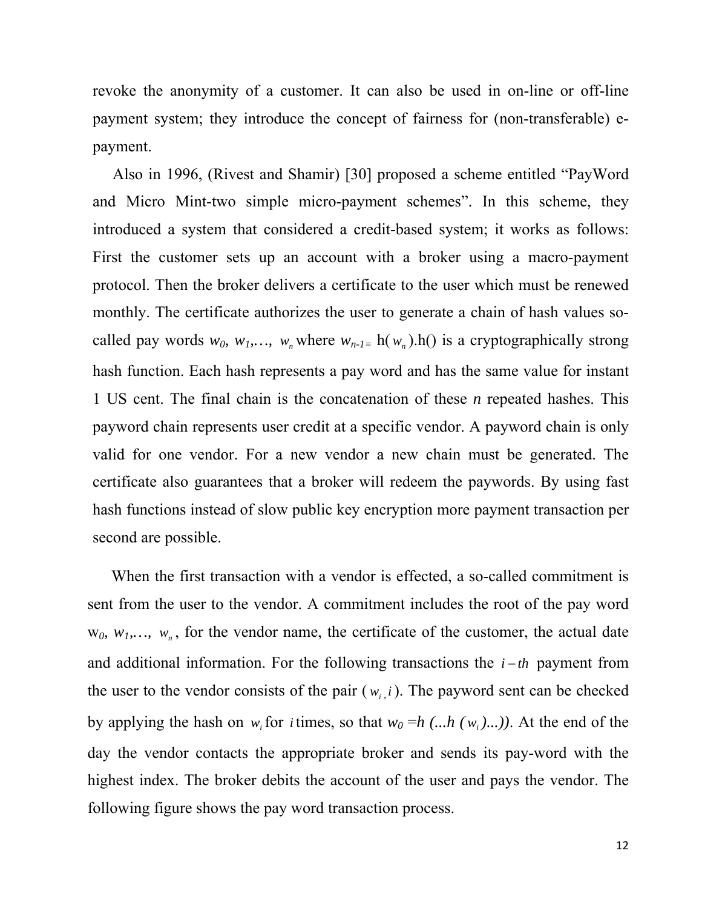revoke the anonymity of a customer. It can also be used in on-line or off-line payment system; they introduce the concept of fairness for (non-transferable) e-payment.

Also in 1996, (Rivest and Shamir) [30] proposed a scheme entitled "PayWord and Micro Mint-two simple micro-payment schemes". In this scheme, they introduced a system that considered a credit-based system; it works as follows: First the customer sets up an account with a broker using a macro-payment protocol. Then the broker delivers a certificate to the user which must be renewed monthly. The certificate authorizes the user to generate a chain of hash values so-called pay words $w_0, w_1, \ldots, w_n$ where $w_{n-1} = h(w_n)$.h() is a cryptographically strong hash function. Each hash represents a pay word and has the same value for instant 1 US cent. The final chain is the concatenation of these *n* repeated hashes. This payword chain represents user credit at a specific vendor. A payword chain is only valid for one vendor. For a new vendor a new chain must be generated. The certificate also guarantees that a broker will redeem the paywords. By using fast hash functions instead of slow public key encryption more payment transaction per second are possible.

When the first transaction with a vendor is effected, a so-called commitment is sent from the user to the vendor. A commitment includes the root of the pay word $w_0, w_1, \ldots, w_n$, for the vendor name, the certificate of the customer, the actual date and additional information. For the following transactions the $i-th$ payment from the user to the vendor consists of the pair $(w_i, i)$. The payword sent can be checked by applying the hash on $w_i$ for $i$ times, so that $w_0 = h(\ldots h(w_i)\ldots))$. At the end of the day the vendor contacts the appropriate broker and sends its pay-word with the highest index. The broker debits the account of the user and pays the vendor. The following figure shows the pay word transaction process.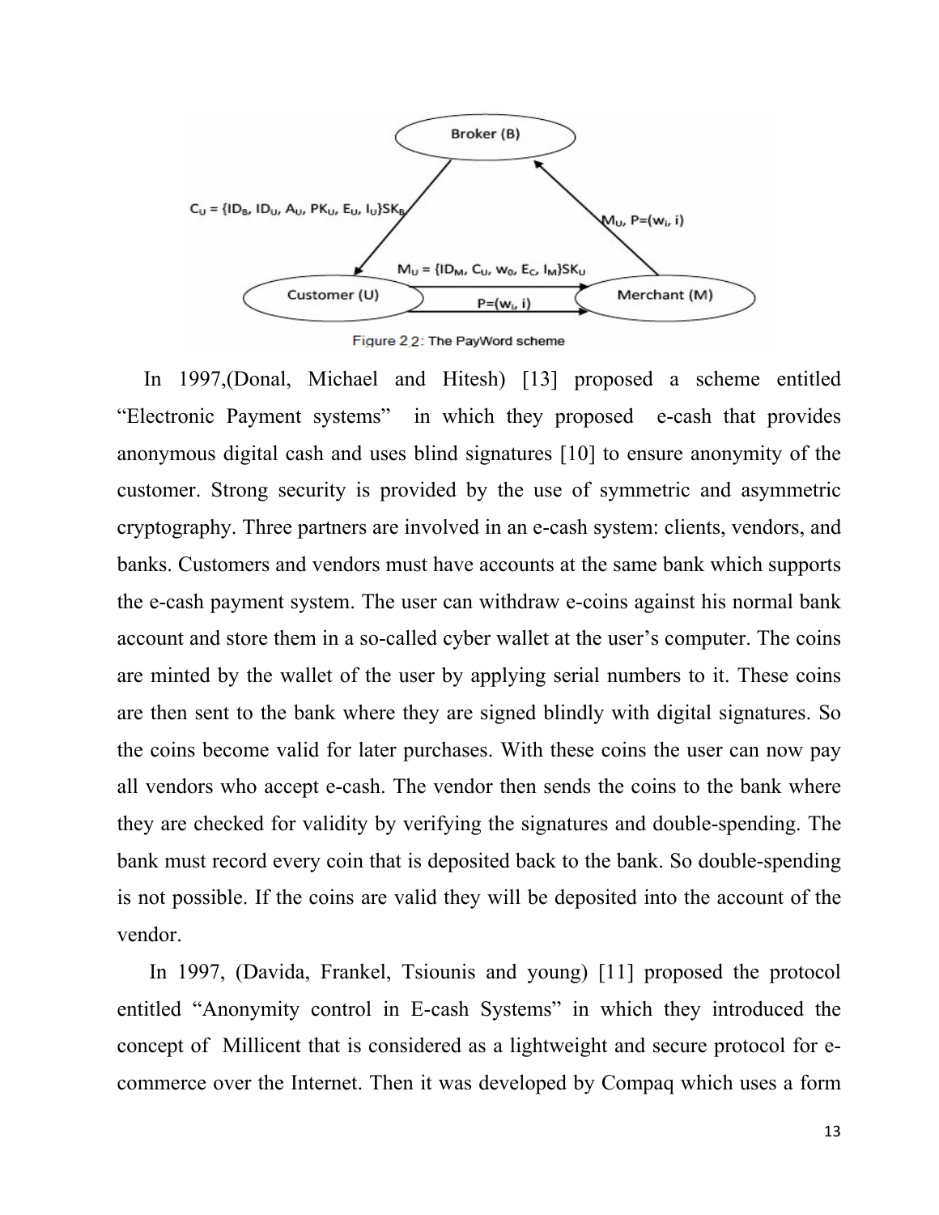Figure 2.2: The PayWord scheme

In 1997,(Donal, Michael and Hitesh) [13] proposed a scheme entitled "Electronic Payment systems" in which they proposed e-cash that provides anonymous digital cash and uses blind signatures [10] to ensure anonymity of the customer. Strong security is provided by the use of symmetric and asymmetric cryptography. Three partners are involved in an e-cash system: clients, vendors, and banks. Customers and vendors must have accounts at the same bank which supports the e-cash payment system. The user can withdraw e-coins against his normal bank account and store them in a so-called cyber wallet at the user's computer. The coins are minted by the wallet of the user by applying serial numbers to it. These coins are then sent to the bank where they are signed blindly with digital signatures. So the coins become valid for later purchases. With these coins the user can now pay all vendors who accept e-cash. The vendor then sends the coins to the bank where they are checked for validity by verifying the signatures and double-spending. The bank must record every coin that is deposited back to the bank. So double-spending is not possible. If the coins are valid they will be deposited into the account of the vendor.

In 1997, (Davida, Frankel, Tsiounis and young) [11] proposed the protocol entitled "Anonymity control in E-cash Systems" in which they introduced the concept of Millicent that is considered as a lightweight and secure protocol for e-commerce over the Internet. Then it was developed by Compaq which uses a form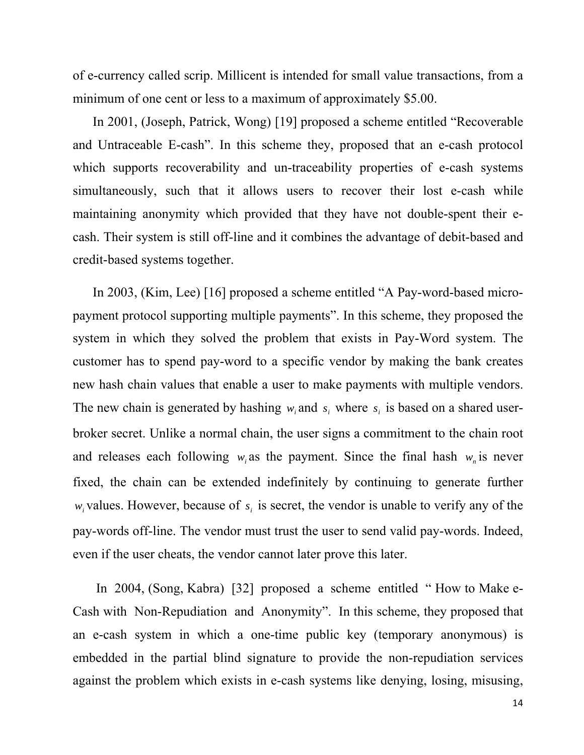of e-currency called scrip. Millicent is intended for small value transactions, from a minimum of one cent or less to a maximum of approximately $5.00.

In 2001, (Joseph, Patrick, Wong) [19] proposed a scheme entitled "Recoverable and Untraceable E-cash". In this scheme they, proposed that an e-cash protocol which supports recoverability and un-traceability properties of e-cash systems simultaneously, such that it allows users to recover their lost e-cash while maintaining anonymity which provided that they have not double-spent their e-cash. Their system is still off-line and it combines the advantage of debit-based and credit-based systems together.

In 2003, (Kim, Lee) [16] proposed a scheme entitled "A Pay-word-based micro-payment protocol supporting multiple payments". In this scheme, they proposed the system in which they solved the problem that exists in Pay-Word system. The customer has to spend pay-word to a specific vendor by making the bank creates new hash chain values that enable a user to make payments with multiple vendors. The new chain is generated by hashing $w_i$ and $s_i$ where $s_i$ is based on a shared user-broker secret. Unlike a normal chain, the user signs a commitment to the chain root and releases each following $w_i$ as the payment. Since the final hash $w_n$ is never fixed, the chain can be extended indefinitely by continuing to generate further $w_i$ values. However, because of $s_i$ is secret, the vendor is unable to verify any of the pay-words off-line. The vendor must trust the user to send valid pay-words. Indeed, even if the user cheats, the vendor cannot later prove this later.

In 2004, (Song, Kabra) [32] proposed a scheme entitled " How to Make e-Cash with Non-Repudiation and Anonymity". In this scheme, they proposed that an e-cash system in which a one-time public key (temporary anonymous) is embedded in the partial blind signature to provide the non-repudiation services against the problem which exists in e-cash systems like denying, losing, misusing,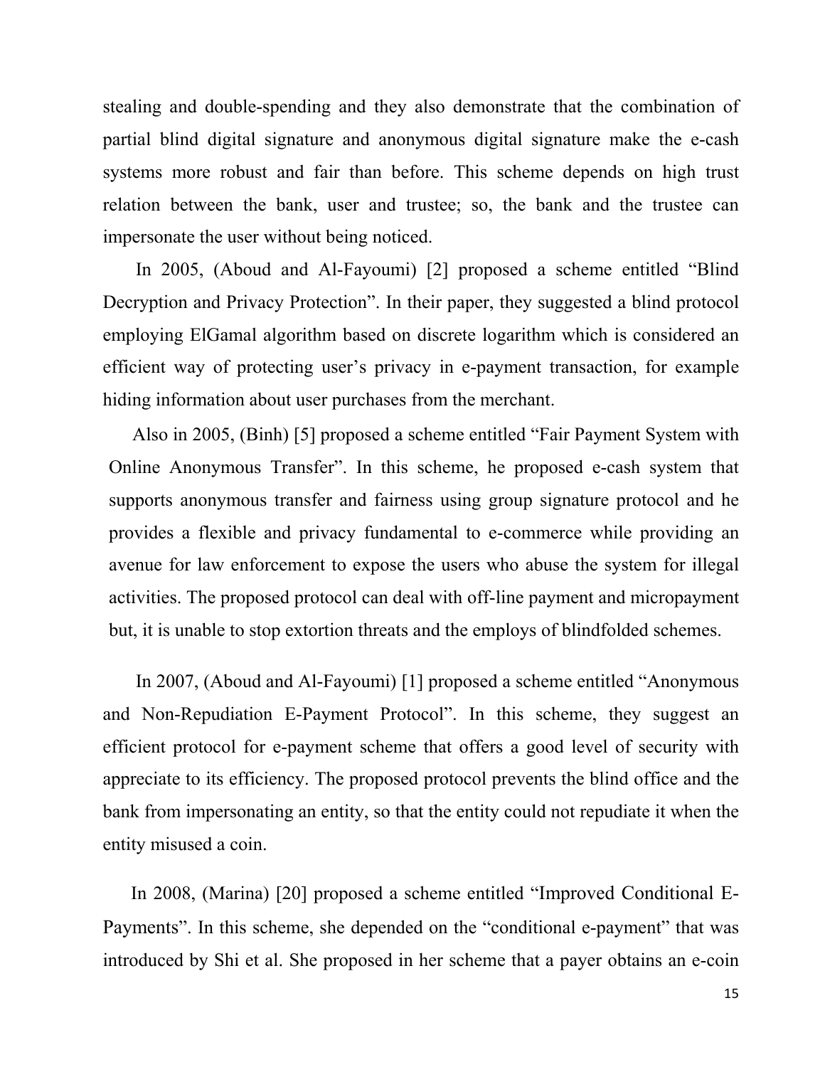stealing and double-spending and they also demonstrate that the combination of partial blind digital signature and anonymous digital signature make the e-cash systems more robust and fair than before. This scheme depends on high trust relation between the bank, user and trustee; so, the bank and the trustee can impersonate the user without being noticed.

In 2005, (Aboud and Al-Fayoumi) [2] proposed a scheme entitled "Blind Decryption and Privacy Protection". In their paper, they suggested a blind protocol employing ElGamal algorithm based on discrete logarithm which is considered an efficient way of protecting user's privacy in e-payment transaction, for example hiding information about user purchases from the merchant.

Also in 2005, (Binh) [5] proposed a scheme entitled "Fair Payment System with Online Anonymous Transfer". In this scheme, he proposed e-cash system that supports anonymous transfer and fairness using group signature protocol and he provides a flexible and privacy fundamental to e-commerce while providing an avenue for law enforcement to expose the users who abuse the system for illegal activities. The proposed protocol can deal with off-line payment and micropayment but, it is unable to stop extortion threats and the employs of blindfolded schemes.

In 2007, (Aboud and Al-Fayoumi) [1] proposed a scheme entitled "Anonymous and Non-Repudiation E-Payment Protocol". In this scheme, they suggest an efficient protocol for e-payment scheme that offers a good level of security with appreciate to its efficiency. The proposed protocol prevents the blind office and the bank from impersonating an entity, so that the entity could not repudiate it when the entity misused a coin.

In 2008, (Marina) [20] proposed a scheme entitled "Improved Conditional E-Payments". In this scheme, she depended on the "conditional e-payment" that was introduced by Shi et al. She proposed in her scheme that a payer obtains an e-coin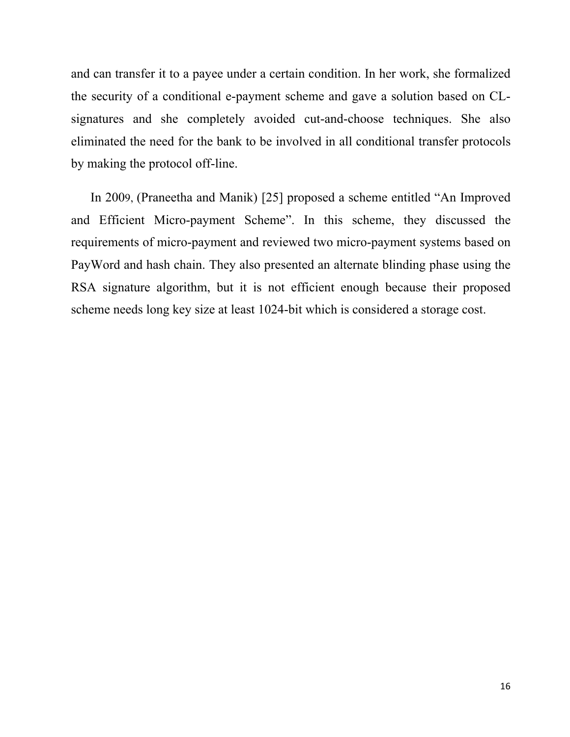and can transfer it to a payee under a certain condition. In her work, she formalized the security of a conditional e-payment scheme and gave a solution based on CL-signatures and she completely avoided cut-and-choose techniques. She also eliminated the need for the bank to be involved in all conditional transfer protocols by making the protocol off-line.

In 2009, (Praneetha and Manik) [25] proposed a scheme entitled “An Improved and Efficient Micro-payment Scheme”. In this scheme, they discussed the requirements of micro-payment and reviewed two micro-payment systems based on PayWord and hash chain. They also presented an alternate blinding phase using the RSA signature algorithm, but it is not efficient enough because their proposed scheme needs long key size at least 1024-bit which is considered a storage cost.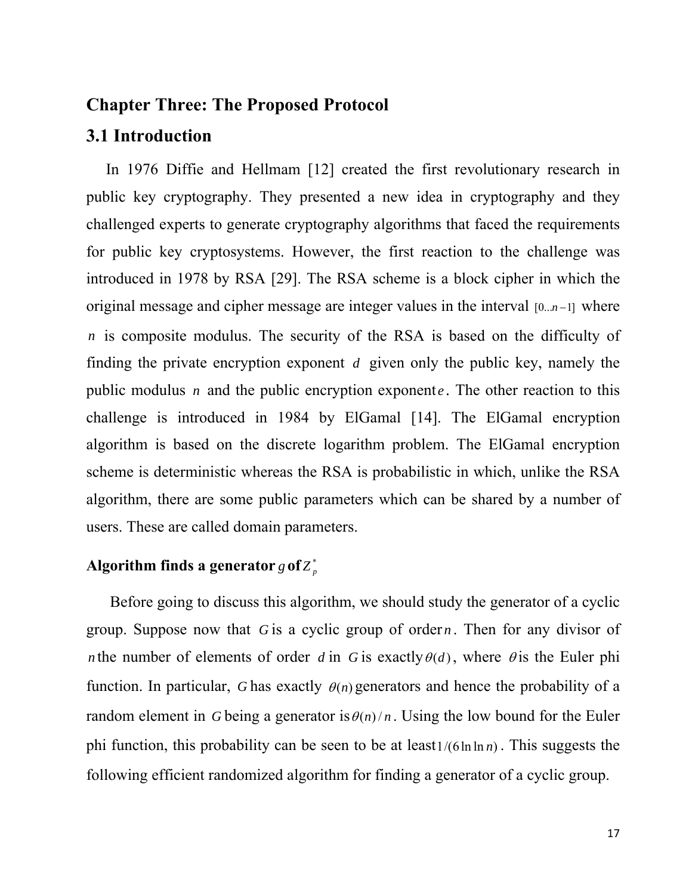# Chapter Three: The Proposed Protocol

## 3.1 Introduction

In 1976 Diffie and Hellmam [12] created the first revolutionary research in public key cryptography. They presented a new idea in cryptography and they challenged experts to generate cryptography algorithms that faced the requirements for public key cryptosystems. However, the first reaction to the challenge was introduced in 1978 by RSA [29]. The RSA scheme is a block cipher in which the original message and cipher message are integer values in the interval $[0...n-1]$ where $n$ is composite modulus. The security of the RSA is based on the difficulty of finding the private encryption exponent $d$ given only the public key, namely the public modulus $n$ and the public encryption exponent $e$. The other reaction to this challenge is introduced in 1984 by ElGamal [14]. The ElGamal encryption algorithm is based on the discrete logarithm problem. The ElGamal encryption scheme is deterministic whereas the RSA is probabilistic in which, unlike the RSA algorithm, there are some public parameters which can be shared by a number of users. These are called domain parameters.

**Algorithm finds a generator $g$ of $Z_p^*$**

Before going to discuss this algorithm, we should study the generator of a cyclic group. Suppose now that $G$ is a cyclic group of order $n$. Then for any divisor of $n$ the number of elements of order $d$ in $G$ is exactly $\theta(d)$, where $\theta$ is the Euler phi function. In particular, $G$ has exactly $\theta(n)$ generators and hence the probability of a random element in $G$ being a generator is $\theta(n)/n$. Using the low bound for the Euler phi function, this probability can be seen to be at least $1/(6\ln\ln n)$. This suggests the following efficient randomized algorithm for finding a generator of a cyclic group.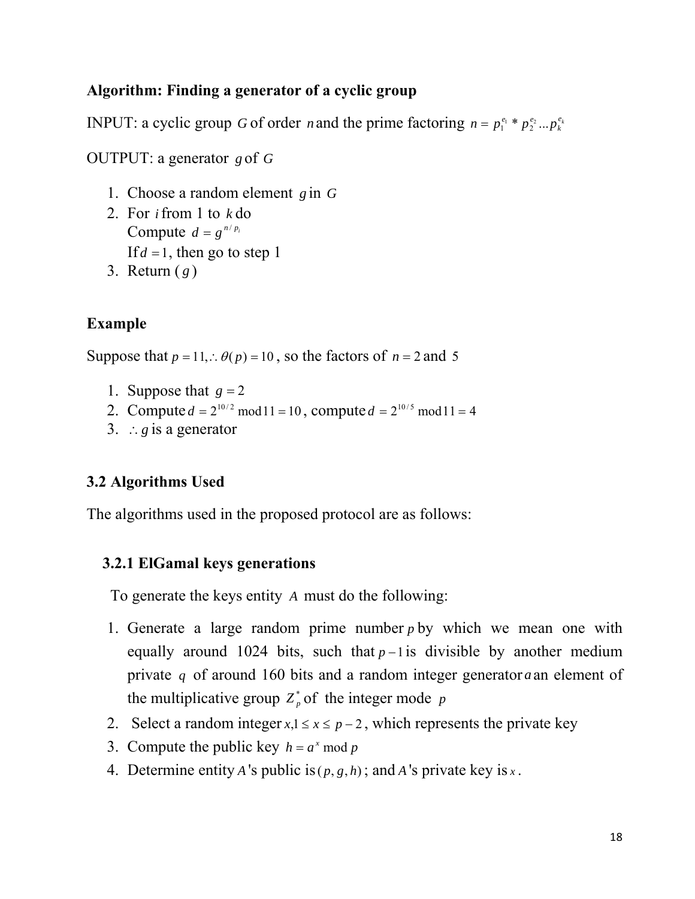**Algorithm: Finding a generator of a cyclic group**

INPUT: a cyclic group $G$ of order $n$ and the prime factoring $n = p_1^{e_1} * p_2^{e_2} ... p_k^{e_k}$

OUTPUT: a generator $g$ of $G$

1. Choose a random element $g$ in $G$
2. For $i$ from 1 to $k$ do
   Compute $d = g^{n/p_i}$
   If $d = 1$, then go to step 1
3. Return ( $g$ )

**Example**

Suppose that $p = 11, \therefore \theta(p) = 10$, so the factors of $n = 2$ and $5$

1. Suppose that $g = 2$
2. Compute $d = 2^{10/2} \bmod 11 = 10$, compute $d = 2^{10/5} \bmod 11 = 4$
3. $\therefore g$ is a generator

### 3.2 Algorithms Used

The algorithms used in the proposed protocol are as follows:

#### 3.2.1 ElGamal keys generations

To generate the keys entity $A$ must do the following:

1. Generate a large random prime number $p$ by which we mean one with equally around 1024 bits, such that $p-1$ is divisible by another medium private $q$ of around 160 bits and a random integer generator $a$ an element of the multiplicative group $Z_p^*$ of the integer mode $p$
2. Select a random integer $x, 1 \leq x \leq p-2$, which represents the private key
3. Compute the public key $h = a^x \bmod p$
4. Determine entity $A$'s public is $(p, g, h)$; and $A$'s private key is $x$.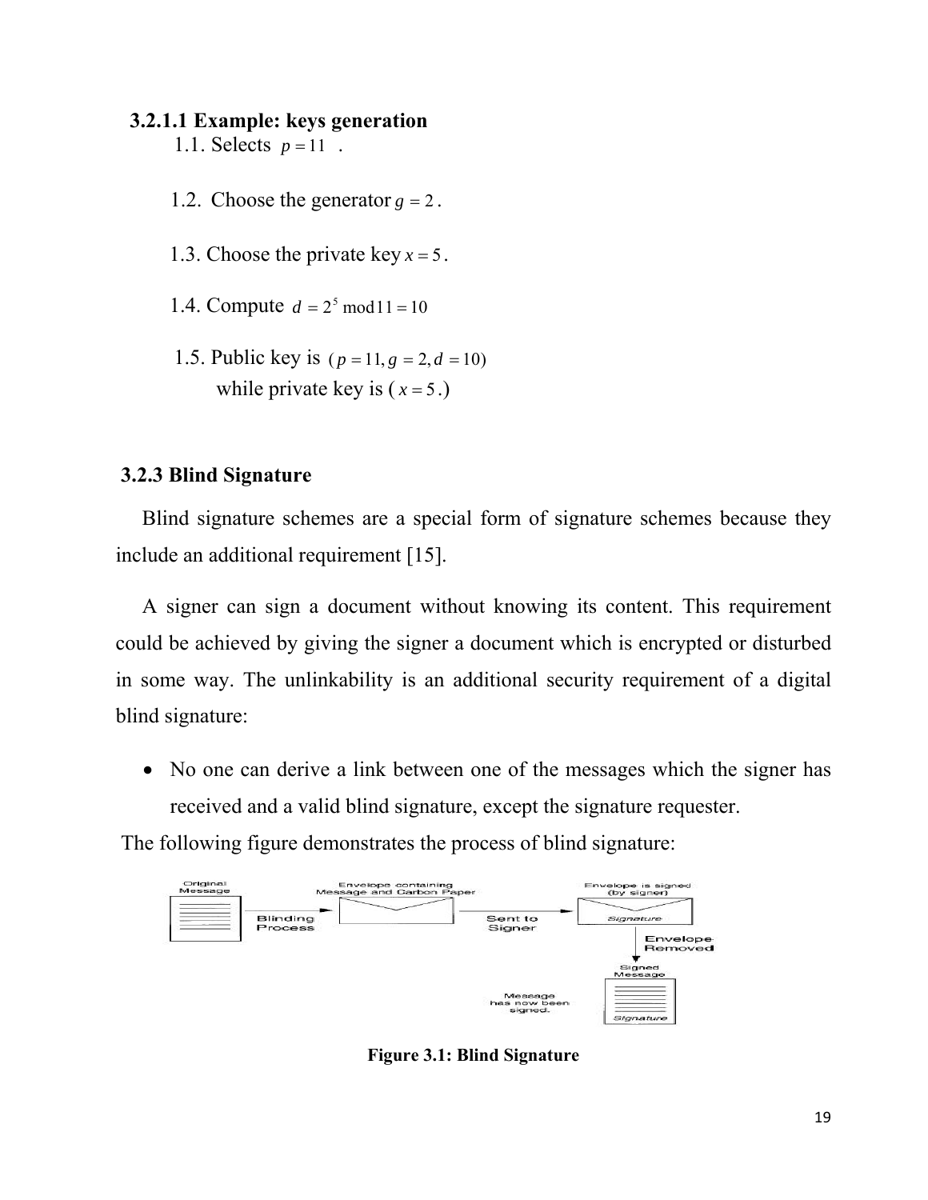### 3.2.1.1 Example: keys generation

1.1. Selects $p = 11$ .

1.2. Choose the generator $g = 2$.

1.3. Choose the private key $x = 5$.

1.4. Compute $d = 2^5 \bmod 11 = 10$

1.5. Public key is $(p = 11, g = 2, d = 10)$
while private key is ( $x = 5$ .)

### 3.2.3 Blind Signature

Blind signature schemes are a special form of signature schemes because they include an additional requirement [15].

A signer can sign a document without knowing its content. This requirement could be achieved by giving the signer a document which is encrypted or disturbed in some way. The unlinkability is an additional security requirement of a digital blind signature:

- No one can derive a link between one of the messages which the signer has received and a valid blind signature, except the signature requester.

The following figure demonstrates the process of blind signature:

**Figure 3.1: Blind Signature**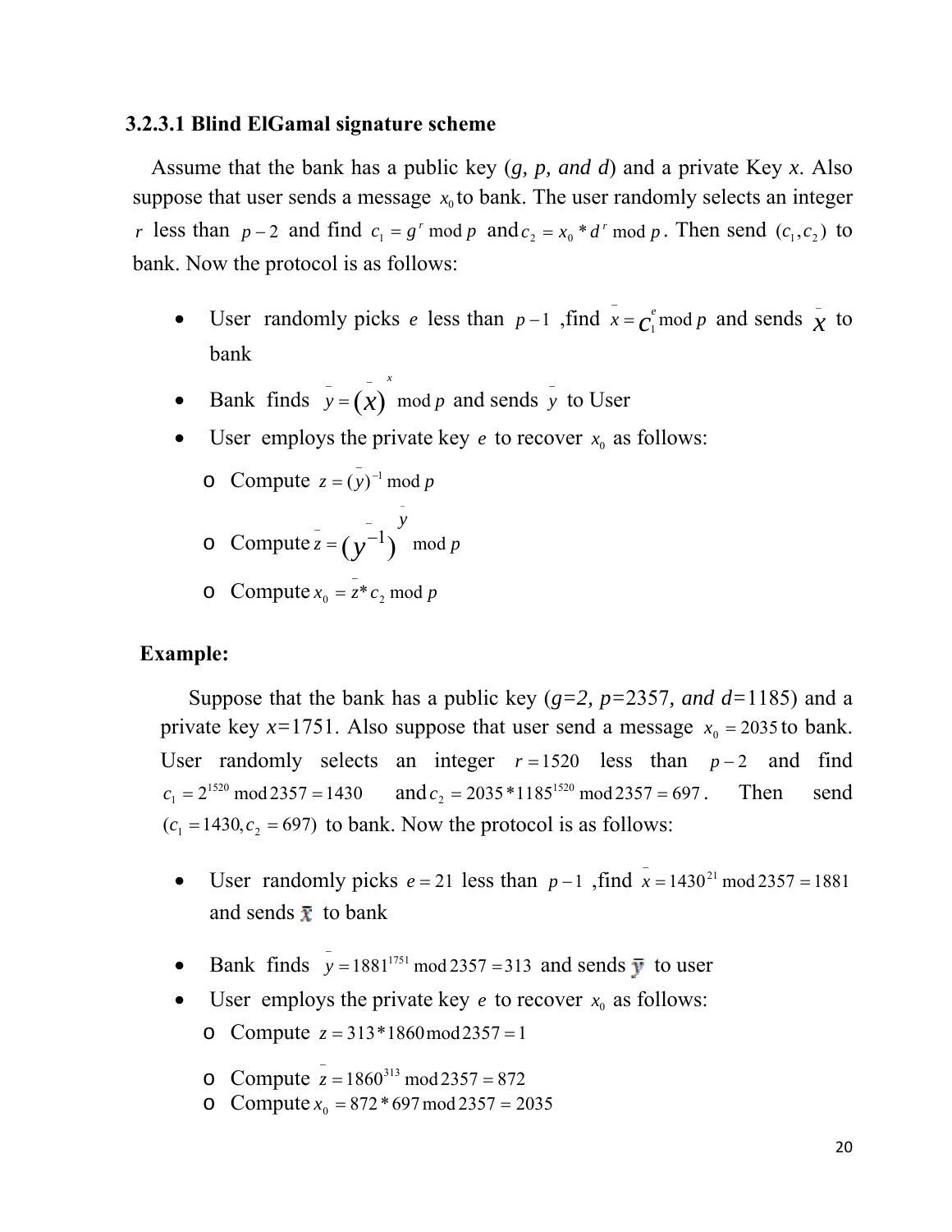### 3.2.3.1 Blind ElGamal signature scheme

Assume that the bank has a public key (*g, p, and d*) and a private Key *x*. Also suppose that user sends a message $x_0$ to bank. The user randomly selects an integer $r$ less than $p-2$ and find $c_1 = g^r \bmod p$ and $c_2 = x_0 * d^r \bmod p$. Then send $(c_1, c_2)$ to bank. Now the protocol is as follows:

- User randomly picks $e$ less than $p-1$, find $\bar{x} = c_1^e \bmod p$ and sends $\bar{x}$ to bank
- Bank finds $\bar{y} = (\bar{x})^x \bmod p$ and sends $\bar{y}$ to User
- User employs the private key $e$ to recover $x_0$ as follows:
  - Compute $z = (\bar{y})^{-1} \bmod p$
  - Compute $\bar{z} = (y^{-1})^{\bar{y}} \bmod p$
  - Compute $x_0 = \bar{z} * c_2 \bmod p$

**Example:**

Suppose that the bank has a public key (*g=2, p=*2357*, and d=*1185) and a private key *x=*1751. Also suppose that user send a message $x_0 = 2035$ to bank. User randomly selects an integer $r = 1520$ less than $p-2$ and find $c_1 = 2^{1520} \bmod 2357 = 1430$ and $c_2 = 2035 * 1185^{1520} \bmod 2357 = 697$. Then send $(c_1 = 1430, c_2 = 697)$ to bank. Now the protocol is as follows:

- User randomly picks $e = 21$ less than $p-1$, find $\bar{x} = 1430^{21} \bmod 2357 = 1881$ and sends $\bar{x}$ to bank
- Bank finds $\bar{y} = 1881^{1751} \bmod 2357 = 313$ and sends $\bar{y}$ to user
- User employs the private key $e$ to recover $x_0$ as follows:
  - Compute $z = 313 * 1860 \bmod 2357 = 1$
  - Compute $\bar{z} = 1860^{313} \bmod 2357 = 872$
  - Compute $x_0 = 872 * 697 \bmod 2357 = 2035$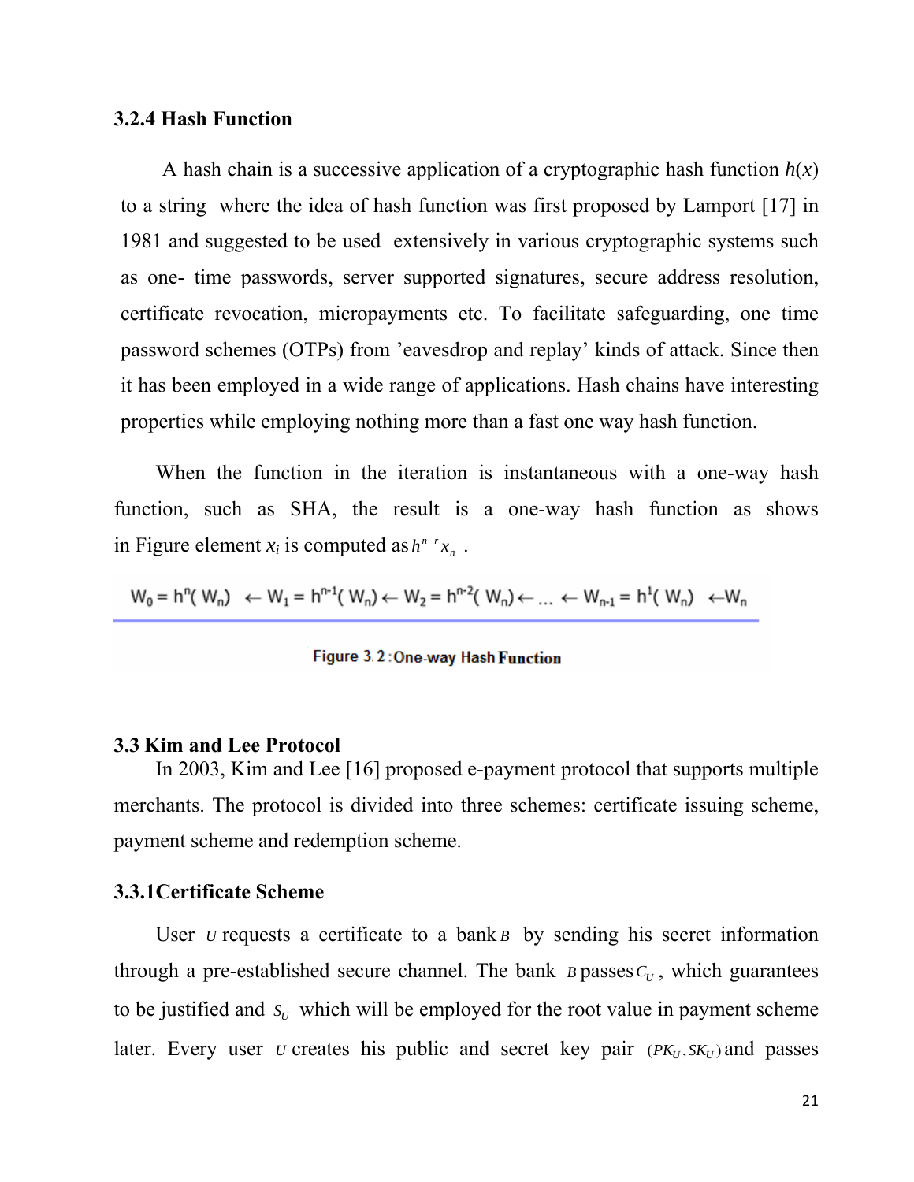### 3.2.4 Hash Function

A hash chain is a successive application of a cryptographic hash function $h(x)$ to a string where the idea of hash function was first proposed by Lamport [17] in 1981 and suggested to be used extensively in various cryptographic systems such as one- time passwords, server supported signatures, secure address resolution, certificate revocation, micropayments etc. To facilitate safeguarding, one time password schemes (OTPs) from 'eavesdrop and replay' kinds of attack. Since then it has been employed in a wide range of applications. Hash chains have interesting properties while employing nothing more than a fast one way hash function.

When the function in the iteration is instantaneous with a one-way hash function, such as SHA, the result is a one-way hash function as shows in Figure element $x_i$ is computed as $h^{n-r}x_n$ .

$$W_0 = h^n(W_n) \leftarrow W_1 = h^{n-1}(W_n) \leftarrow W_2 = h^{n-2}(W_n) \leftarrow \ldots \leftarrow W_{n-1} = h^1(W_n) \leftarrow W_n$$

Figure 3.2 : One-way Hash Function

## 3.3 Kim and Lee Protocol

In 2003, Kim and Lee [16] proposed e-payment protocol that supports multiple merchants. The protocol is divided into three schemes: certificate issuing scheme, payment scheme and redemption scheme.

### 3.3.1Certificate Scheme

User $U$ requests a certificate to a bank $B$ by sending his secret information through a pre-established secure channel. The bank $B$ passes $C_U$, which guarantees to be justified and $s_U$ which will be employed for the root value in payment scheme later. Every user $U$ creates his public and secret key pair $(PK_U, SK_U)$ and passes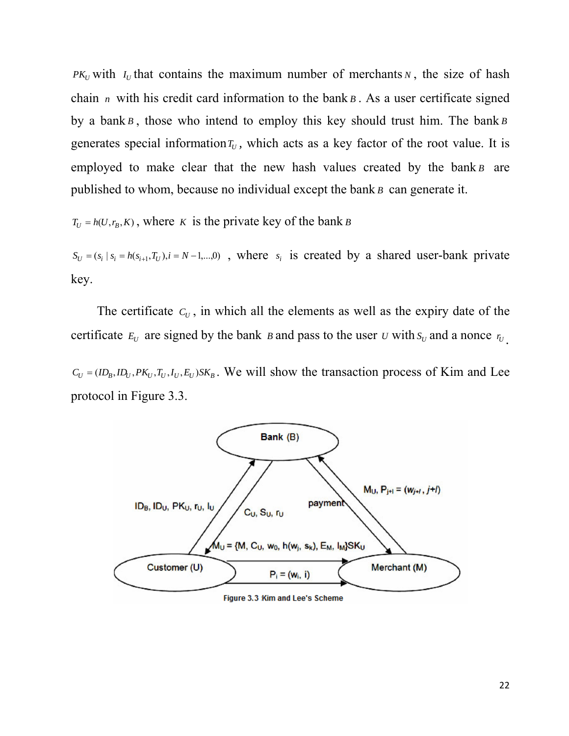$PK_U$ with $I_U$ that contains the maximum number of merchants $N$, the size of hash chain $n$ with his credit card information to the bank $B$. As a user certificate signed by a bank $B$, those who intend to employ this key should trust him. The bank $B$ generates special information $T_U$, which acts as a key factor of the root value. It is employed to make clear that the new hash values created by the bank $B$ are published to whom, because no individual except the bank $B$ can generate it.

$T_U = h(U, r_B, K)$, where $K$ is the private key of the bank $B$

$S_U = (s_i \mid s_i = h(s_{i+1}, T_U), i = N-1, \ldots, 0)$ , where $s_i$ is created by a shared user-bank private key.

The certificate $C_U$, in which all the elements as well as the expiry date of the certificate $E_U$ are signed by the bank $B$ and pass to the user $U$ with $S_U$ and a nonce $r_U$.

$C_U = (ID_B, ID_U, PK_U, T_U, I_U, E_U)SK_B$. We will show the transaction process of Kim and Lee protocol in Figure 3.3.

Figure 3.3 Kim and Lee's Scheme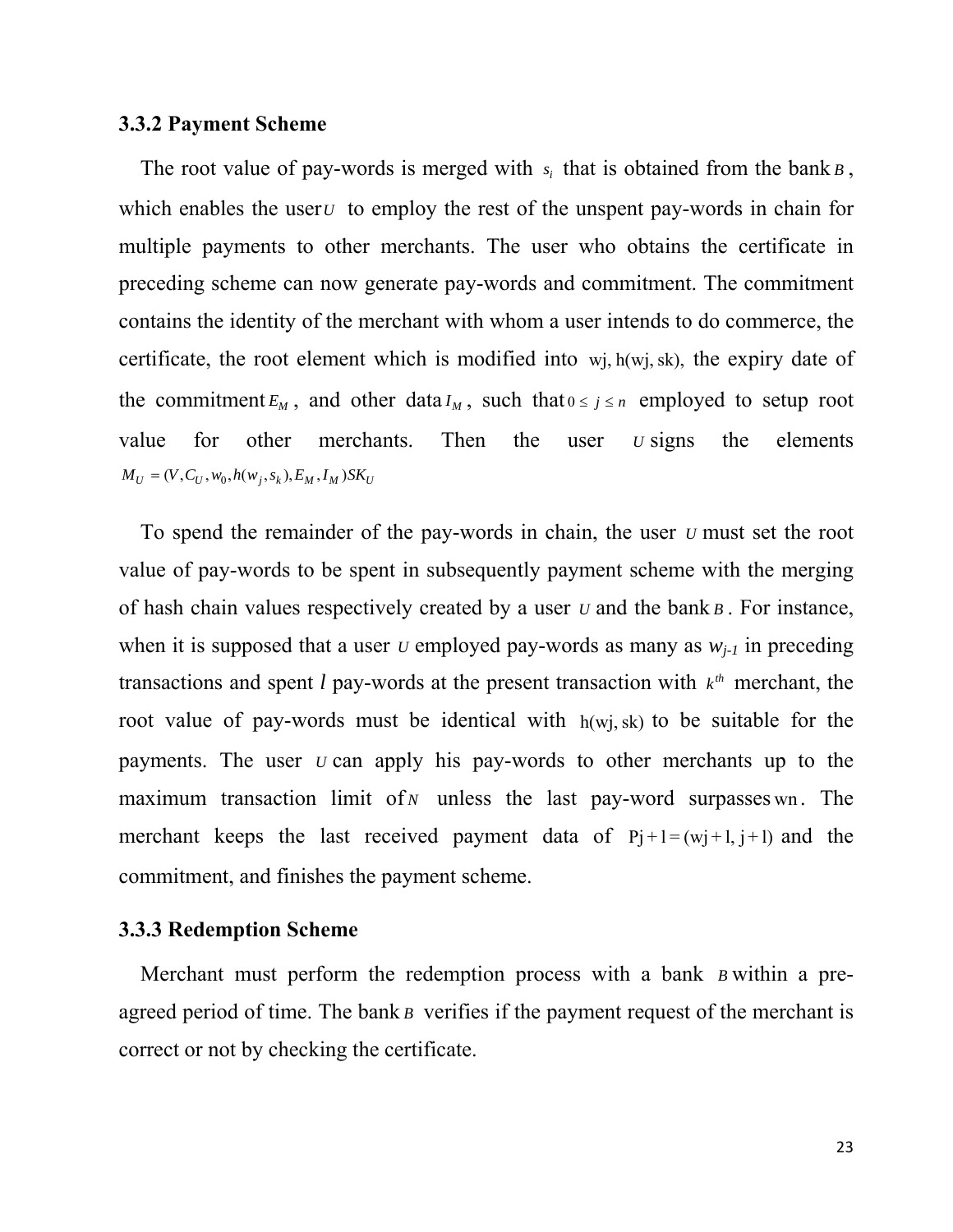### 3.3.2 Payment Scheme

The root value of pay-words is merged with $s_i$ that is obtained from the bank $B$, which enables the user $U$ to employ the rest of the unspent pay-words in chain for multiple payments to other merchants. The user who obtains the certificate in preceding scheme can now generate pay-words and commitment. The commitment contains the identity of the merchant with whom a user intends to do commerce, the certificate, the root element which is modified into $\text{wj}, h(\text{wj}, \text{sk})$, the expiry date of the commitment $E_M$, and other data $I_M$, such that $0 \le j \le n$ employed to setup root value for other merchants. Then the user $U$ signs the elements $M_U = (V, C_U, w_0, h(w_j, s_k), E_M, I_M)SK_U$

To spend the remainder of the pay-words in chain, the user $U$ must set the root value of pay-words to be spent in subsequently payment scheme with the merging of hash chain values respectively created by a user $U$ and the bank $B$. For instance, when it is supposed that a user $U$ employed pay-words as many as $w_{j-1}$ in preceding transactions and spent $l$ pay-words at the present transaction with $k^{th}$ merchant, the root value of pay-words must be identical with $h(\text{wj}, \text{sk})$ to be suitable for the payments. The user $U$ can apply his pay-words to other merchants up to the maximum transaction limit of $N$ unless the last pay-word surpasses $\text{wn}$. The merchant keeps the last received payment data of $\text{Pj} + \text{l} = (\text{wj} + \text{l}, \text{j} + \text{l})$ and the commitment, and finishes the payment scheme.

### 3.3.3 Redemption Scheme

Merchant must perform the redemption process with a bank $B$ within a pre-agreed period of time. The bank $B$ verifies if the payment request of the merchant is correct or not by checking the certificate.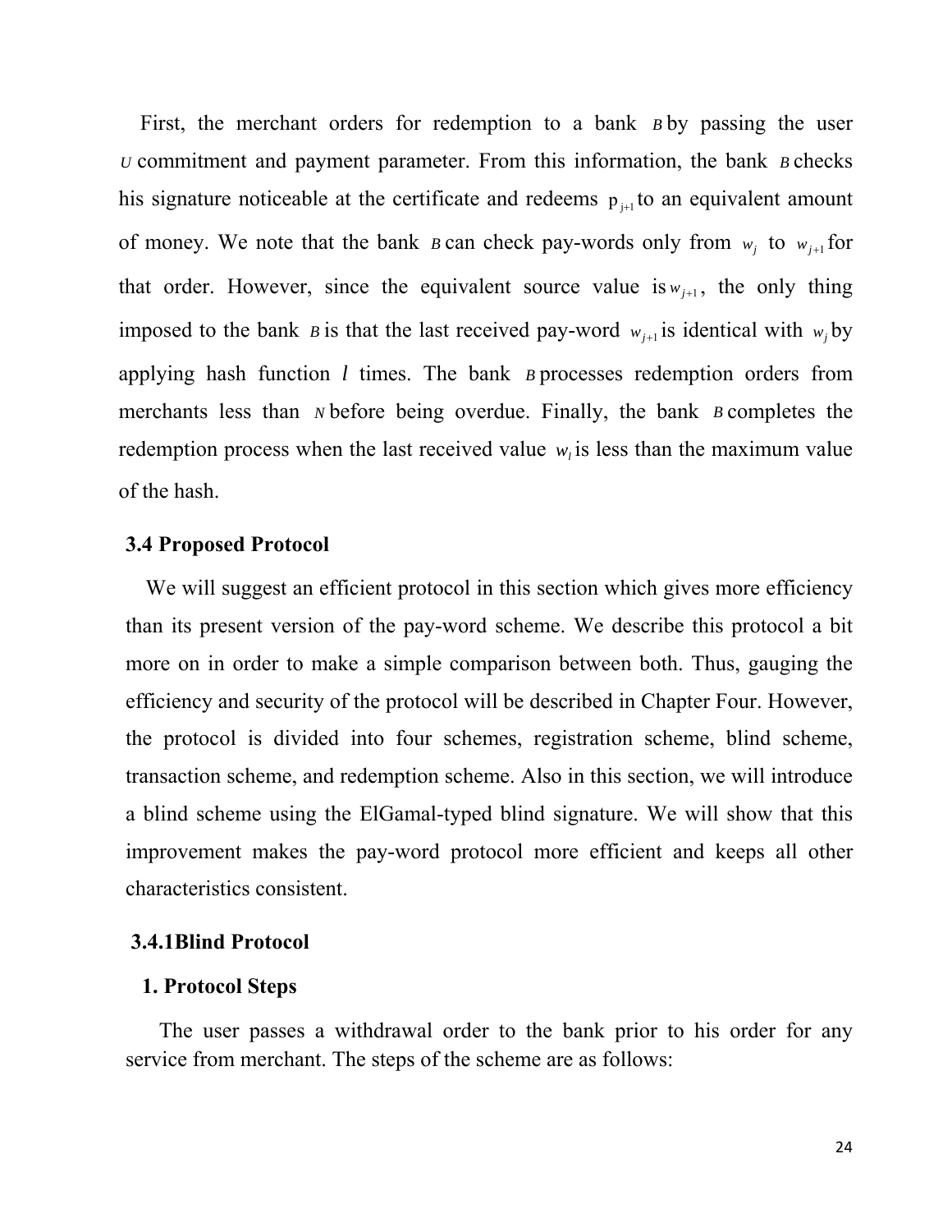First, the merchant orders for redemption to a bank $B$ by passing the user $U$ commitment and payment parameter. From this information, the bank $B$ checks his signature noticeable at the certificate and redeems $p_{j+1}$ to an equivalent amount of money. We note that the bank $B$ can check pay-words only from $w_j$ to $w_{j+1}$ for that order. However, since the equivalent source value is $w_{j+1}$, the only thing imposed to the bank $B$ is that the last received pay-word $w_{j+1}$ is identical with $w_j$ by applying hash function $l$ times. The bank $B$ processes redemption orders from merchants less than $N$ before being overdue. Finally, the bank $B$ completes the redemption process when the last received value $w_l$ is less than the maximum value of the hash.

### 3.4 Proposed Protocol

We will suggest an efficient protocol in this section which gives more efficiency than its present version of the pay-word scheme. We describe this protocol a bit more on in order to make a simple comparison between both. Thus, gauging the efficiency and security of the protocol will be described in Chapter Four. However, the protocol is divided into four schemes, registration scheme, blind scheme, transaction scheme, and redemption scheme. Also in this section, we will introduce a blind scheme using the ElGamal-typed blind signature. We will show that this improvement makes the pay-word protocol more efficient and keeps all other characteristics consistent.

#### 3.4.1Blind Protocol

**1. Protocol Steps**

The user passes a withdrawal order to the bank prior to his order for any service from merchant. The steps of the scheme are as follows: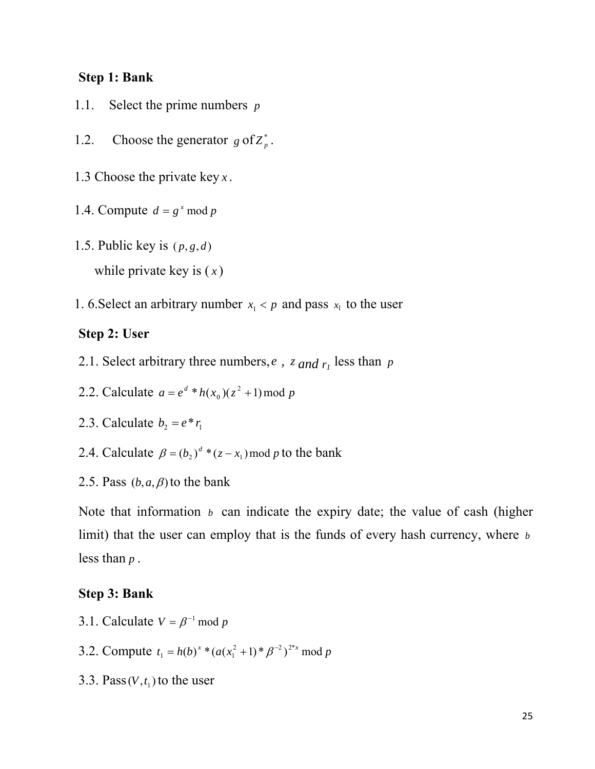**Step 1: Bank**

1.1. Select the prime numbers $p$

1.2. Choose the generator $g$ of $Z_p^*$.

1.3 Choose the private key $x$.

1.4. Compute $d = g^x \bmod p$

1.5. Public key is $(p, g, d)$

while private key is $(x)$

1. 6.Select an arbitrary number $x_1 < p$ and pass $x_1$ to the user

**Step 2: User**

2.1. Select arbitrary three numbers, $e$ , $z$ and $r_1$ less than $p$

2.2. Calculate $a = e^d * h(x_0)(z^2 + 1) \bmod p$

2.3. Calculate $b_2 = e * r_1$

2.4. Calculate $\beta = (b_2)^d * (z - x_1) \bmod p$ to the bank

2.5. Pass $(b, a, \beta)$ to the bank

Note that information $b$ can indicate the expiry date; the value of cash (higher limit) that the user can employ that is the funds of every hash currency, where $b$ less than $p$.

**Step 3: Bank**

3.1. Calculate $V = \beta^{-1} \bmod p$

3.2. Compute $t_1 = h(b)^x * (a(x_1^2 + 1) * \beta^{-2})^{2*x} \bmod p$

3.3. Pass $(V, t_1)$ to the user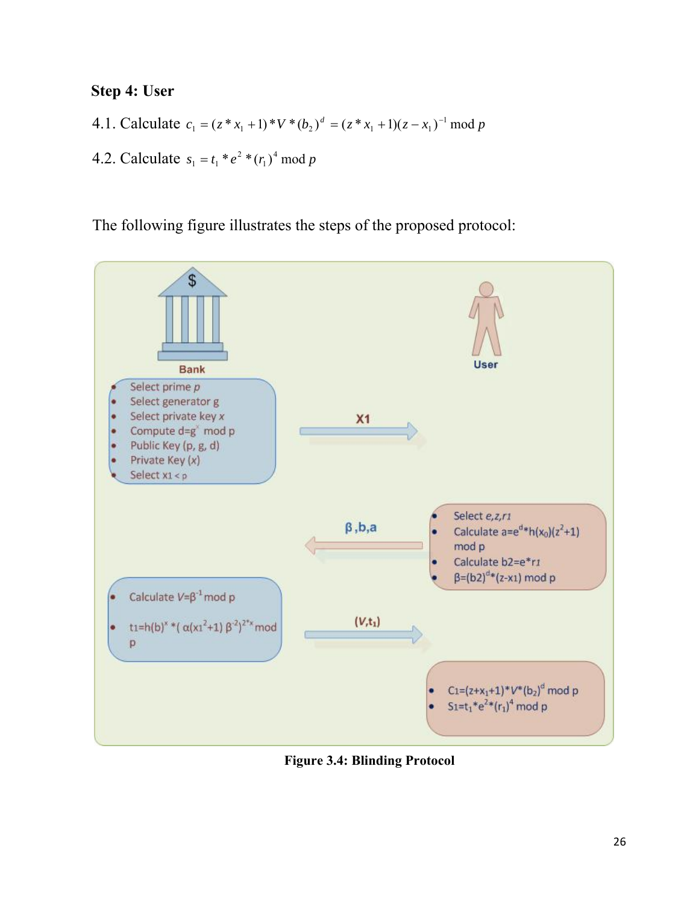**Step 4: User**

4.1. Calculate $c_1 = (z * x_1 + 1) * V * (b_2)^d = (z * x_1 + 1)(z - x_1)^{-1} \bmod p$

4.2. Calculate $s_1 = t_1 * e^2 * (r_1)^4 \bmod p$

The following figure illustrates the steps of the proposed protocol:

**Bank**

- Select prime $p$
- Select generator g
- Select private key $x$
- Compute $d = g^x \bmod p$
- Public Key (p, g, d)
- Private Key ($x$)
- Select $x_1 < p$

Bank → User: $X1$

**User**

- Select $e, z, r_1$
- Calculate $a = e^d * h(x_0)(z^2+1) \bmod p$
- Calculate $b2 = e * r_1$
- $\beta = (b2)^d * (z - x_1) \bmod p$

User → Bank: $\beta, b, a$

**Bank**

- Calculate $V = \beta^{-1} \bmod p$
- $t_1 = h(b)^x * (\alpha(x_1^2+1)\beta^{-2})^{2*x} \bmod p$

Bank → User: $(V, t_1)$

**User**

- $C_1 = (z + x_1 + 1) * V * (b_2)^d \bmod p$
- $S_1 = t_1 * e^2 * (r_1)^4 \bmod p$

**Figure 3.4: Blinding Protocol**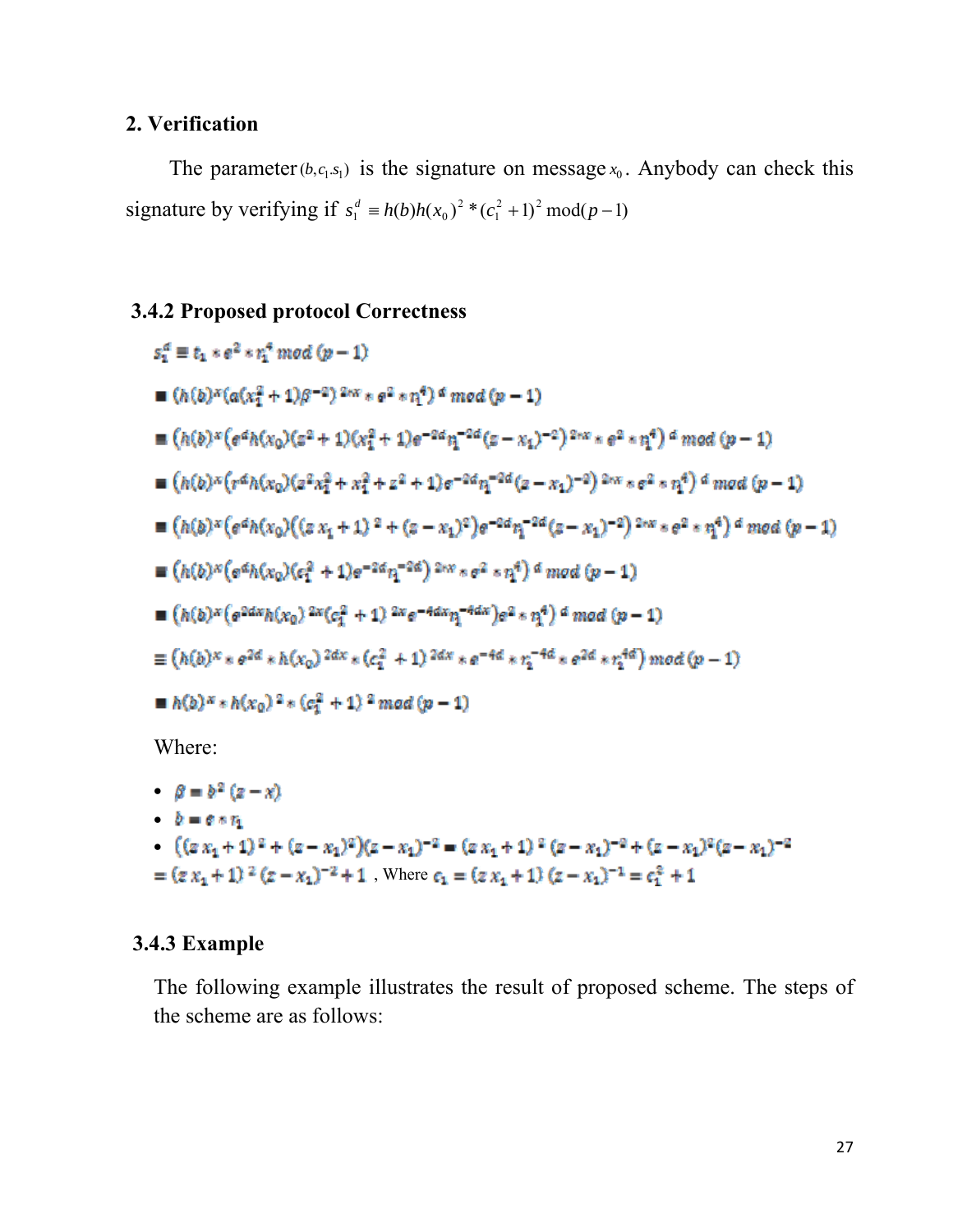**2. Verification**

The parameter $(b, c_1, s_1)$ is the signature on message $x_0$. Anybody can check this signature by verifying if $s_1^d \equiv h(b)h(x_0)^2 * (c_1^2 + 1)^2 \bmod (p-1)$

### 3.4.2 Proposed protocol Correctness

$$s_1^d \equiv t_1 * e^2 * r_1^4 \bmod (p-1)$$

$$\equiv \left(h(b)^x (a(x_1^2+1)\beta^{-2})^{2rx} * e^2 * r_1^4\right)^d \bmod (p-1)$$

$$\equiv \left(h(b)^x (e^d h(x_0)(z^2+1)(x_1^2+1)e^{-2d} r_1^{-2d} (z-x_1)^{-2})^{2rx} * e^2 * r_1^4\right)^d \bmod (p-1)$$

$$\equiv \left(h(b)^x (r^d h(x_0)(z^2 x_1^2 + x_1^2 + z^2 + 1)e^{-2d} r_1^{-2d} (z-x_1)^{-2})^{2rx} * e^2 * r_1^4\right)^d \bmod (p-1)$$

$$\equiv \left(h(b)^x (e^d h(x_0)((z\,x_1+1)^2 + (z-x_1)^2)e^{-2d} r_1^{-2d} (z-x_1)^{-2})^{2rx} * e^2 * r_1^4\right)^d \bmod (p-1)$$

$$\equiv \left(h(b)^x (e^d h(x_0)(c_1^2+1)e^{-2d} r_1^{-2d})^{2rx} * e^2 * r_1^4\right)^d \bmod (p-1)$$

$$\equiv \left(h(b)^x (e^{2dx} h(x_0)^{2x} (c_1^2+1)^{2x} e^{-4dx} r_1^{-4dx}) e^2 * r_1^4\right)^d \bmod (p-1)$$

$$\equiv \left(h(b)^x * e^{2d} * h(x_0)^{2dx} * (c_1^2+1)^{2dx} * e^{-4d} * r_1^{-4d} * e^{2d} * r_1^{4d}\right) \bmod (p-1)$$

$$\equiv h(b)^x * h(x_0)^2 * (c_1^2+1)^2 \bmod (p-1)$$

Where:

- $\beta = b^2 (z - x)$
- $b = e * r_1$
- $((z\,x_1+1)^2 + (z-x_1)^2)(z-x_1)^{-2} = (z\,x_1+1)^2 (z-x_1)^{-2} + (z-x_1)^2 (z-x_1)^{-2}$ $= (z\,x_1+1)^2 (z-x_1)^{-2} + 1$ , Where $c_1 = (z\,x_1+1)(z-x_1)^{-1} = c_1^2 + 1$

### 3.4.3 Example

The following example illustrates the result of proposed scheme. The steps of the scheme are as follows: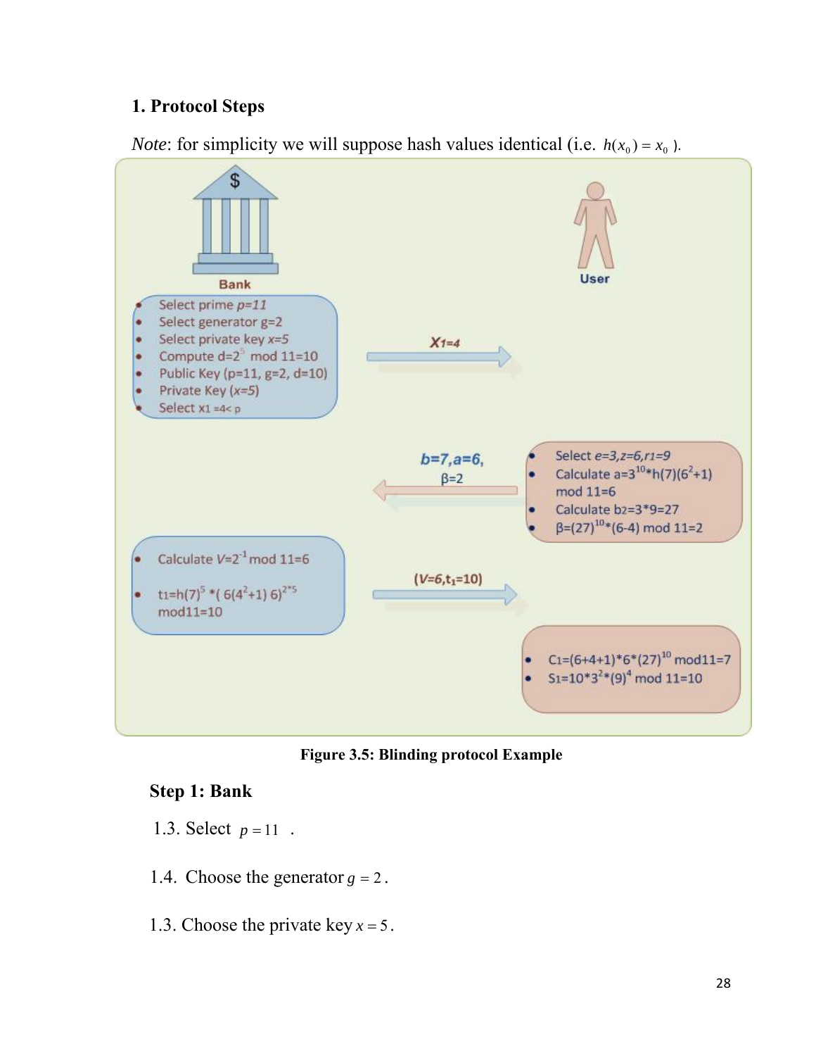## 1. Protocol Steps

*Note*: for simplicity we will suppose hash values identical (i.e. $h(x_0) = x_0$ ).

**Bank**

- Select prime $p=11$
- Select generator g=2
- Select private key $x=5$
- Compute $d=2^5 \bmod 11=10$
- Public Key (p=11, g=2, d=10)
- Private Key ($x$=5)
- Select $x_1 = 4 < p$

**User**

$X_1=4$ →

- Select $e=3, z=6, r_1=9$
- Calculate $a=3^{10} * h(7)(6^2+1) \bmod 11=6$
- Calculate $b_2=3*9=27$
- $\beta=(27)^{10}*(6-4) \bmod 11=2$

← $b=7, a=6, \beta=2$

- Calculate $V=2^{-1} \bmod 11=6$
- $t_1=h(7)^5 * (6(4^2+1)6)^{2*5} \bmod 11=10$

$(V=6, t_1=10)$ →

- $C_1=(6+4+1)*6*(27)^{10} \bmod 11=7$
- $S_1=10*3^2*(9)^4 \bmod 11=10$

**Figure 3.5: Blinding protocol Example**

**Step 1: Bank**

1.3. Select $p=11$ .

1.4. Choose the generator $g=2$.

1.3. Choose the private key $x=5$.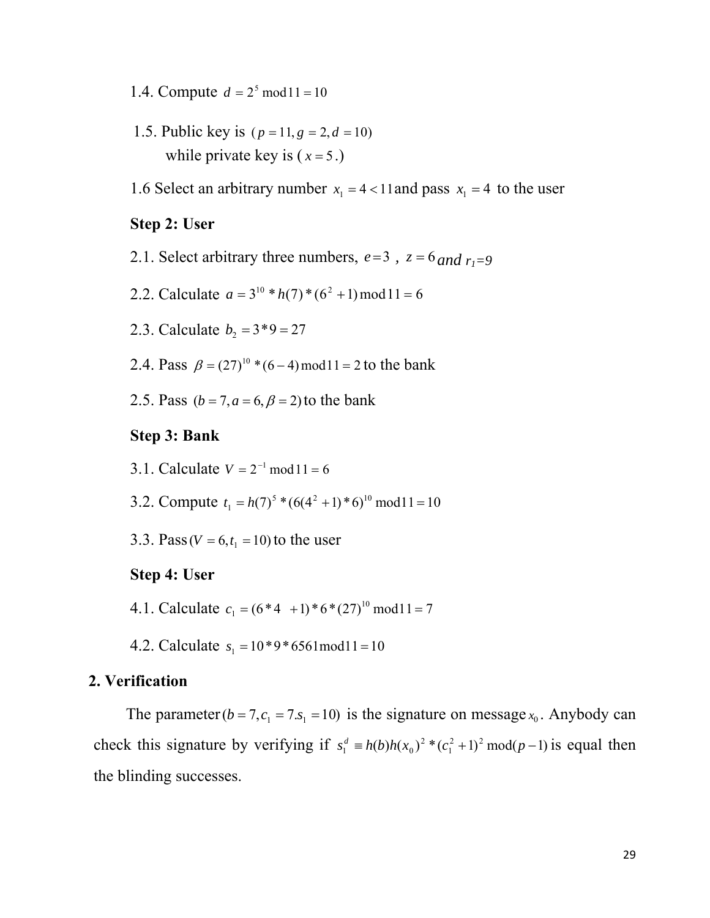1.4. Compute $d = 2^5 \bmod 11 = 10$

1.5. Public key is $(p = 11, g = 2, d = 10)$
while private key is ( $x = 5$ .)

1.6 Select an arbitrary number $x_1 = 4 < 11$ and pass $x_1 = 4$ to the user

**Step 2: User**

2.1. Select arbitrary three numbers, $e = 3$ , $z = 6$ *and* $r_1 = 9$

2.2. Calculate $a = 3^{10} * h(7) * (6^2 + 1) \bmod 11 = 6$

2.3. Calculate $b_2 = 3 * 9 = 27$

2.4. Pass $\beta = (27)^{10} * (6 - 4) \bmod 11 = 2$ to the bank

2.5. Pass $(b = 7, a = 6, \beta = 2)$ to the bank

**Step 3: Bank**

3.1. Calculate $V = 2^{-1} \bmod 11 = 6$

3.2. Compute $t_1 = h(7)^5 * (6(4^2 + 1) * 6)^{10} \bmod 11 = 10$

3.3. Pass $(V = 6, t_1 = 10)$ to the user

**Step 4: User**

4.1. Calculate $c_1 = (6 * 4 + 1) * 6 * (27)^{10} \bmod 11 = 7$

4.2. Calculate $s_1 = 10 * 9 * 6561 \bmod 11 = 10$

**2. Verification**

The parameter $(b = 7, c_1 = 7. s_1 = 10)$ is the signature on message $x_0$. Anybody can check this signature by verifying if $s_1^d \equiv h(b)h(x_0)^2 * (c_1^2 + 1)^2 \bmod (p - 1)$ is equal then the blinding successes.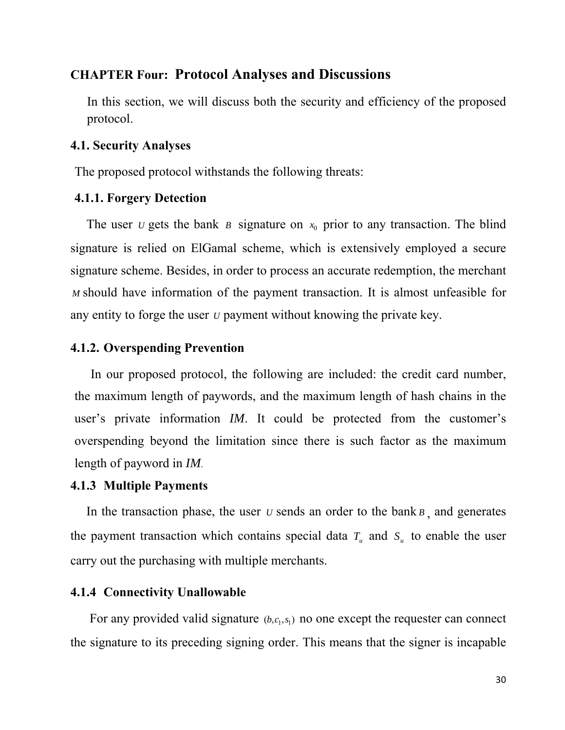# CHAPTER Four: Protocol Analyses and Discussions

In this section, we will discuss both the security and efficiency of the proposed protocol.

## 4.1. Security Analyses

The proposed protocol withstands the following threats:

### 4.1.1. Forgery Detection

The user $U$ gets the bank $B$ signature on $x_0$ prior to any transaction. The blind signature is relied on ElGamal scheme, which is extensively employed a secure signature scheme. Besides, in order to process an accurate redemption, the merchant $M$ should have information of the payment transaction. It is almost unfeasible for any entity to forge the user $U$ payment without knowing the private key.

### 4.1.2. Overspending Prevention

In our proposed protocol, the following are included: the credit card number, the maximum length of paywords, and the maximum length of hash chains in the user's private information *IM*. It could be protected from the customer's overspending beyond the limitation since there is such factor as the maximum length of payword in *IM*.

### 4.1.3 Multiple Payments

In the transaction phase, the user $U$ sends an order to the bank $B$, and generates the payment transaction which contains special data $T_u$ and $S_u$ to enable the user carry out the purchasing with multiple merchants.

### 4.1.4 Connectivity Unallowable

For any provided valid signature $(b, c_1, s_1)$ no one except the requester can connect the signature to its preceding signing order. This means that the signer is incapable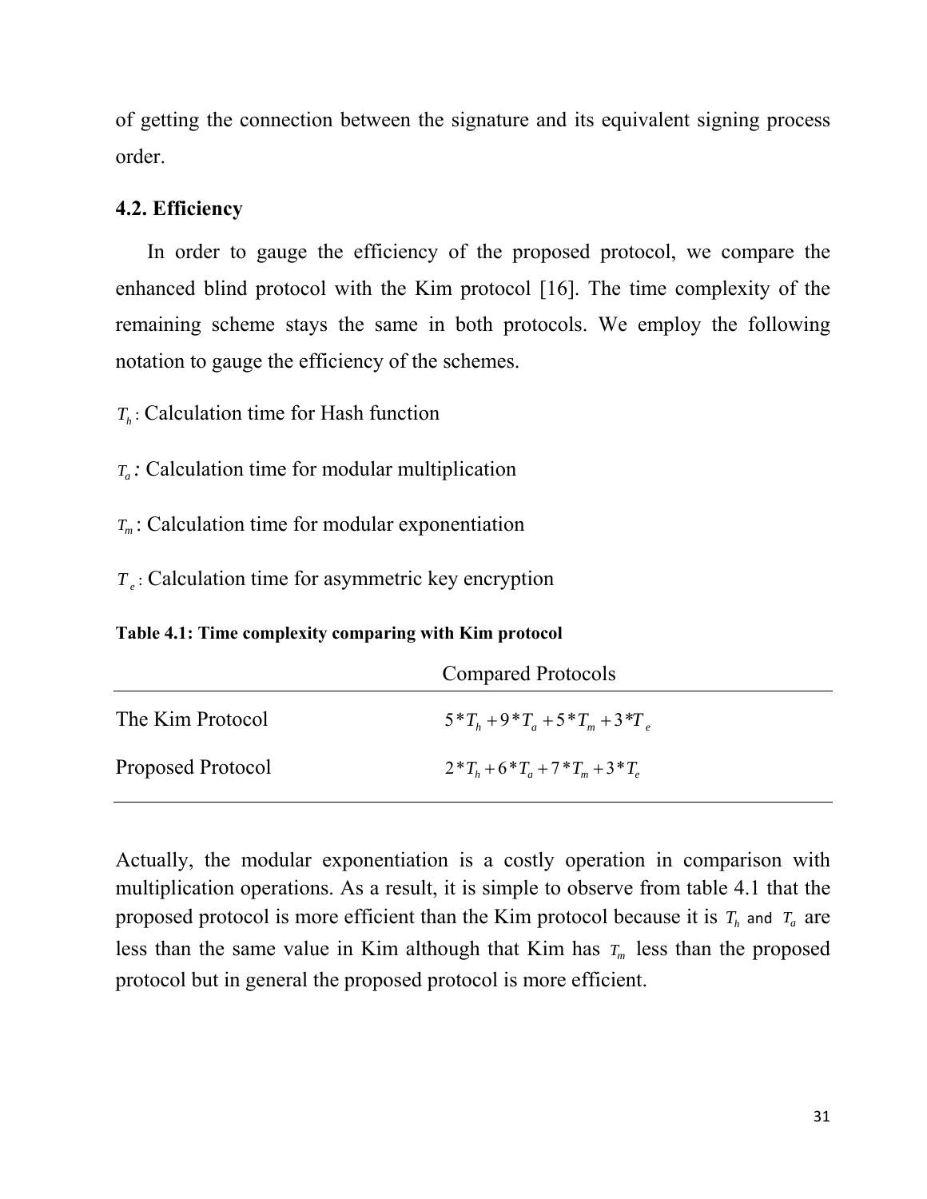of getting the connection between the signature and its equivalent signing process order.

### 4.2. Efficiency

In order to gauge the efficiency of the proposed protocol, we compare the enhanced blind protocol with the Kim protocol [16]. The time complexity of the remaining scheme stays the same in both protocols. We employ the following notation to gauge the efficiency of the schemes.

$T_h$ : Calculation time for Hash function

$T_a$ : Calculation time for modular multiplication

$T_m$ : Calculation time for modular exponentiation

$T_e$ : Calculation time for asymmetric key encryption

**Table 4.1: Time complexity comparing with Kim protocol**

| | Compared Protocols |
|---|---|
| The Kim Protocol | $5*T_h + 9*T_a + 5*T_m + 3*T_e$ |
| Proposed Protocol | $2*T_h + 6*T_a + 7*T_m + 3*T_e$ |

Actually, the modular exponentiation is a costly operation in comparison with multiplication operations. As a result, it is simple to observe from table 4.1 that the proposed protocol is more efficient than the Kim protocol because it is $T_h$ and $T_a$ are less than the same value in Kim although that Kim has $T_m$ less than the proposed protocol but in general the proposed protocol is more efficient.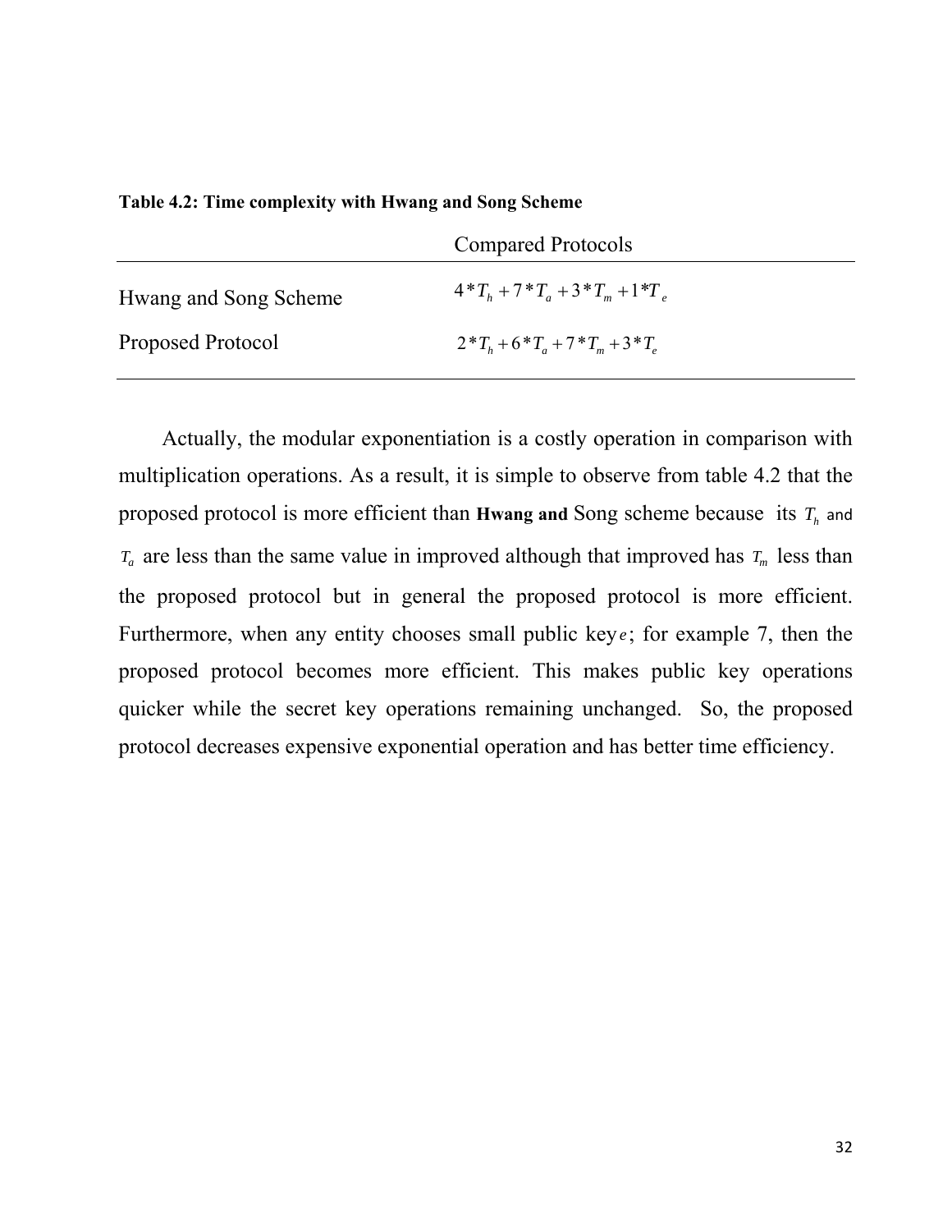**Table 4.2: Time complexity with Hwang and Song Scheme**

| | Compared Protocols |
|---|---|
| Hwang and Song Scheme | $4*T_h + 7*T_a + 3*T_m + 1*T_e$ |
| Proposed Protocol | $2*T_h + 6*T_a + 7*T_m + 3*T_e$ |

Actually, the modular exponentiation is a costly operation in comparison with multiplication operations. As a result, it is simple to observe from table 4.2 that the proposed protocol is more efficient than **Hwang and** Song scheme because its $T_h$ and $T_a$ are less than the same value in improved although that improved has $T_m$ less than the proposed protocol but in general the proposed protocol is more efficient. Furthermore, when any entity chooses small public key $e$; for example 7, then the proposed protocol becomes more efficient. This makes public key operations quicker while the secret key operations remaining unchanged. So, the proposed protocol decreases expensive exponential operation and has better time efficiency.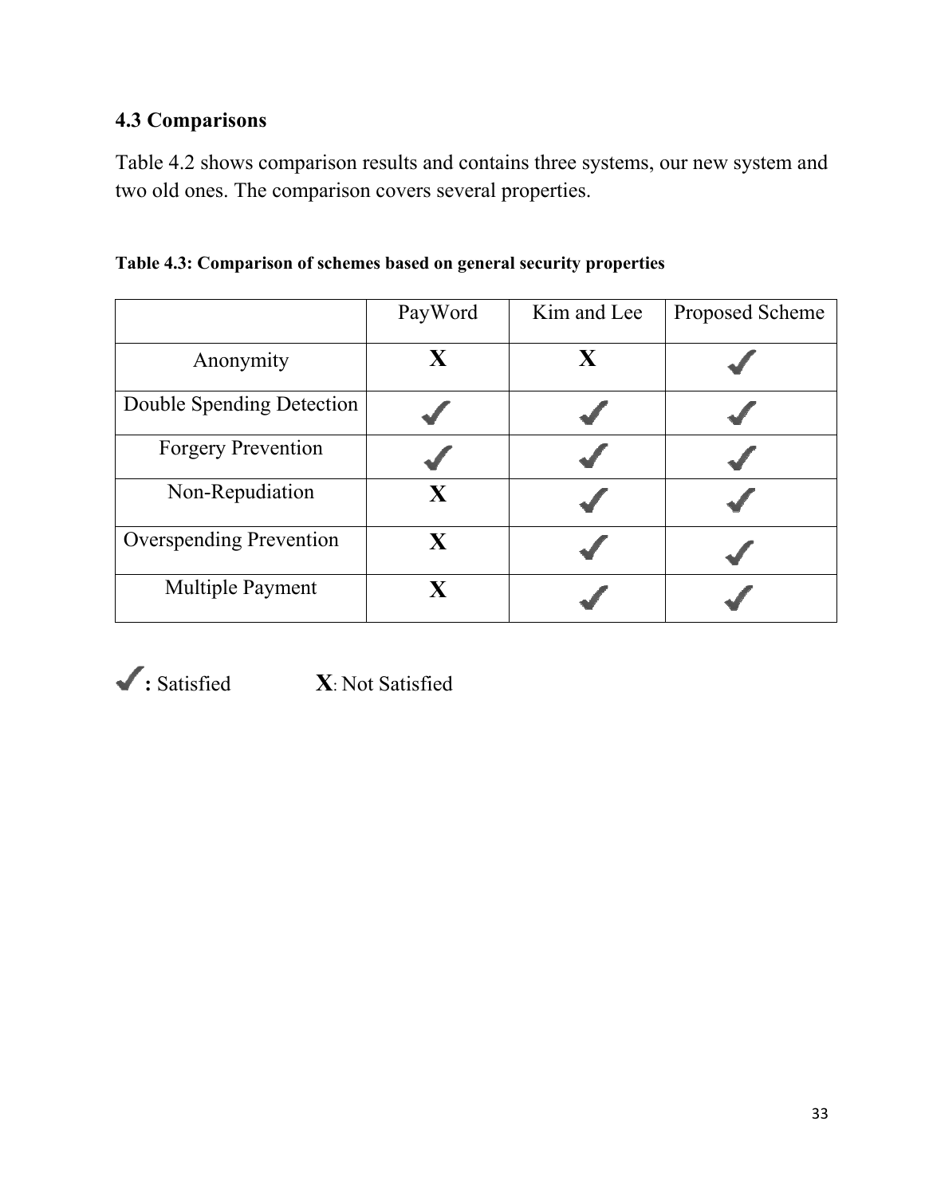### 4.3 Comparisons

Table 4.2 shows comparison results and contains three systems, our new system and two old ones. The comparison covers several properties.

**Table 4.3: Comparison of schemes based on general security properties**

| | PayWord | Kim and Lee | Proposed Scheme |
|---|---|---|---|
| Anonymity | X | X | ✓ |
| Double Spending Detection | ✓ | ✓ | ✓ |
| Forgery Prevention | ✓ | ✓ | ✓ |
| Non-Repudiation | X | ✓ | ✓ |
| Overspending Prevention | X | ✓ | ✓ |
| Multiple Payment | X | ✓ | ✓ |

✓**:** Satisfied    **X**: Not Satisfied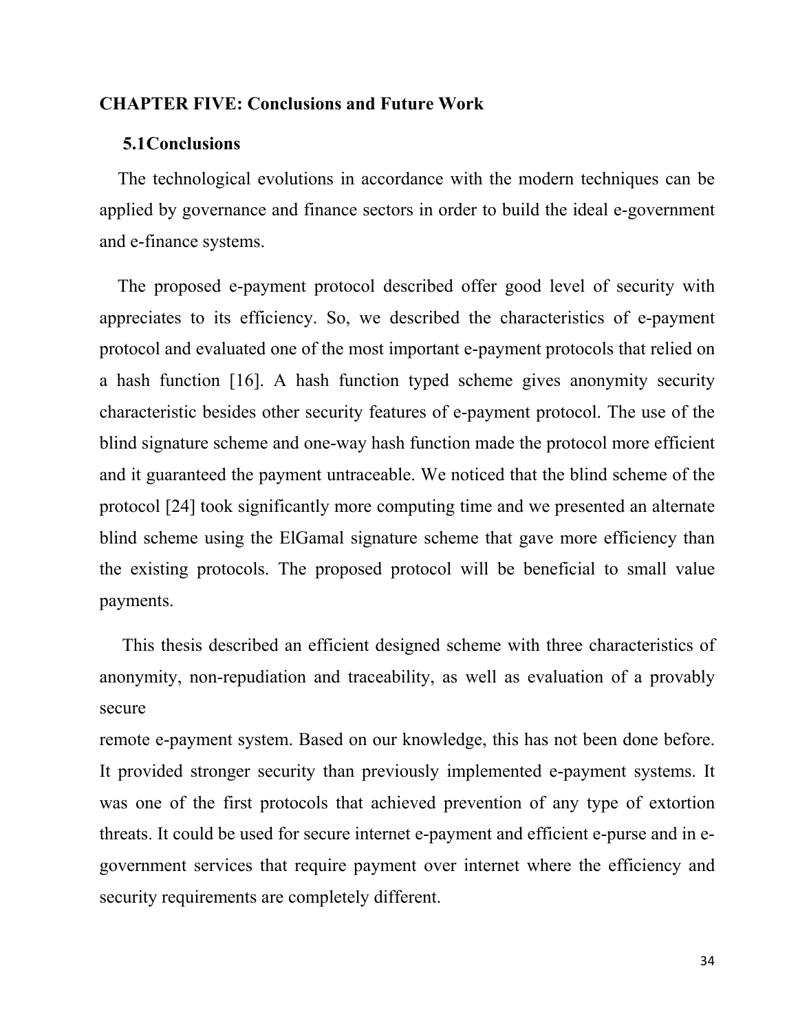## CHAPTER FIVE: Conclusions and Future Work

### 5.1 Conclusions

The technological evolutions in accordance with the modern techniques can be applied by governance and finance sectors in order to build the ideal e-government and e-finance systems.

The proposed e-payment protocol described offer good level of security with appreciates to its efficiency. So, we described the characteristics of e-payment protocol and evaluated one of the most important e-payment protocols that relied on a hash function [16]. A hash function typed scheme gives anonymity security characteristic besides other security features of e-payment protocol. The use of the blind signature scheme and one-way hash function made the protocol more efficient and it guaranteed the payment untraceable. We noticed that the blind scheme of the protocol [24] took significantly more computing time and we presented an alternate blind scheme using the ElGamal signature scheme that gave more efficiency than the existing protocols. The proposed protocol will be beneficial to small value payments.

This thesis described an efficient designed scheme with three characteristics of anonymity, non-repudiation and traceability, as well as evaluation of a provably secure remote e-payment system. Based on our knowledge, this has not been done before. It provided stronger security than previously implemented e-payment systems. It was one of the first protocols that achieved prevention of any type of extortion threats. It could be used for secure internet e-payment and efficient e-purse and in e-government services that require payment over internet where the efficiency and security requirements are completely different.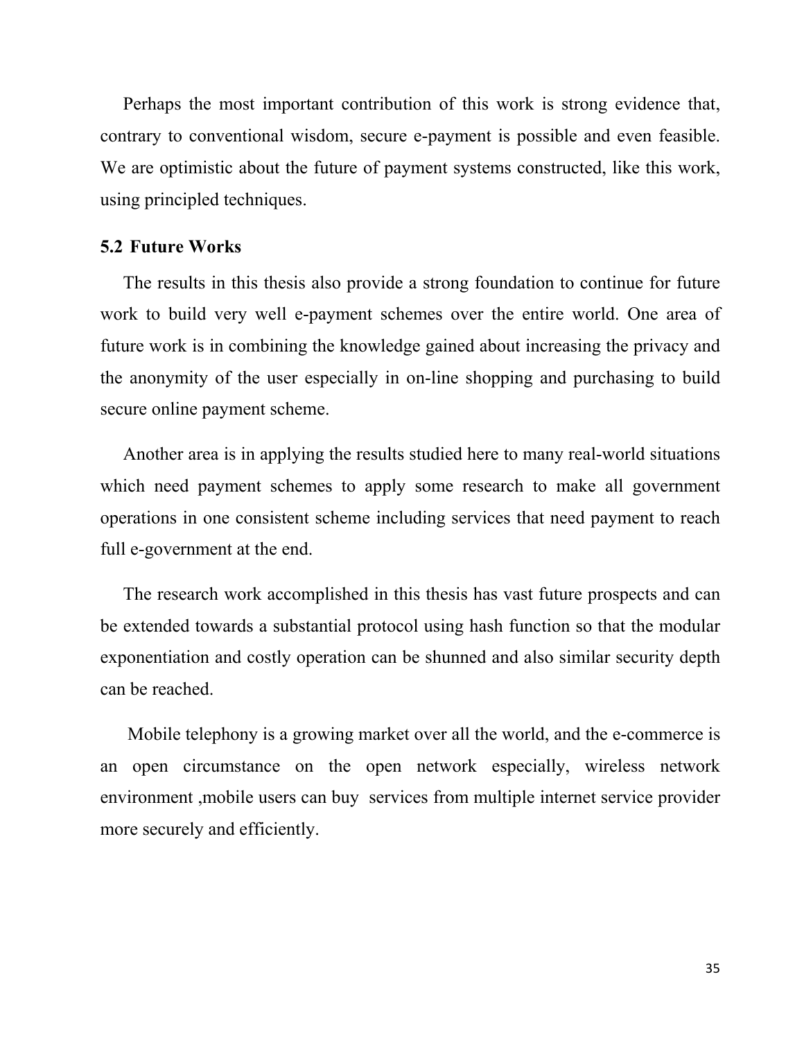Perhaps the most important contribution of this work is strong evidence that, contrary to conventional wisdom, secure e-payment is possible and even feasible. We are optimistic about the future of payment systems constructed, like this work, using principled techniques.

## 5.2 Future Works

The results in this thesis also provide a strong foundation to continue for future work to build very well e-payment schemes over the entire world. One area of future work is in combining the knowledge gained about increasing the privacy and the anonymity of the user especially in on-line shopping and purchasing to build secure online payment scheme.

Another area is in applying the results studied here to many real-world situations which need payment schemes to apply some research to make all government operations in one consistent scheme including services that need payment to reach full e-government at the end.

The research work accomplished in this thesis has vast future prospects and can be extended towards a substantial protocol using hash function so that the modular exponentiation and costly operation can be shunned and also similar security depth can be reached.

Mobile telephony is a growing market over all the world, and the e-commerce is an open circumstance on the open network especially, wireless network environment ,mobile users can buy services from multiple internet service provider more securely and efficiently.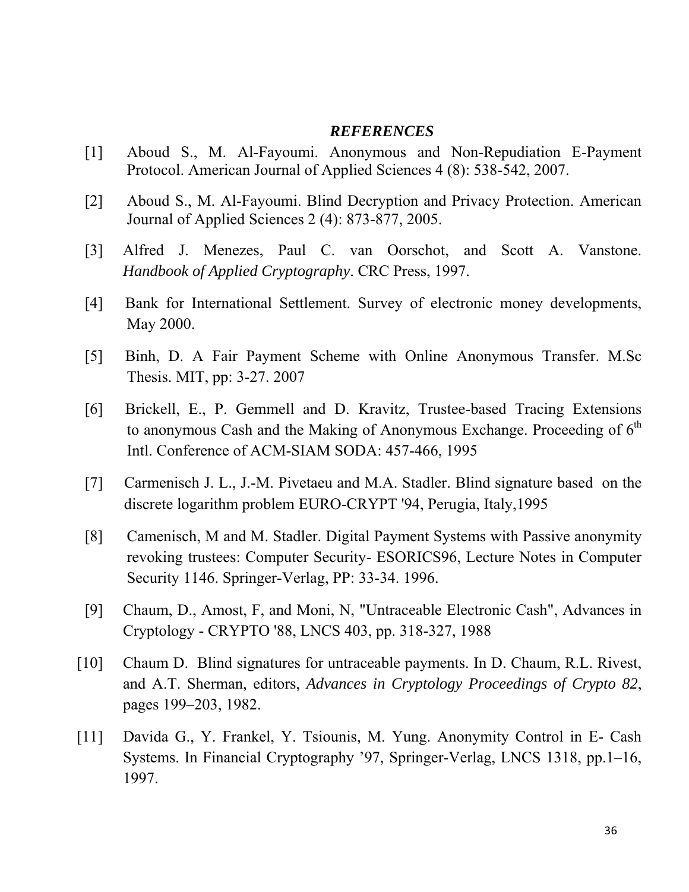## *REFERENCES*

[1] Aboud S., M. Al-Fayoumi. Anonymous and Non-Repudiation E-Payment Protocol. American Journal of Applied Sciences 4 (8): 538-542, 2007.

[2] Aboud S., M. Al-Fayoumi. Blind Decryption and Privacy Protection. American Journal of Applied Sciences 2 (4): 873-877, 2005.

[3] Alfred J. Menezes, Paul C. van Oorschot, and Scott A. Vanstone. *Handbook of Applied Cryptography*. CRC Press, 1997.

[4] Bank for International Settlement. Survey of electronic money developments, May 2000.

[5] Binh, D. A Fair Payment Scheme with Online Anonymous Transfer. M.Sc Thesis. MIT, pp: 3-27. 2007

[6] Brickell, E., P. Gemmell and D. Kravitz, Trustee-based Tracing Extensions to anonymous Cash and the Making of Anonymous Exchange. Proceeding of 6th Intl. Conference of ACM-SIAM SODA: 457-466, 1995

[7] Carmenisch J. L., J.-M. Pivetaeu and M.A. Stadler. Blind signature based on the discrete logarithm problem EURO-CRYPT '94, Perugia, Italy,1995

[8] Camenisch, M and M. Stadler. Digital Payment Systems with Passive anonymity revoking trustees: Computer Security- ESORICS96, Lecture Notes in Computer Security 1146. Springer-Verlag, PP: 33-34. 1996.

[9] Chaum, D., Amost, F, and Moni, N, "Untraceable Electronic Cash", Advances in Cryptology - CRYPTO '88, LNCS 403, pp. 318-327, 1988

[10] Chaum D. Blind signatures for untraceable payments. In D. Chaum, R.L. Rivest, and A.T. Sherman, editors, *Advances in Cryptology Proceedings of Crypto 82*, pages 199–203, 1982.

[11] Davida G., Y. Frankel, Y. Tsiounis, M. Yung. Anonymity Control in E- Cash Systems. In Financial Cryptography ’97, Springer-Verlag, LNCS 1318, pp.1–16, 1997.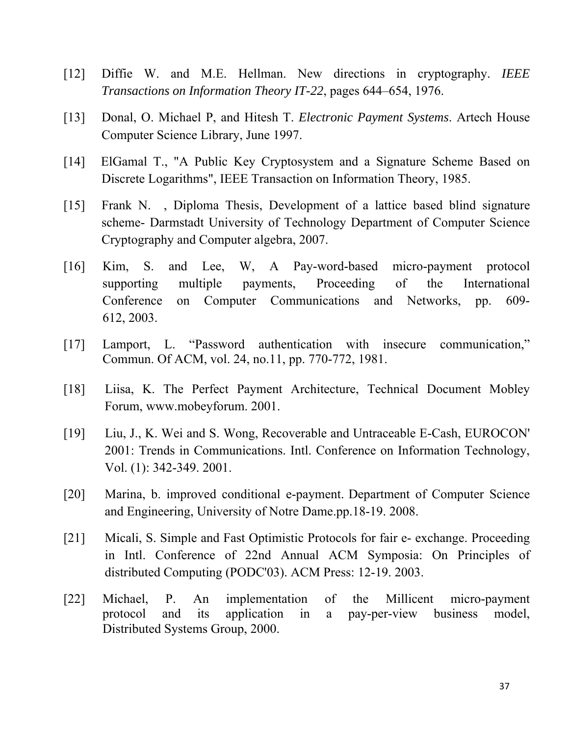[12] Diffie W. and M.E. Hellman. New directions in cryptography. *IEEE Transactions on Information Theory IT-22*, pages 644–654, 1976.

[13] Donal, O. Michael P, and Hitesh T. *Electronic Payment Systems*. Artech House Computer Science Library, June 1997.

[14] ElGamal T., "A Public Key Cryptosystem and a Signature Scheme Based on Discrete Logarithms", IEEE Transaction on Information Theory, 1985.

[15] Frank N. , Diploma Thesis, Development of a lattice based blind signature scheme- Darmstadt University of Technology Department of Computer Science Cryptography and Computer algebra, 2007.

[16] Kim, S. and Lee, W, A Pay-word-based micro-payment protocol supporting multiple payments, Proceeding of the International Conference on Computer Communications and Networks, pp. 609-612, 2003.

[17] Lamport, L. "Password authentication with insecure communication," Commun. Of ACM, vol. 24, no.11, pp. 770-772, 1981.

[18] Liisa, K. The Perfect Payment Architecture, Technical Document Mobley Forum, www.mobeyforum. 2001.

[19] Liu, J., K. Wei and S. Wong, Recoverable and Untraceable E-Cash, EUROCON' 2001: Trends in Communications. Intl. Conference on Information Technology, Vol. (1): 342-349. 2001.

[20] Marina, b. improved conditional e-payment. Department of Computer Science and Engineering, University of Notre Dame.pp.18-19. 2008.

[21] Micali, S. Simple and Fast Optimistic Protocols for fair e- exchange. Proceeding in Intl. Conference of 22nd Annual ACM Symposia: On Principles of distributed Computing (PODC'03). ACM Press: 12-19. 2003.

[22] Michael, P. An implementation of the Millicent micro-payment protocol and its application in a pay-per-view business model, Distributed Systems Group, 2000.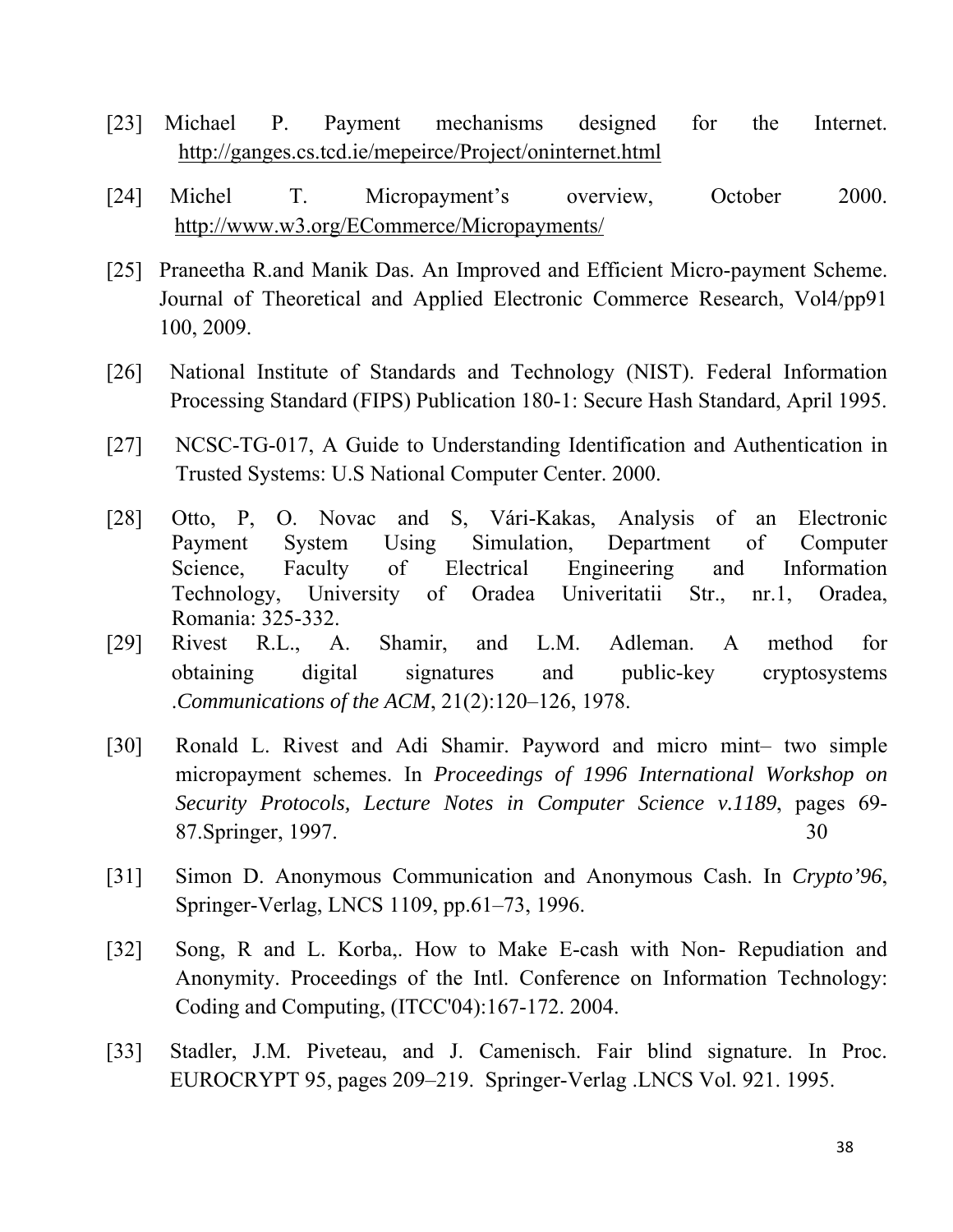[23] Michael P. Payment mechanisms designed for the Internet. http://ganges.cs.tcd.ie/mepeirce/Project/oninternet.html

[24] Michel T. Micropayment's overview, October 2000. http://www.w3.org/ECommerce/Micropayments/

[25] Praneetha R.and Manik Das. An Improved and Efficient Micro-payment Scheme. Journal of Theoretical and Applied Electronic Commerce Research, Vol4/pp91 100, 2009.

[26] National Institute of Standards and Technology (NIST). Federal Information Processing Standard (FIPS) Publication 180-1: Secure Hash Standard, April 1995.

[27] NCSC-TG-017, A Guide to Understanding Identification and Authentication in Trusted Systems: U.S National Computer Center. 2000.

[28] Otto, P, O. Novac and S, Vári-Kakas, Analysis of an Electronic Payment System Using Simulation, Department of Computer Science, Faculty of Electrical Engineering and Information Technology, University of Oradea Univeritatii Str., nr.1, Oradea, Romania: 325-332.

[29] Rivest R.L., A. Shamir, and L.M. Adleman. A method for obtaining digital signatures and public-key cryptosystems .*Communications of the ACM*, 21(2):120–126, 1978.

[30] Ronald L. Rivest and Adi Shamir. Payword and micro mint– two simple micropayment schemes. In *Proceedings of 1996 International Workshop on Security Protocols, Lecture Notes in Computer Science v.1189*, pages 69-87.Springer, 1997. 30

[31] Simon D. Anonymous Communication and Anonymous Cash. In *Crypto'96*, Springer-Verlag, LNCS 1109, pp.61–73, 1996.

[32] Song, R and L. Korba,. How to Make E-cash with Non- Repudiation and Anonymity. Proceedings of the Intl. Conference on Information Technology: Coding and Computing, (ITCC'04):167-172. 2004.

[33] Stadler, J.M. Piveteau, and J. Camenisch. Fair blind signature. In Proc. EUROCRYPT 95, pages 209–219. Springer-Verlag .LNCS Vol. 921. 1995.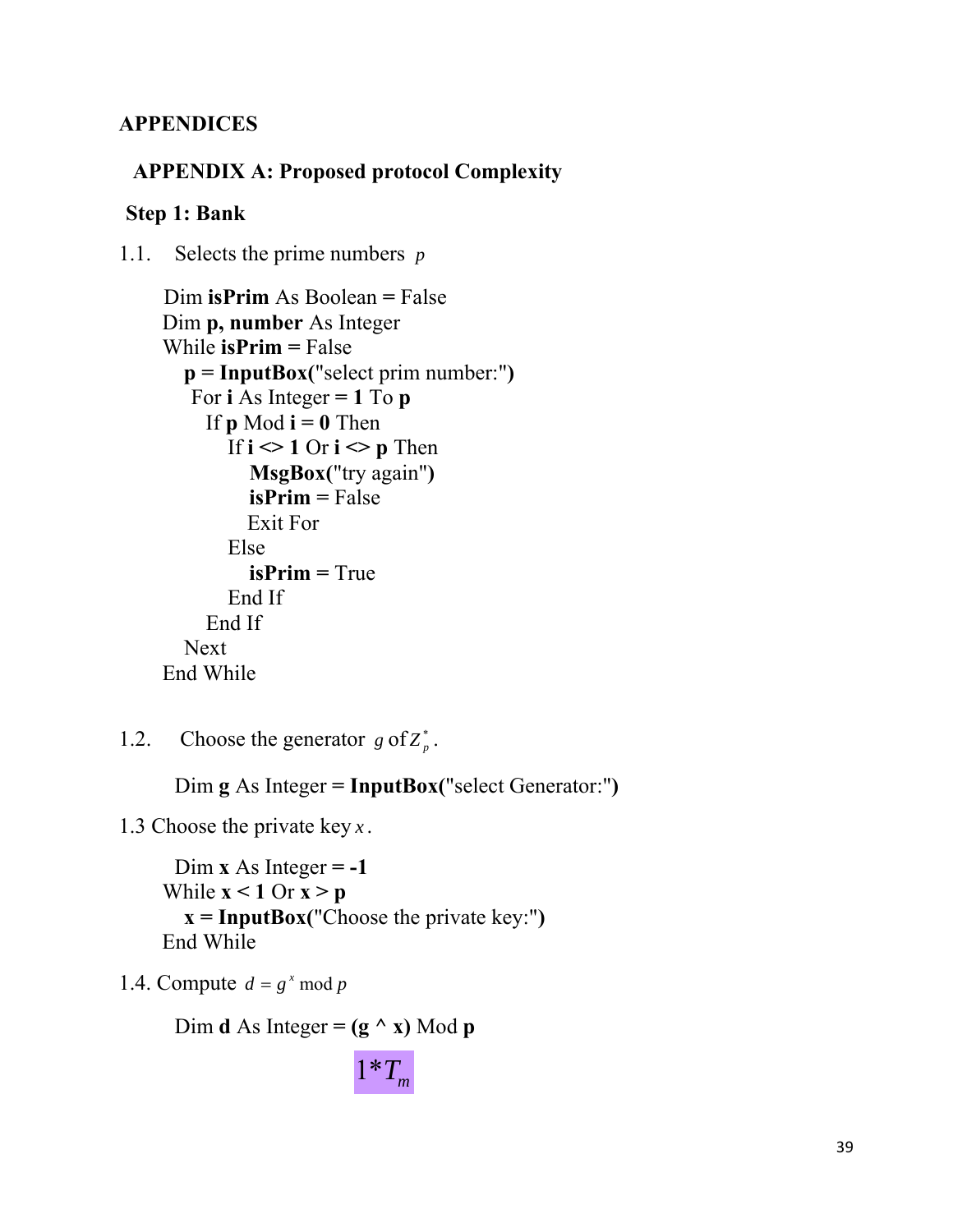# APPENDICES

## APPENDIX A: Proposed protocol Complexity

### Step 1: Bank

1.1. Selects the prime numbers $p$

```
Dim isPrim As Boolean = False
Dim p, number As Integer
While isPrim = False
   p = InputBox("select prim number:")
    For i As Integer = 1 To p
      If p Mod i = 0 Then
          If i <> 1 Or i <> p Then
             MsgBox("try again")
             isPrim = False
             Exit For
          Else
             isPrim = True
          End If
      End If
   Next
End While
```

1.2. Choose the generator $g$ of $Z_p^*$.

```
Dim g As Integer = InputBox("select Generator:")
```

1.3 Choose the private key $x$.

```
Dim x As Integer = -1
While x < 1 Or x > p
   x = InputBox("Choose the private key:")
End While
```

1.4. Compute $d = g^x \bmod p$

```
Dim d As Integer = (g ^ x) Mod p
```

$1{*}T_m$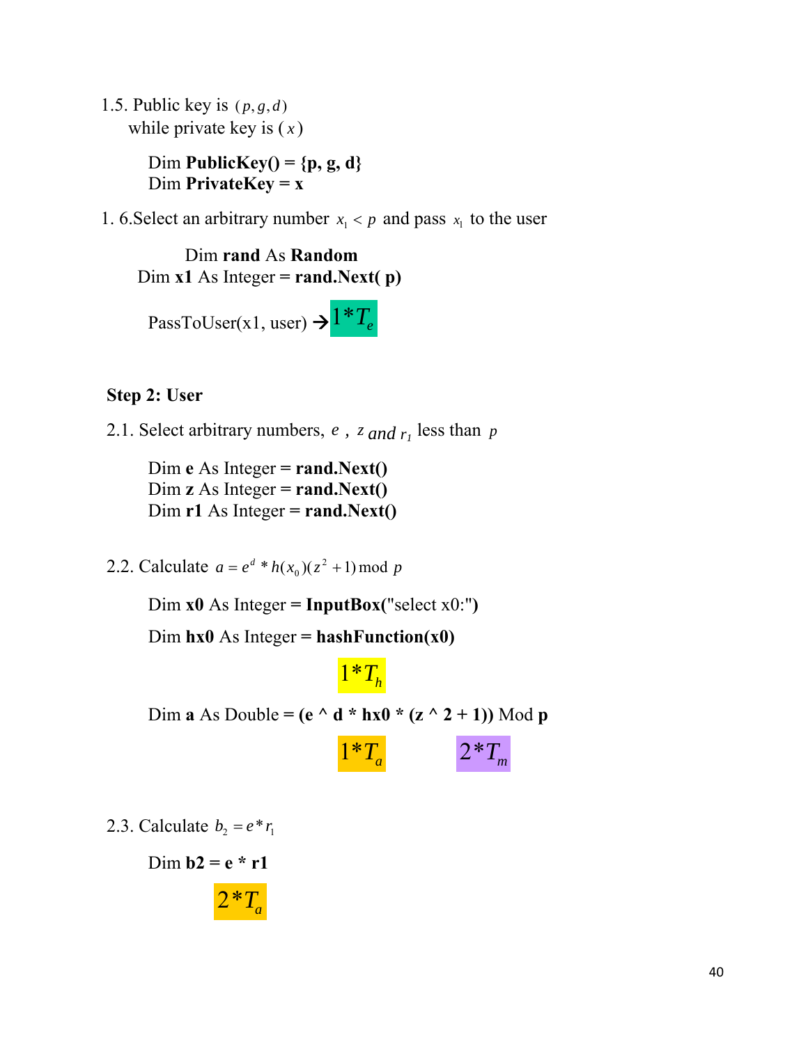1.5. Public key is $(p, g, d)$
while private key is $(x)$

```
Dim PublicKey() = {p, g, d}
Dim PrivateKey = x
```

1. 6.Select an arbitrary number $x_1 < p$ and pass $x_1$ to the user

```
Dim rand As Random
Dim x1 As Integer = rand.Next( p)
```

PassToUser(x1, user) → $1*T_e$

**Step 2: User**

2.1. Select arbitrary numbers, $e$ , $z$ and $r_1$ less than $p$

```
Dim e As Integer = rand.Next()
Dim z As Integer = rand.Next()
Dim r1 As Integer = rand.Next()
```

2.2. Calculate $a = e^d * h(x_0)(z^2 + 1) \bmod p$

```
Dim x0 As Integer = InputBox("select x0:")
Dim hx0 As Integer = hashFunction(x0)
```

$1*T_h$

```
Dim a As Double = (e ^ d * hx0 * (z ^ 2 + 1)) Mod p
```

$1*T_a$ $2*T_m$

2.3. Calculate $b_2 = e * r_1$

```
Dim b2 = e * r1
```

$2*T_a$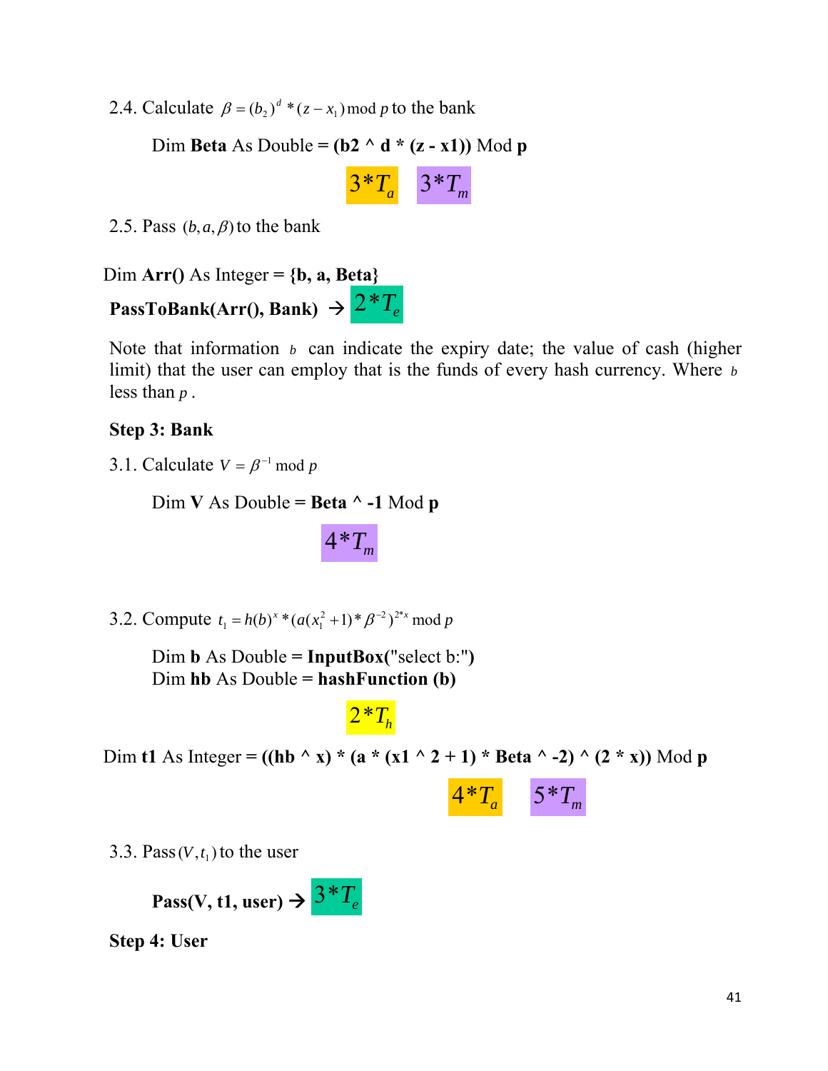2.4. Calculate $\beta = (b_2)^d * (z - x_1) \bmod p$ to the bank

```
Dim Beta As Double = (b2 ^ d * (z - x1)) Mod p
```

$3*T_a$ $3*T_m$

2.5. Pass $(b, a, \beta)$ to the bank

```
Dim Arr() As Integer = {b, a, Beta}
PassToBank(Arr(), Bank) →
```

$2*T_e$

Note that information $b$ can indicate the expiry date; the value of cash (higher limit) that the user can employ that is the funds of every hash currency. Where $b$ less than $p$.

**Step 3: Bank**

3.1. Calculate $V = \beta^{-1} \bmod p$

```
Dim V As Double = Beta ^ -1 Mod p
```

$4*T_m$

3.2. Compute $t_1 = h(b)^x * (a(x_1^2 + 1) * \beta^{-2})^{2*x} \bmod p$

```
Dim b As Double = InputBox("select b:")
Dim hb As Double = hashFunction (b)
```

$2*T_h$

```
Dim t1 As Integer = ((hb ^ x) * (a * (x1 ^ 2 + 1) * Beta ^ -2) ^ (2 * x)) Mod p
```

$4*T_a$ $5*T_m$

3.3. Pass $(V, t_1)$ to the user

```
Pass(V, t1, user) →
```

$3*T_e$

**Step 4: User**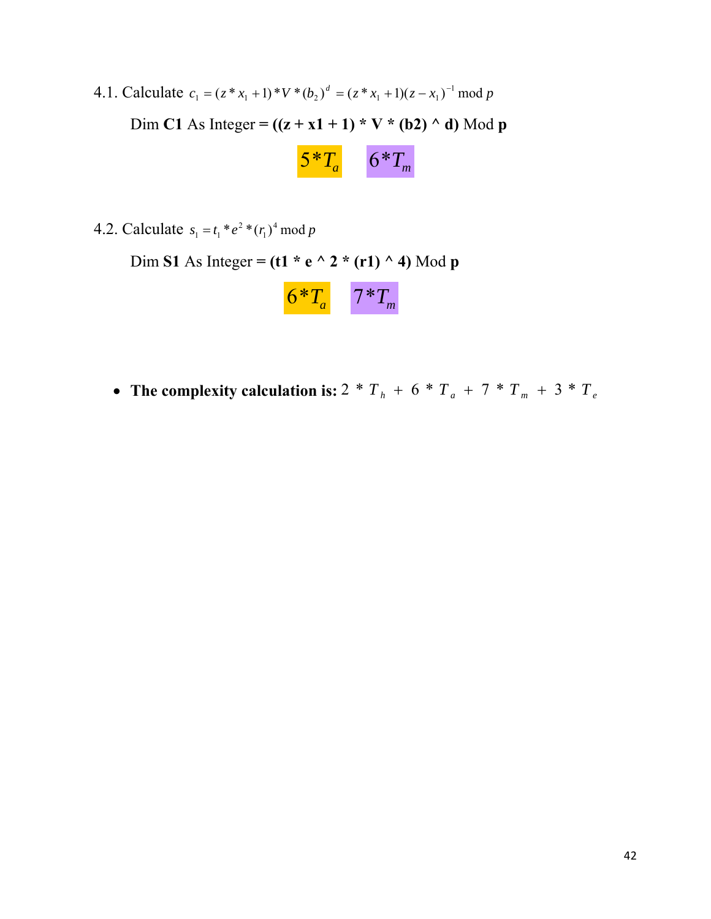4.1. Calculate $c_1 = (z * x_1 + 1) * V * (b_2)^d = (z * x_1 + 1)(z - x_1)^{-1} \bmod p$

Dim **C1** As Integer **= ((z + x1 + 1) * V * (b2) ^ d)** Mod **p**

$5 * T_a$ $6 * T_m$

4.2. Calculate $s_1 = t_1 * e^2 * (r_1)^4 \bmod p$

Dim **S1** As Integer **= (t1 * e ^ 2 * (r1) ^ 4)** Mod **p**

$6 * T_a$ $7 * T_m$

- **The complexity calculation is:** $2 * T_h + 6 * T_a + 7 * T_m + 3 * T_e$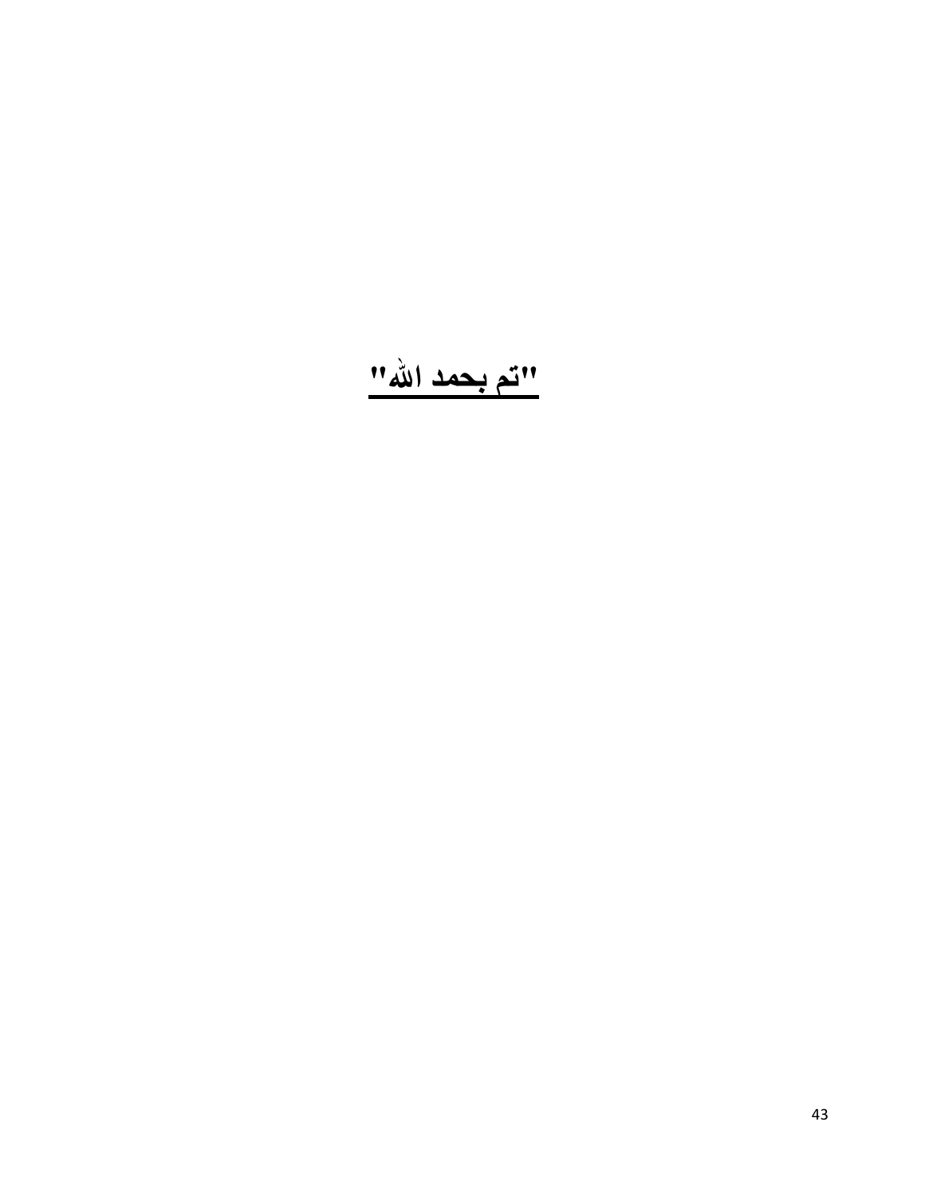**"تم بحمد الله"**